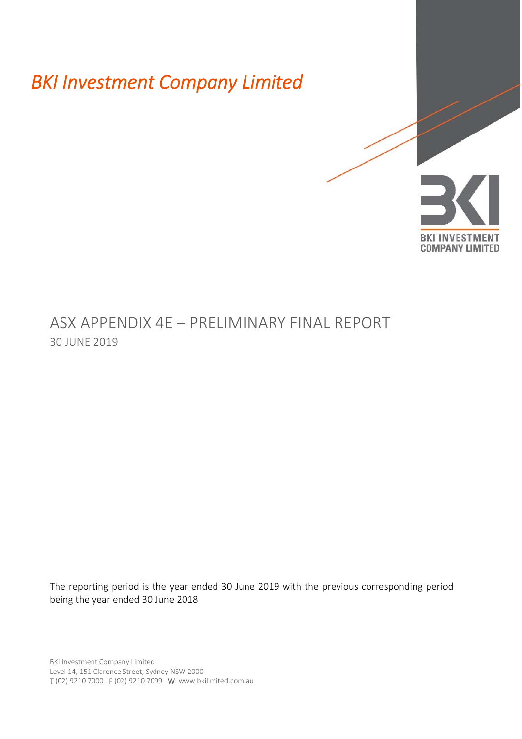# *BKI Investment Company Limited*

BKI INVESTMENT COMPANY LIMITED

## ASX APPENDIX 4E – PRELIMINARY FINAL REPORT

30 JUNE 2019

The reporting period is the year ended 30 June 2019 with the previous corresponding period being the year ended 30 June 2018

BKI Investment Company Limited
Level 14, 151 Clarence Street, Sydney NSW 2000
T (02) 9210 7000 F (02) 9210 7099 W: www.bkilimited.com.au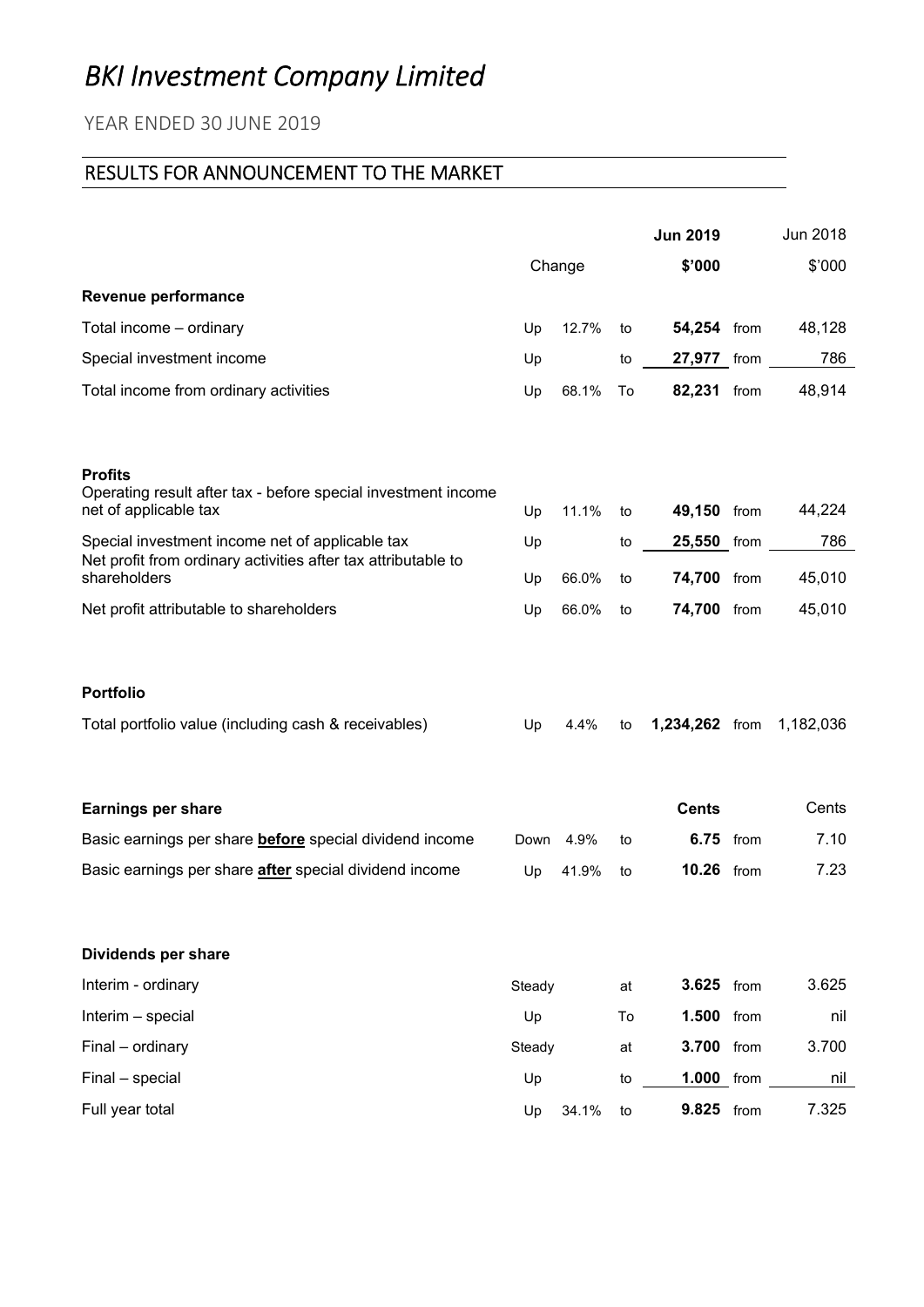# *BKI Investment Company Limited*

YEAR ENDED 30 JUNE 2019

## RESULTS FOR ANNOUNCEMENT TO THE MARKET

| | Change | | | **Jun 2019** | | Jun 2018 |
|---|---|---|---|---|---|---|
| | | | | **$'000** | | $'000 |
| **Revenue performance** | | | | | | |
| Total income – ordinary | Up | 12.7% | to | **54,254** | from | 48,128 |
| Special investment income | Up | | to | **27,977** | from | 786 |
| Total income from ordinary activities | Up | 68.1% | To | **82,231** | from | 48,914 |
| **Profits** | | | | | | |
| Operating result after tax - before special investment income net of applicable tax | Up | 11.1% | to | **49,150** | from | 44,224 |
| Special investment income net of applicable tax | Up | | to | **25,550** | from | 786 |
| Net profit from ordinary activities after tax attributable to shareholders | Up | 66.0% | to | **74,700** | from | 45,010 |
| Net profit attributable to shareholders | Up | 66.0% | to | **74,700** | from | 45,010 |
| **Portfolio** | | | | | | |
| Total portfolio value (including cash & receivables) | Up | 4.4% | to | **1,234,262** | from | 1,182,036 |
| **Earnings per share** | | | | **Cents** | | Cents |
| Basic earnings per share **before** special dividend income | Down | 4.9% | to | **6.75** | from | 7.10 |
| Basic earnings per share **after** special dividend income | Up | 41.9% | to | **10.26** | from | 7.23 |
| **Dividends per share** | | | | | | |
| Interim - ordinary | Steady | | at | **3.625** | from | 3.625 |
| Interim – special | Up | | To | **1.500** | from | nil |
| Final – ordinary | Steady | | at | **3.700** | from | 3.700 |
| Final – special | Up | | to | **1.000** | from | nil |
| Full year total | Up | 34.1% | to | **9.825** | from | 7.325 |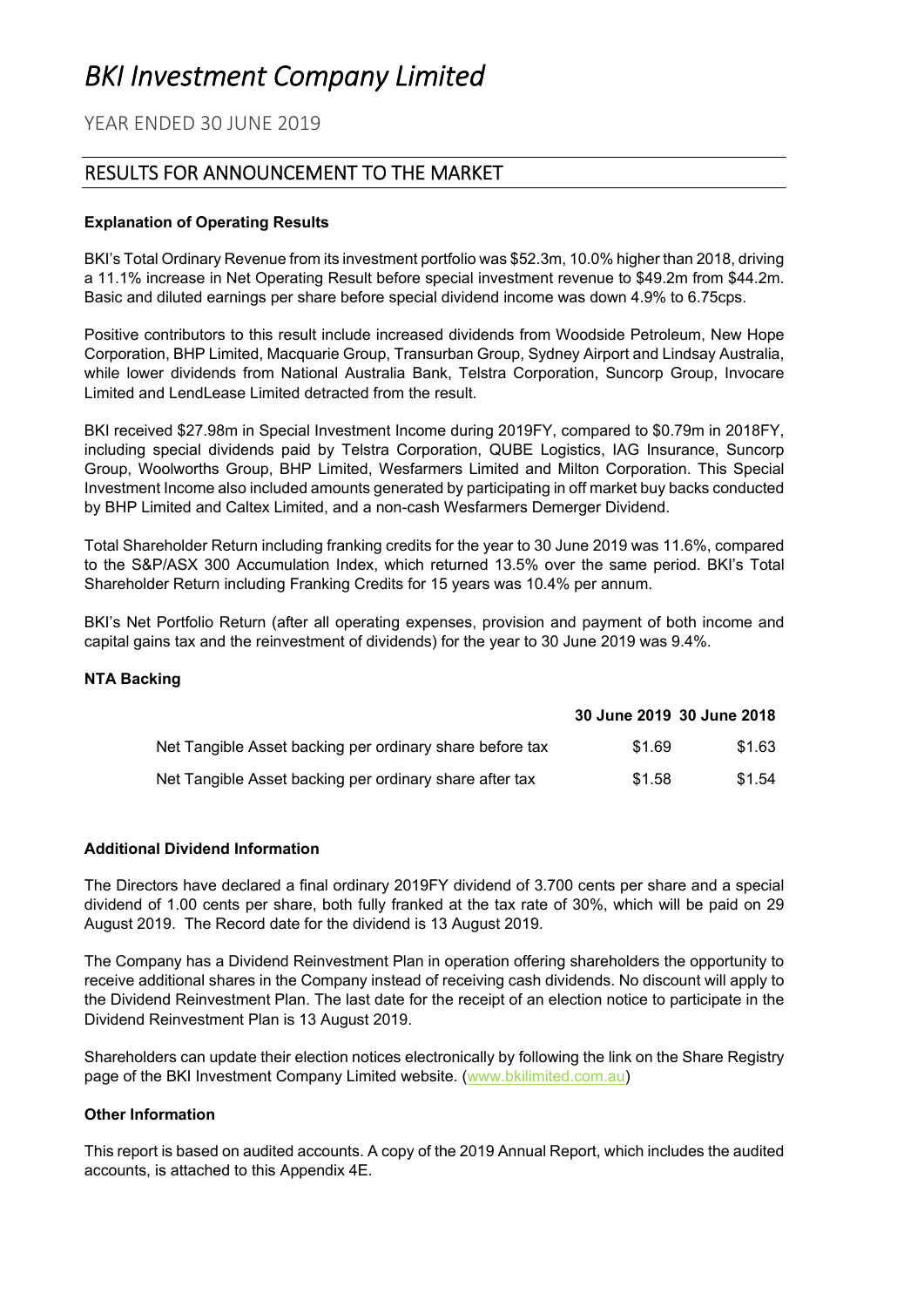# *BKI Investment Company Limited*

YEAR ENDED 30 JUNE 2019

## RESULTS FOR ANNOUNCEMENT TO THE MARKET

**Explanation of Operating Results**

BKI's Total Ordinary Revenue from its investment portfolio was $52.3m, 10.0% higher than 2018, driving a 11.1% increase in Net Operating Result before special investment revenue to $49.2m from $44.2m. Basic and diluted earnings per share before special dividend income was down 4.9% to 6.75cps.

Positive contributors to this result include increased dividends from Woodside Petroleum, New Hope Corporation, BHP Limited, Macquarie Group, Transurban Group, Sydney Airport and Lindsay Australia, while lower dividends from National Australia Bank, Telstra Corporation, Suncorp Group, Invocare Limited and LendLease Limited detracted from the result.

BKI received $27.98m in Special Investment Income during 2019FY, compared to $0.79m in 2018FY, including special dividends paid by Telstra Corporation, QUBE Logistics, IAG Insurance, Suncorp Group, Woolworths Group, BHP Limited, Wesfarmers Limited and Milton Corporation. This Special Investment Income also included amounts generated by participating in off market buy backs conducted by BHP Limited and Caltex Limited, and a non-cash Wesfarmers Demerger Dividend.

Total Shareholder Return including franking credits for the year to 30 June 2019 was 11.6%, compared to the S&P/ASX 300 Accumulation Index, which returned 13.5% over the same period. BKI's Total Shareholder Return including Franking Credits for 15 years was 10.4% per annum.

BKI's Net Portfolio Return (after all operating expenses, provision and payment of both income and capital gains tax and the reinvestment of dividends) for the year to 30 June 2019 was 9.4%.

**NTA Backing**

| | 30 June 2019 | 30 June 2018 |
|---|---|---|
| Net Tangible Asset backing per ordinary share before tax | $1.69 | $1.63 |
| Net Tangible Asset backing per ordinary share after tax | $1.58 | $1.54 |

**Additional Dividend Information**

The Directors have declared a final ordinary 2019FY dividend of 3.700 cents per share and a special dividend of 1.00 cents per share, both fully franked at the tax rate of 30%, which will be paid on 29 August 2019. The Record date for the dividend is 13 August 2019.

The Company has a Dividend Reinvestment Plan in operation offering shareholders the opportunity to receive additional shares in the Company instead of receiving cash dividends. No discount will apply to the Dividend Reinvestment Plan. The last date for the receipt of an election notice to participate in the Dividend Reinvestment Plan is 13 August 2019.

Shareholders can update their election notices electronically by following the link on the Share Registry page of the BKI Investment Company Limited website. (www.bkilimited.com.au)

**Other Information**

This report is based on audited accounts. A copy of the 2019 Annual Report, which includes the audited accounts, is attached to this Appendix 4E.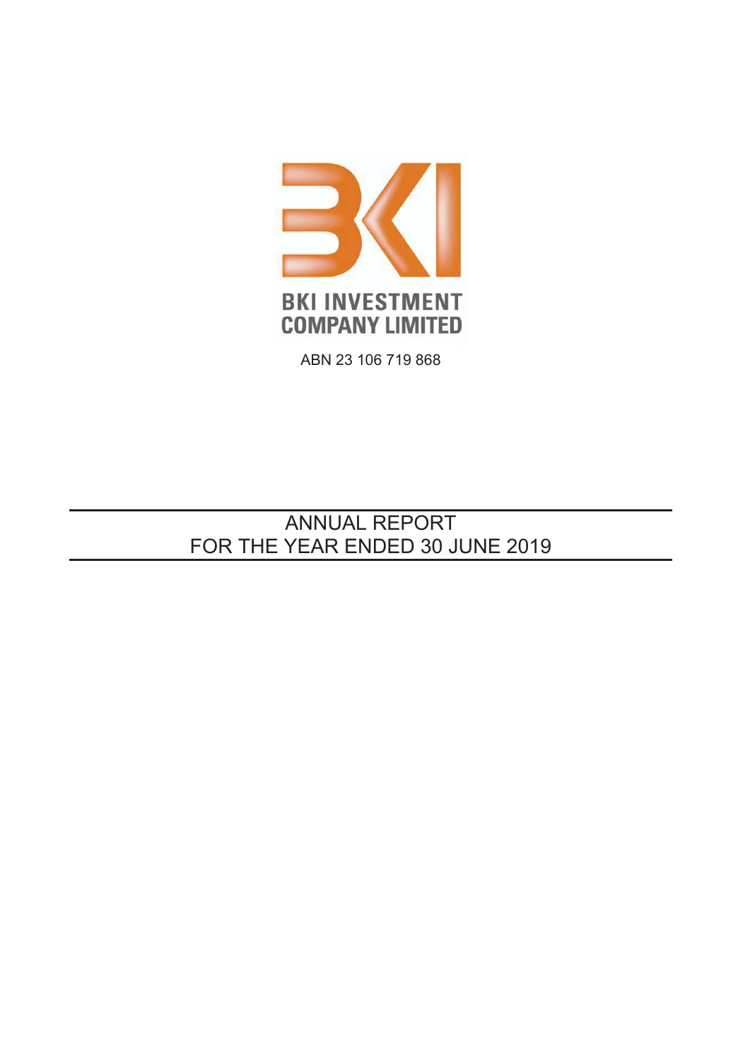**BKI INVESTMENT COMPANY LIMITED**

ABN 23 106 719 868

# ANNUAL REPORT
# FOR THE YEAR ENDED 30 JUNE 2019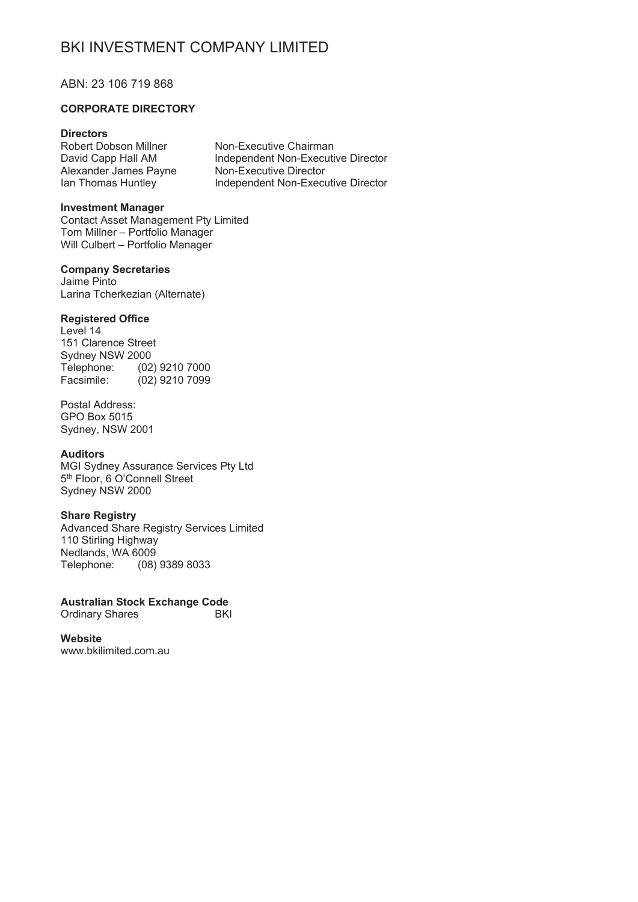# BKI INVESTMENT COMPANY LIMITED

ABN: 23 106 719 868

**CORPORATE DIRECTORY**

**Directors**

| | |
|---|---|
| Robert Dobson Millner | Non-Executive Chairman |
| David Capp Hall AM | Independent Non-Executive Director |
| Alexander James Payne | Non-Executive Director |
| Ian Thomas Huntley | Independent Non-Executive Director |

**Investment Manager**
Contact Asset Management Pty Limited
Tom Millner – Portfolio Manager
Will Culbert – Portfolio Manager

**Company Secretaries**
Jaime Pinto
Larina Tcherkezian (Alternate)

**Registered Office**
Level 14
151 Clarence Street
Sydney NSW 2000
Telephone: (02) 9210 7000
Facsimile: (02) 9210 7099

Postal Address:
GPO Box 5015
Sydney, NSW 2001

**Auditors**
MGI Sydney Assurance Services Pty Ltd
5th Floor, 6 O'Connell Street
Sydney NSW 2000

**Share Registry**
Advanced Share Registry Services Limited
110 Stirling Highway
Nedlands, WA 6009
Telephone: (08) 9389 8033

**Australian Stock Exchange Code**
Ordinary Shares BKI

**Website**
www.bkilimited.com.au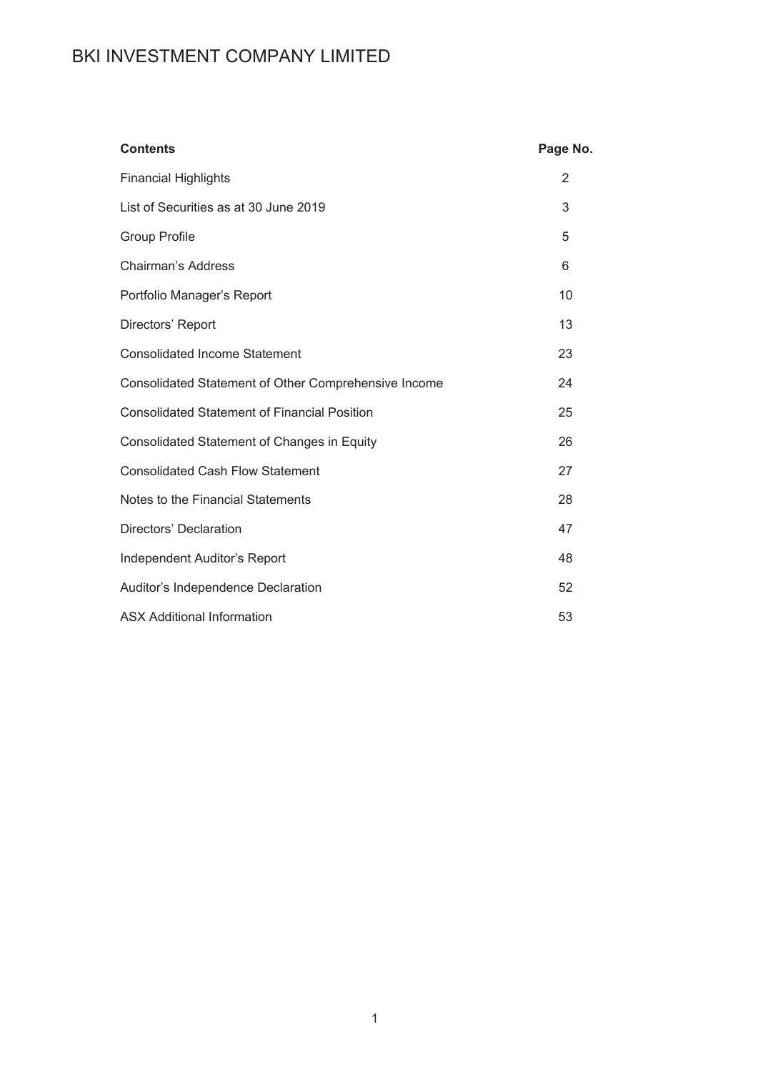# BKI INVESTMENT COMPANY LIMITED

| Contents | Page No. |
|---|---|
| Financial Highlights | 2 |
| List of Securities as at 30 June 2019 | 3 |
| Group Profile | 5 |
| Chairman's Address | 6 |
| Portfolio Manager's Report | 10 |
| Directors' Report | 13 |
| Consolidated Income Statement | 23 |
| Consolidated Statement of Other Comprehensive Income | 24 |
| Consolidated Statement of Financial Position | 25 |
| Consolidated Statement of Changes in Equity | 26 |
| Consolidated Cash Flow Statement | 27 |
| Notes to the Financial Statements | 28 |
| Directors' Declaration | 47 |
| Independent Auditor's Report | 48 |
| Auditor's Independence Declaration | 52 |
| ASX Additional Information | 53 |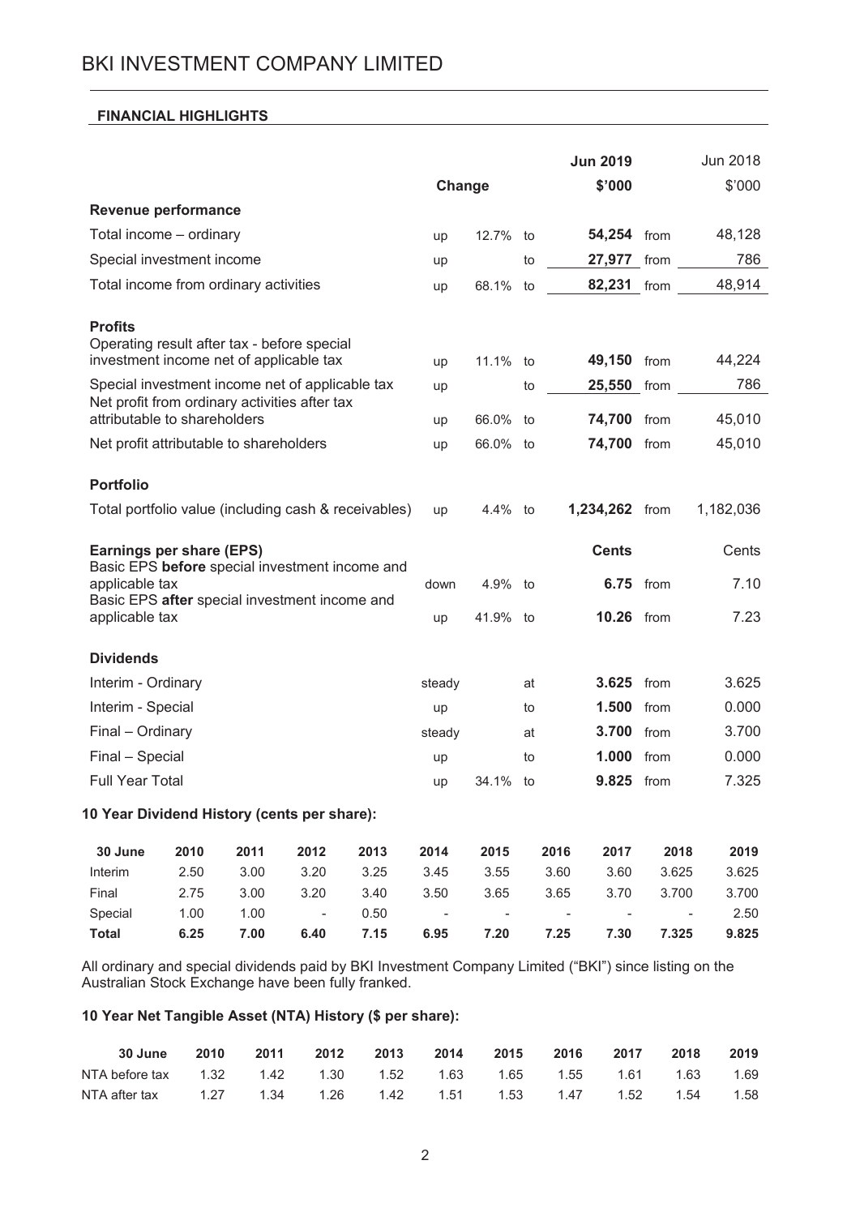# BKI INVESTMENT COMPANY LIMITED

## FINANCIAL HIGHLIGHTS

| | Change | | | Jun 2019 $'000 | | Jun 2018 $'000 |
|---|---|---|---|---|---|---|
| **Revenue performance** | | | | | | |
| Total income – ordinary | up | 12.7% | to | **54,254** | from | 48,128 |
| Special investment income | up | | to | **27,977** | from | 786 |
| Total income from ordinary activities | up | 68.1% | to | **82,231** | from | 48,914 |
| **Profits** | | | | | | |
| Operating result after tax - before special investment income net of applicable tax | up | 11.1% | to | **49,150** | from | 44,224 |
| Special investment income net of applicable tax | up | | to | **25,550** | from | 786 |
| Net profit from ordinary activities after tax attributable to shareholders | up | 66.0% | to | **74,700** | from | 45,010 |
| Net profit attributable to shareholders | up | 66.0% | to | **74,700** | from | 45,010 |
| **Portfolio** | | | | | | |
| Total portfolio value (including cash & receivables) | up | 4.4% | to | **1,234,262** | from | 1,182,036 |
| **Earnings per share (EPS)** | | | | **Cents** | | Cents |
| Basic EPS **before** special investment income and applicable tax | down | 4.9% | to | **6.75** | from | 7.10 |
| Basic EPS **after** special investment income and applicable tax | up | 41.9% | to | **10.26** | from | 7.23 |
| **Dividends** | | | | | | |
| Interim - Ordinary | steady | | at | **3.625** | from | 3.625 |
| Interim - Special | up | | to | **1.500** | from | 0.000 |
| Final – Ordinary | steady | | at | **3.700** | from | 3.700 |
| Final – Special | up | | to | **1.000** | from | 0.000 |
| Full Year Total | up | 34.1% | to | **9.825** | from | 7.325 |

**10 Year Dividend History (cents per share):**

| 30 June | 2010 | 2011 | 2012 | 2013 | 2014 | 2015 | 2016 | 2017 | 2018 | 2019 |
|---|---|---|---|---|---|---|---|---|---|---|
| Interim | 2.50 | 3.00 | 3.20 | 3.25 | 3.45 | 3.55 | 3.60 | 3.60 | 3.625 | 3.625 |
| Final | 2.75 | 3.00 | 3.20 | 3.40 | 3.50 | 3.65 | 3.65 | 3.70 | 3.700 | 3.700 |
| Special | 1.00 | 1.00 | - | 0.50 | - | - | - | - | - | 2.50 |
| **Total** | **6.25** | **7.00** | **6.40** | **7.15** | **6.95** | **7.20** | **7.25** | **7.30** | **7.325** | **9.825** |

All ordinary and special dividends paid by BKI Investment Company Limited ("BKI") since listing on the Australian Stock Exchange have been fully franked.

**10 Year Net Tangible Asset (NTA) History ($ per share):**

| 30 June | 2010 | 2011 | 2012 | 2013 | 2014 | 2015 | 2016 | 2017 | 2018 | 2019 |
|---|---|---|---|---|---|---|---|---|---|---|
| NTA before tax | 1.32 | 1.42 | 1.30 | 1.52 | 1.63 | 1.65 | 1.55 | 1.61 | 1.63 | 1.69 |
| NTA after tax | 1.27 | 1.34 | 1.26 | 1.42 | 1.51 | 1.53 | 1.47 | 1.52 | 1.54 | 1.58 |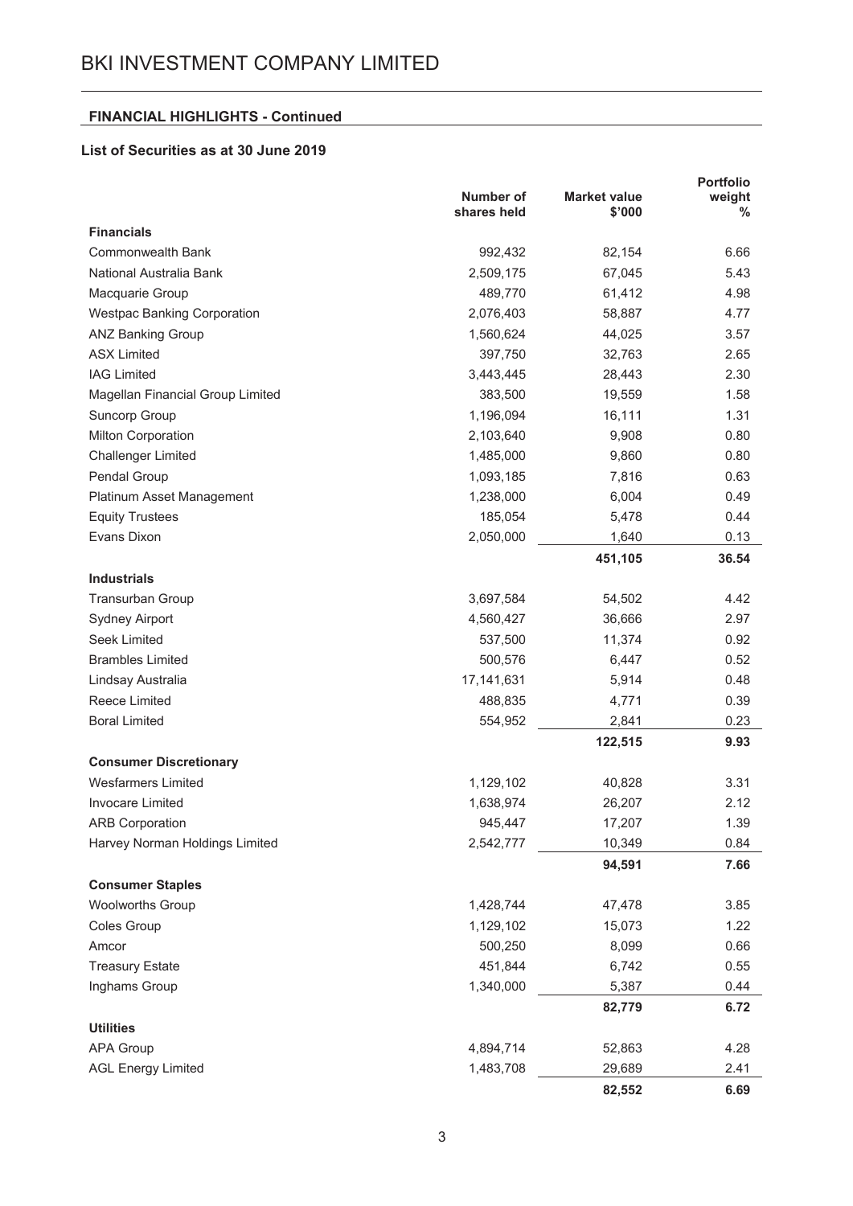# BKI INVESTMENT COMPANY LIMITED

## FINANCIAL HIGHLIGHTS - Continued

### List of Securities as at 30 June 2019

| | Number of shares held | Market value $'000 | Portfolio weight % |
|---|---|---|---|
| **Financials** | | | |
| Commonwealth Bank | 992,432 | 82,154 | 6.66 |
| National Australia Bank | 2,509,175 | 67,045 | 5.43 |
| Macquarie Group | 489,770 | 61,412 | 4.98 |
| Westpac Banking Corporation | 2,076,403 | 58,887 | 4.77 |
| ANZ Banking Group | 1,560,624 | 44,025 | 3.57 |
| ASX Limited | 397,750 | 32,763 | 2.65 |
| IAG Limited | 3,443,445 | 28,443 | 2.30 |
| Magellan Financial Group Limited | 383,500 | 19,559 | 1.58 |
| Suncorp Group | 1,196,094 | 16,111 | 1.31 |
| Milton Corporation | 2,103,640 | 9,908 | 0.80 |
| Challenger Limited | 1,485,000 | 9,860 | 0.80 |
| Pendal Group | 1,093,185 | 7,816 | 0.63 |
| Platinum Asset Management | 1,238,000 | 6,004 | 0.49 |
| Equity Trustees | 185,054 | 5,478 | 0.44 |
| Evans Dixon | 2,050,000 | 1,640 | 0.13 |
| | | **451,105** | **36.54** |
| **Industrials** | | | |
| Transurban Group | 3,697,584 | 54,502 | 4.42 |
| Sydney Airport | 4,560,427 | 36,666 | 2.97 |
| Seek Limited | 537,500 | 11,374 | 0.92 |
| Brambles Limited | 500,576 | 6,447 | 0.52 |
| Lindsay Australia | 17,141,631 | 5,914 | 0.48 |
| Reece Limited | 488,835 | 4,771 | 0.39 |
| Boral Limited | 554,952 | 2,841 | 0.23 |
| | | **122,515** | **9.93** |
| **Consumer Discretionary** | | | |
| Wesfarmers Limited | 1,129,102 | 40,828 | 3.31 |
| Invocare Limited | 1,638,974 | 26,207 | 2.12 |
| ARB Corporation | 945,447 | 17,207 | 1.39 |
| Harvey Norman Holdings Limited | 2,542,777 | 10,349 | 0.84 |
| | | **94,591** | **7.66** |
| **Consumer Staples** | | | |
| Woolworths Group | 1,428,744 | 47,478 | 3.85 |
| Coles Group | 1,129,102 | 15,073 | 1.22 |
| Amcor | 500,250 | 8,099 | 0.66 |
| Treasury Estate | 451,844 | 6,742 | 0.55 |
| Inghams Group | 1,340,000 | 5,387 | 0.44 |
| | | **82,779** | **6.72** |
| **Utilities** | | | |
| APA Group | 4,894,714 | 52,863 | 4.28 |
| AGL Energy Limited | 1,483,708 | 29,689 | 2.41 |
| | | **82,552** | **6.69** |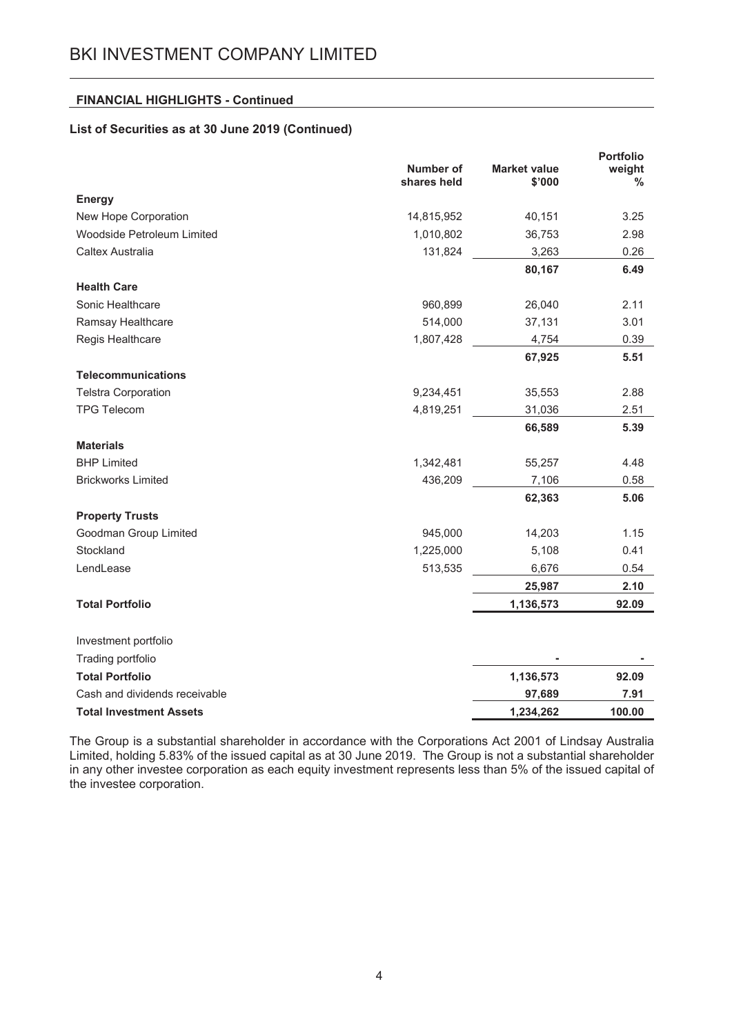## FINANCIAL HIGHLIGHTS - Continued

### List of Securities as at 30 June 2019 (Continued)

| | Number of shares held | Market value $'000 | Portfolio weight % |
|---|---|---|---|
| **Energy** | | | |
| New Hope Corporation | 14,815,952 | 40,151 | 3.25 |
| Woodside Petroleum Limited | 1,010,802 | 36,753 | 2.98 |
| Caltex Australia | 131,824 | 3,263 | 0.26 |
| | | **80,167** | **6.49** |
| **Health Care** | | | |
| Sonic Healthcare | 960,899 | 26,040 | 2.11 |
| Ramsay Healthcare | 514,000 | 37,131 | 3.01 |
| Regis Healthcare | 1,807,428 | 4,754 | 0.39 |
| | | **67,925** | **5.51** |
| **Telecommunications** | | | |
| Telstra Corporation | 9,234,451 | 35,553 | 2.88 |
| TPG Telecom | 4,819,251 | 31,036 | 2.51 |
| | | **66,589** | **5.39** |
| **Materials** | | | |
| BHP Limited | 1,342,481 | 55,257 | 4.48 |
| Brickworks Limited | 436,209 | 7,106 | 0.58 |
| | | **62,363** | **5.06** |
| **Property Trusts** | | | |
| Goodman Group Limited | 945,000 | 14,203 | 1.15 |
| Stockland | 1,225,000 | 5,108 | 0.41 |
| LendLease | 513,535 | 6,676 | 0.54 |
| | | **25,987** | **2.10** |
| **Total Portfolio** | | **1,136,573** | **92.09** |
| | | | |
| Investment portfolio | | | |
| Trading portfolio | | - | - |
| **Total Portfolio** | | **1,136,573** | **92.09** |
| Cash and dividends receivable | | **97,689** | **7.91** |
| **Total Investment Assets** | | **1,234,262** | **100.00** |

The Group is a substantial shareholder in accordance with the Corporations Act 2001 of Lindsay Australia Limited, holding 5.83% of the issued capital as at 30 June 2019. The Group is not a substantial shareholder in any other investee corporation as each equity investment represents less than 5% of the issued capital of the investee corporation.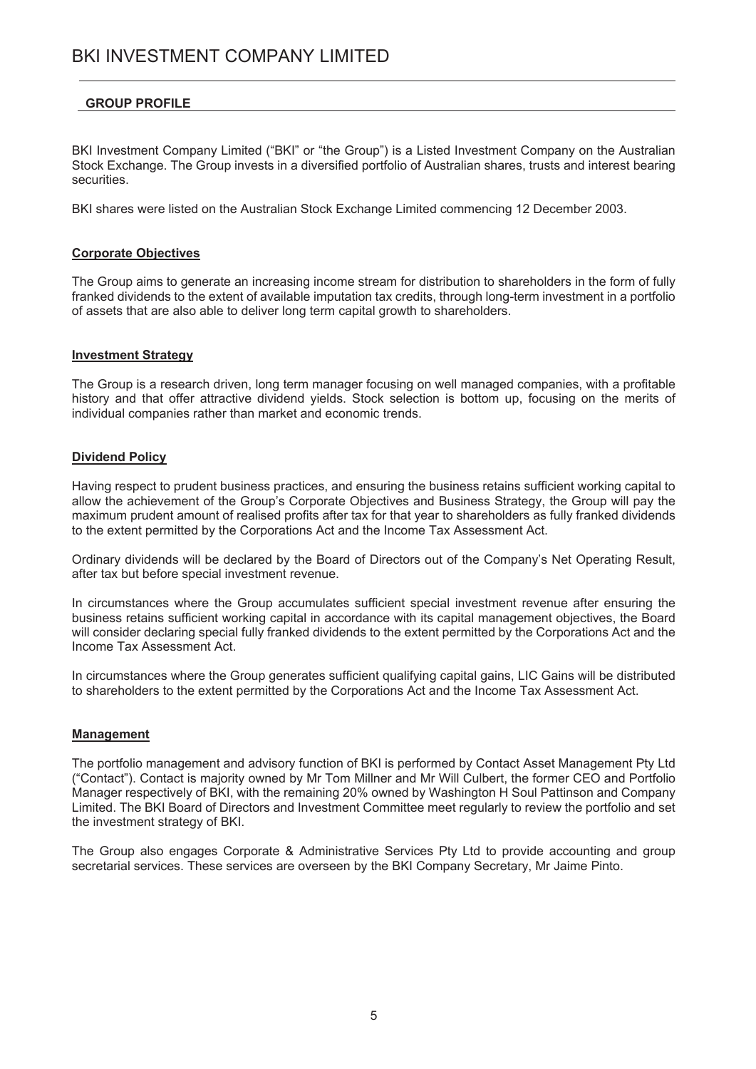## GROUP PROFILE

BKI Investment Company Limited ("BKI" or "the Group") is a Listed Investment Company on the Australian Stock Exchange. The Group invests in a diversified portfolio of Australian shares, trusts and interest bearing securities.

BKI shares were listed on the Australian Stock Exchange Limited commencing 12 December 2003.

### Corporate Objectives

The Group aims to generate an increasing income stream for distribution to shareholders in the form of fully franked dividends to the extent of available imputation tax credits, through long-term investment in a portfolio of assets that are also able to deliver long term capital growth to shareholders.

### Investment Strategy

The Group is a research driven, long term manager focusing on well managed companies, with a profitable history and that offer attractive dividend yields. Stock selection is bottom up, focusing on the merits of individual companies rather than market and economic trends.

### Dividend Policy

Having respect to prudent business practices, and ensuring the business retains sufficient working capital to allow the achievement of the Group's Corporate Objectives and Business Strategy, the Group will pay the maximum prudent amount of realised profits after tax for that year to shareholders as fully franked dividends to the extent permitted by the Corporations Act and the Income Tax Assessment Act.

Ordinary dividends will be declared by the Board of Directors out of the Company's Net Operating Result, after tax but before special investment revenue.

In circumstances where the Group accumulates sufficient special investment revenue after ensuring the business retains sufficient working capital in accordance with its capital management objectives, the Board will consider declaring special fully franked dividends to the extent permitted by the Corporations Act and the Income Tax Assessment Act.

In circumstances where the Group generates sufficient qualifying capital gains, LIC Gains will be distributed to shareholders to the extent permitted by the Corporations Act and the Income Tax Assessment Act.

### Management

The portfolio management and advisory function of BKI is performed by Contact Asset Management Pty Ltd ("Contact"). Contact is majority owned by Mr Tom Millner and Mr Will Culbert, the former CEO and Portfolio Manager respectively of BKI, with the remaining 20% owned by Washington H Soul Pattinson and Company Limited. The BKI Board of Directors and Investment Committee meet regularly to review the portfolio and set the investment strategy of BKI.

The Group also engages Corporate & Administrative Services Pty Ltd to provide accounting and group secretarial services. These services are overseen by the BKI Company Secretary, Mr Jaime Pinto.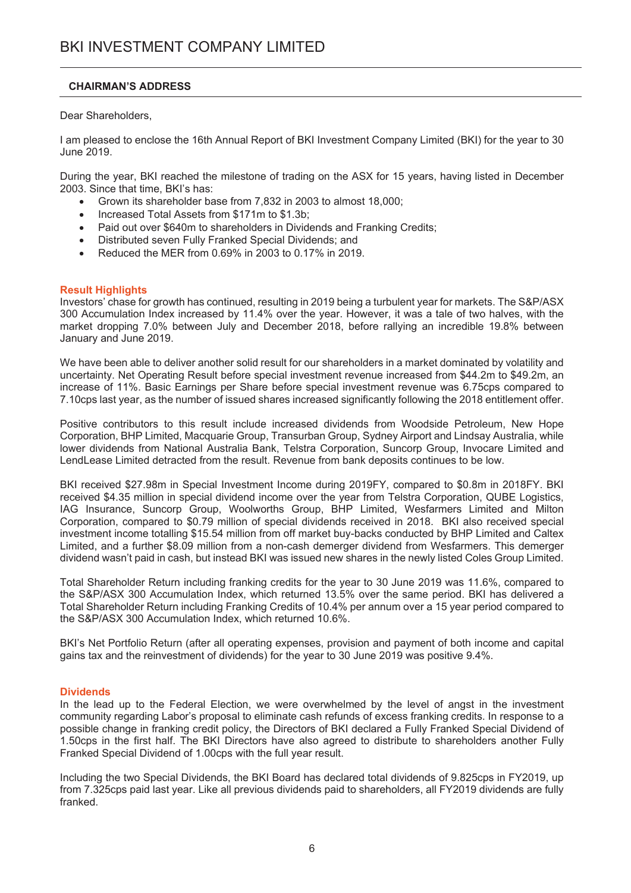# BKI INVESTMENT COMPANY LIMITED

## CHAIRMAN'S ADDRESS

Dear Shareholders,

I am pleased to enclose the 16th Annual Report of BKI Investment Company Limited (BKI) for the year to 30 June 2019.

During the year, BKI reached the milestone of trading on the ASX for 15 years, having listed in December 2003. Since that time, BKI's has:

- Grown its shareholder base from 7,832 in 2003 to almost 18,000;
- Increased Total Assets from $171m to $1.3b;
- Paid out over $640m to shareholders in Dividends and Franking Credits;
- Distributed seven Fully Franked Special Dividends; and
- Reduced the MER from 0.69% in 2003 to 0.17% in 2019.

### Result Highlights

Investors' chase for growth has continued, resulting in 2019 being a turbulent year for markets. The S&P/ASX 300 Accumulation Index increased by 11.4% over the year. However, it was a tale of two halves, with the market dropping 7.0% between July and December 2018, before rallying an incredible 19.8% between January and June 2019.

We have been able to deliver another solid result for our shareholders in a market dominated by volatility and uncertainty. Net Operating Result before special investment revenue increased from $44.2m to $49.2m, an increase of 11%. Basic Earnings per Share before special investment revenue was 6.75cps compared to 7.10cps last year, as the number of issued shares increased significantly following the 2018 entitlement offer.

Positive contributors to this result include increased dividends from Woodside Petroleum, New Hope Corporation, BHP Limited, Macquarie Group, Transurban Group, Sydney Airport and Lindsay Australia, while lower dividends from National Australia Bank, Telstra Corporation, Suncorp Group, Invocare Limited and LendLease Limited detracted from the result. Revenue from bank deposits continues to be low.

BKI received $27.98m in Special Investment Income during 2019FY, compared to $0.8m in 2018FY. BKI received $4.35 million in special dividend income over the year from Telstra Corporation, QUBE Logistics, IAG Insurance, Suncorp Group, Woolworths Group, BHP Limited, Wesfarmers Limited and Milton Corporation, compared to $0.79 million of special dividends received in 2018. BKI also received special investment income totalling $15.54 million from off market buy-backs conducted by BHP Limited and Caltex Limited, and a further $8.09 million from a non-cash demerger dividend from Wesfarmers. This demerger dividend wasn't paid in cash, but instead BKI was issued new shares in the newly listed Coles Group Limited.

Total Shareholder Return including franking credits for the year to 30 June 2019 was 11.6%, compared to the S&P/ASX 300 Accumulation Index, which returned 13.5% over the same period. BKI has delivered a Total Shareholder Return including Franking Credits of 10.4% per annum over a 15 year period compared to the S&P/ASX 300 Accumulation Index, which returned 10.6%.

BKI's Net Portfolio Return (after all operating expenses, provision and payment of both income and capital gains tax and the reinvestment of dividends) for the year to 30 June 2019 was positive 9.4%.

### Dividends

In the lead up to the Federal Election, we were overwhelmed by the level of angst in the investment community regarding Labor's proposal to eliminate cash refunds of excess franking credits. In response to a possible change in franking credit policy, the Directors of BKI declared a Fully Franked Special Dividend of 1.50cps in the first half. The BKI Directors have also agreed to distribute to shareholders another Fully Franked Special Dividend of 1.00cps with the full year result.

Including the two Special Dividends, the BKI Board has declared total dividends of 9.825cps in FY2019, up from 7.325cps paid last year. Like all previous dividends paid to shareholders, all FY2019 dividends are fully franked.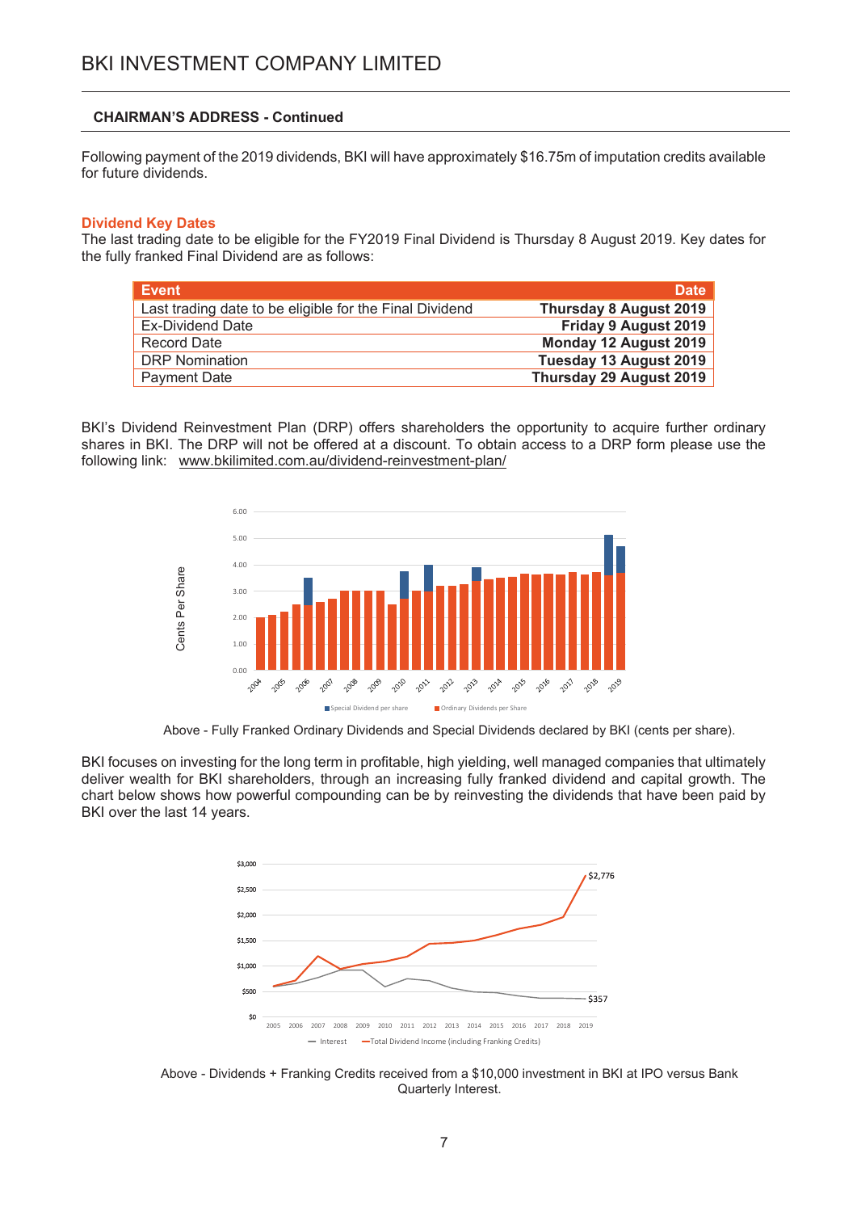## CHAIRMAN'S ADDRESS - Continued

Following payment of the 2019 dividends, BKI will have approximately $16.75m of imputation credits available for future dividends.

### Dividend Key Dates

The last trading date to be eligible for the FY2019 Final Dividend is Thursday 8 August 2019. Key dates for the fully franked Final Dividend are as follows:

| Event | Date |
|---|---|
| Last trading date to be eligible for the Final Dividend | **Thursday 8 August 2019** |
| Ex-Dividend Date | **Friday 9 August 2019** |
| Record Date | **Monday 12 August 2019** |
| DRP Nomination | **Tuesday 13 August 2019** |
| Payment Date | **Thursday 29 August 2019** |

BKI's Dividend Reinvestment Plan (DRP) offers shareholders the opportunity to acquire further ordinary shares in BKI. The DRP will not be offered at a discount. To obtain access to a DRP form please use the following link: www.bkilimited.com.au/dividend-reinvestment-plan/

Above - Fully Franked Ordinary Dividends and Special Dividends declared by BKI (cents per share).

BKI focuses on investing for the long term in profitable, high yielding, well managed companies that ultimately deliver wealth for BKI shareholders, through an increasing fully franked dividend and capital growth. The chart below shows how powerful compounding can be by reinvesting the dividends that have been paid by BKI over the last 14 years.

Above - Dividends + Franking Credits received from a $10,000 investment in BKI at IPO versus Bank Quarterly Interest.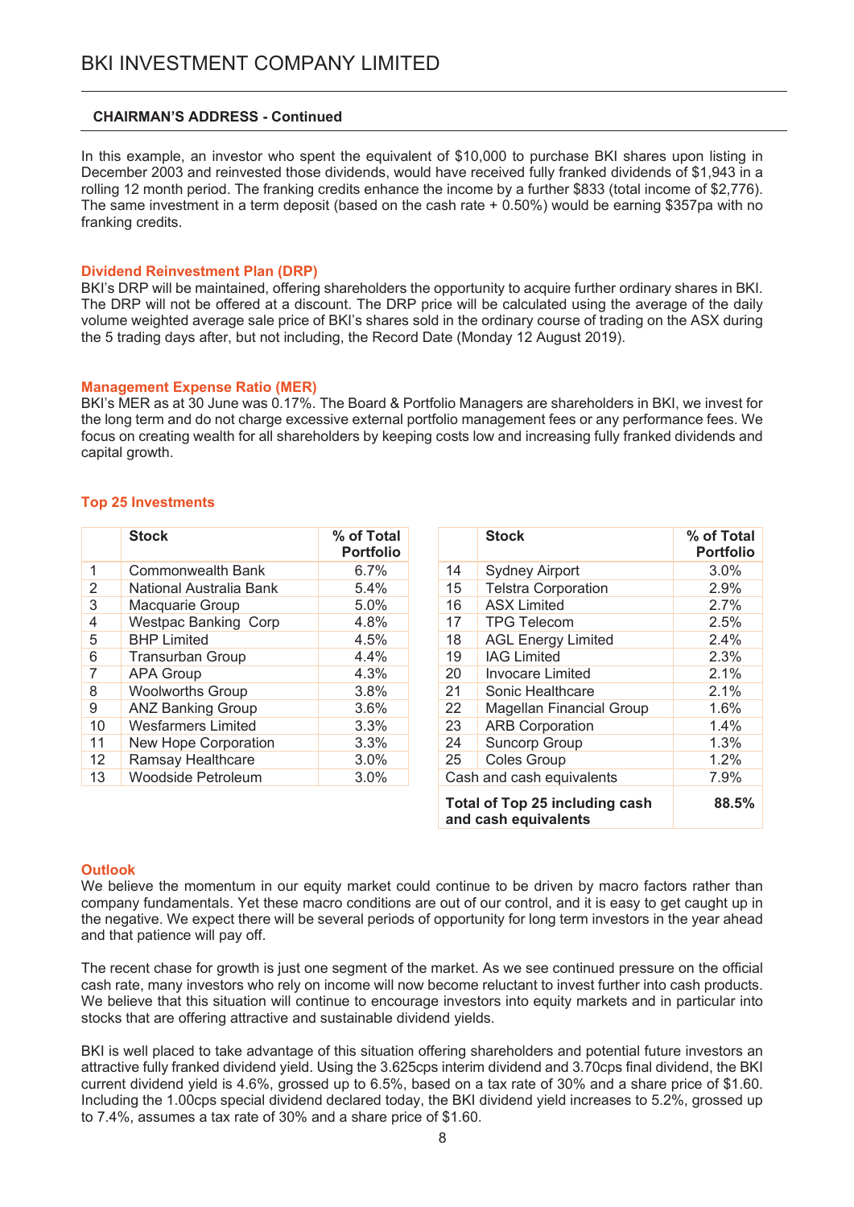## CHAIRMAN'S ADDRESS - Continued

In this example, an investor who spent the equivalent of $10,000 to purchase BKI shares upon listing in December 2003 and reinvested those dividends, would have received fully franked dividends of $1,943 in a rolling 12 month period. The franking credits enhance the income by a further $833 (total income of $2,776). The same investment in a term deposit (based on the cash rate + 0.50%) would be earning $357pa with no franking credits.

### Dividend Reinvestment Plan (DRP)

BKI's DRP will be maintained, offering shareholders the opportunity to acquire further ordinary shares in BKI. The DRP will not be offered at a discount. The DRP price will be calculated using the average of the daily volume weighted average sale price of BKI's shares sold in the ordinary course of trading on the ASX during the 5 trading days after, but not including, the Record Date (Monday 12 August 2019).

### Management Expense Ratio (MER)

BKI's MER as at 30 June was 0.17%. The Board & Portfolio Managers are shareholders in BKI, we invest for the long term and do not charge excessive external portfolio management fees or any performance fees. We focus on creating wealth for all shareholders by keeping costs low and increasing fully franked dividends and capital growth.

### Top 25 Investments

| | Stock | % of Total Portfolio |
|---|---|---|
| 1 | Commonwealth Bank | 6.7% |
| 2 | National Australia Bank | 5.4% |
| 3 | Macquarie Group | 5.0% |
| 4 | Westpac Banking Corp | 4.8% |
| 5 | BHP Limited | 4.5% |
| 6 | Transurban Group | 4.4% |
| 7 | APA Group | 4.3% |
| 8 | Woolworths Group | 3.8% |
| 9 | ANZ Banking Group | 3.6% |
| 10 | Wesfarmers Limited | 3.3% |
| 11 | New Hope Corporation | 3.3% |
| 12 | Ramsay Healthcare | 3.0% |
| 13 | Woodside Petroleum | 3.0% |
| 14 | Sydney Airport | 3.0% |
| 15 | Telstra Corporation | 2.9% |
| 16 | ASX Limited | 2.7% |
| 17 | TPG Telecom | 2.5% |
| 18 | AGL Energy Limited | 2.4% |
| 19 | IAG Limited | 2.3% |
| 20 | Invocare Limited | 2.1% |
| 21 | Sonic Healthcare | 2.1% |
| 22 | Magellan Financial Group | 1.6% |
| 23 | ARB Corporation | 1.4% |
| 24 | Suncorp Group | 1.3% |
| 25 | Coles Group | 1.2% |
| | Cash and cash equivalents | 7.9% |
| | **Total of Top 25 including cash and cash equivalents** | **88.5%** |

### Outlook

We believe the momentum in our equity market could continue to be driven by macro factors rather than company fundamentals. Yet these macro conditions are out of our control, and it is easy to get caught up in the negative. We expect there will be several periods of opportunity for long term investors in the year ahead and that patience will pay off.

The recent chase for growth is just one segment of the market. As we see continued pressure on the official cash rate, many investors who rely on income will now become reluctant to invest further into cash products. We believe that this situation will continue to encourage investors into equity markets and in particular into stocks that are offering attractive and sustainable dividend yields.

BKI is well placed to take advantage of this situation offering shareholders and potential future investors an attractive fully franked dividend yield. Using the 3.625cps interim dividend and 3.70cps final dividend, the BKI current dividend yield is 4.6%, grossed up to 6.5%, based on a tax rate of 30% and a share price of $1.60. Including the 1.00cps special dividend declared today, the BKI dividend yield increases to 5.2%, grossed up to 7.4%, assumes a tax rate of 30% and a share price of $1.60.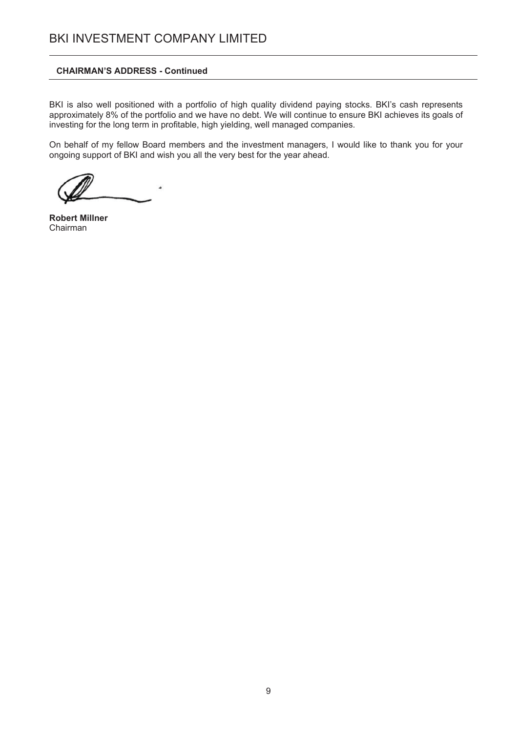**CHAIRMAN'S ADDRESS - Continued**

BKI is also well positioned with a portfolio of high quality dividend paying stocks. BKI's cash represents approximately 8% of the portfolio and we have no debt. We will continue to ensure BKI achieves its goals of investing for the long term in profitable, high yielding, well managed companies.

On behalf of my fellow Board members and the investment managers, I would like to thank you for your ongoing support of BKI and wish you all the very best for the year ahead.

**Robert Millner**
Chairman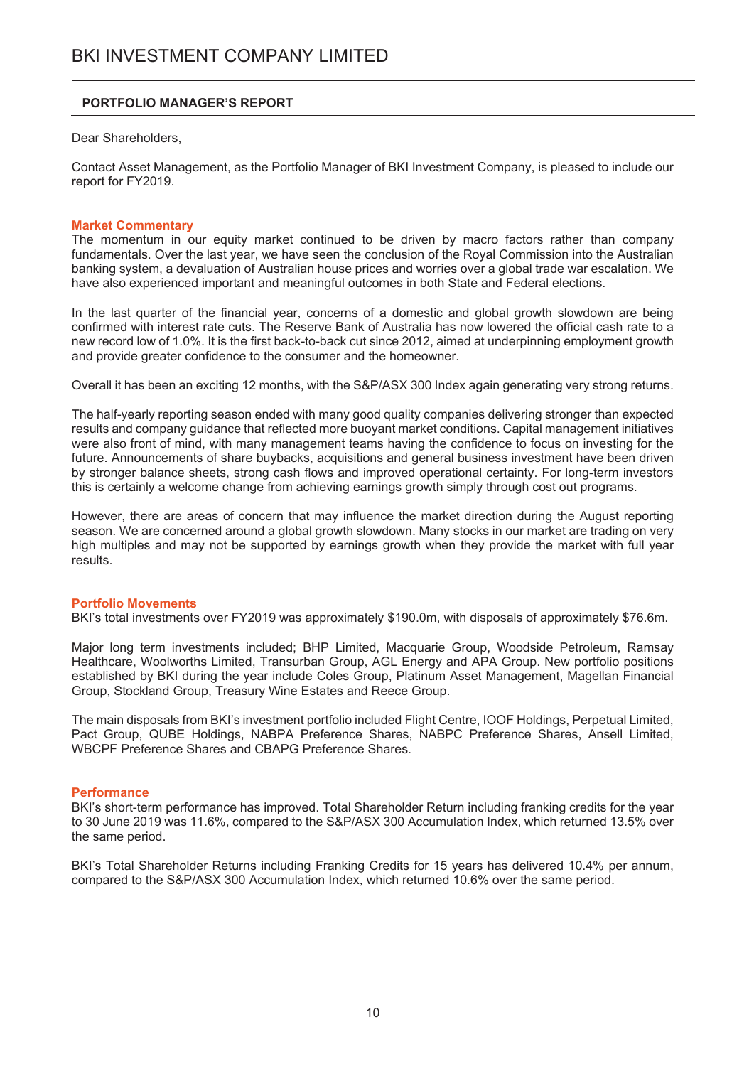## PORTFOLIO MANAGER'S REPORT

Dear Shareholders,

Contact Asset Management, as the Portfolio Manager of BKI Investment Company, is pleased to include our report for FY2019.

### Market Commentary

The momentum in our equity market continued to be driven by macro factors rather than company fundamentals. Over the last year, we have seen the conclusion of the Royal Commission into the Australian banking system, a devaluation of Australian house prices and worries over a global trade war escalation. We have also experienced important and meaningful outcomes in both State and Federal elections.

In the last quarter of the financial year, concerns of a domestic and global growth slowdown are being confirmed with interest rate cuts. The Reserve Bank of Australia has now lowered the official cash rate to a new record low of 1.0%. It is the first back-to-back cut since 2012, aimed at underpinning employment growth and provide greater confidence to the consumer and the homeowner.

Overall it has been an exciting 12 months, with the S&P/ASX 300 Index again generating very strong returns.

The half-yearly reporting season ended with many good quality companies delivering stronger than expected results and company guidance that reflected more buoyant market conditions. Capital management initiatives were also front of mind, with many management teams having the confidence to focus on investing for the future. Announcements of share buybacks, acquisitions and general business investment have been driven by stronger balance sheets, strong cash flows and improved operational certainty. For long-term investors this is certainly a welcome change from achieving earnings growth simply through cost out programs.

However, there are areas of concern that may influence the market direction during the August reporting season. We are concerned around a global growth slowdown. Many stocks in our market are trading on very high multiples and may not be supported by earnings growth when they provide the market with full year results.

### Portfolio Movements

BKI's total investments over FY2019 was approximately $190.0m, with disposals of approximately $76.6m.

Major long term investments included; BHP Limited, Macquarie Group, Woodside Petroleum, Ramsay Healthcare, Woolworths Limited, Transurban Group, AGL Energy and APA Group. New portfolio positions established by BKI during the year include Coles Group, Platinum Asset Management, Magellan Financial Group, Stockland Group, Treasury Wine Estates and Reece Group.

The main disposals from BKI's investment portfolio included Flight Centre, IOOF Holdings, Perpetual Limited, Pact Group, QUBE Holdings, NABPA Preference Shares, NABPC Preference Shares, Ansell Limited, WBCPF Preference Shares and CBAPG Preference Shares.

### Performance

BKI's short-term performance has improved. Total Shareholder Return including franking credits for the year to 30 June 2019 was 11.6%, compared to the S&P/ASX 300 Accumulation Index, which returned 13.5% over the same period.

BKI's Total Shareholder Returns including Franking Credits for 15 years has delivered 10.4% per annum, compared to the S&P/ASX 300 Accumulation Index, which returned 10.6% over the same period.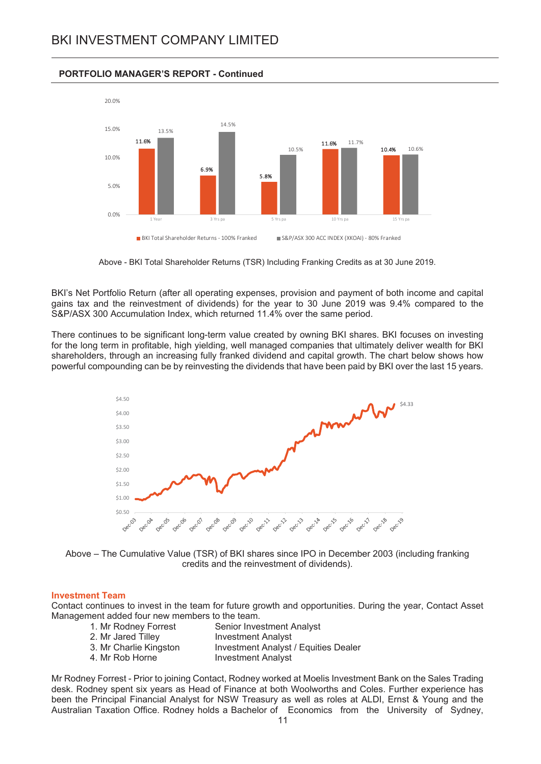## PORTFOLIO MANAGER'S REPORT - Continued

| | BKI Total Shareholder Returns - 100% Franked | S&P/ASX 300 ACC INDEX (XKOAI) - 80% Franked |
|---|---|---|
| 1 Year | 11.6% | 13.5% |
| 3 Yrs pa | 6.9% | 14.5% |
| 5 Yrs pa | 5.8% | 10.5% |
| 10 Yrs pa | 11.6% | 11.7% |
| 15 Yrs pa | 10.4% | 10.6% |

Above - BKI Total Shareholder Returns (TSR) Including Franking Credits as at 30 June 2019.

BKI's Net Portfolio Return (after all operating expenses, provision and payment of both income and capital gains tax and the reinvestment of dividends) for the year to 30 June 2019 was 9.4% compared to the S&P/ASX 300 Accumulation Index, which returned 11.4% over the same period.

There continues to be significant long-term value created by owning BKI shares. BKI focuses on investing for the long term in profitable, high yielding, well managed companies that ultimately deliver wealth for BKI shareholders, through an increasing fully franked dividend and capital growth. The chart below shows how powerful compounding can be by reinvesting the dividends that have been paid by BKI over the last 15 years.

Above – The Cumulative Value (TSR) of BKI shares since IPO in December 2003 (including franking credits and the reinvestment of dividends).

### Investment Team

Contact continues to invest in the team for future growth and opportunities. During the year, Contact Asset Management added four new members to the team.

1. Mr Rodney Forrest — Senior Investment Analyst
2. Mr Jared Tilley — Investment Analyst
3. Mr Charlie Kingston — Investment Analyst / Equities Dealer
4. Mr Rob Horne — Investment Analyst

Mr Rodney Forrest - Prior to joining Contact, Rodney worked at Moelis Investment Bank on the Sales Trading desk. Rodney spent six years as Head of Finance at both Woolworths and Coles. Further experience has been the Principal Financial Analyst for NSW Treasury as well as roles at ALDI, Ernst & Young and the Australian Taxation Office. Rodney holds a Bachelor of Economics from the University of Sydney,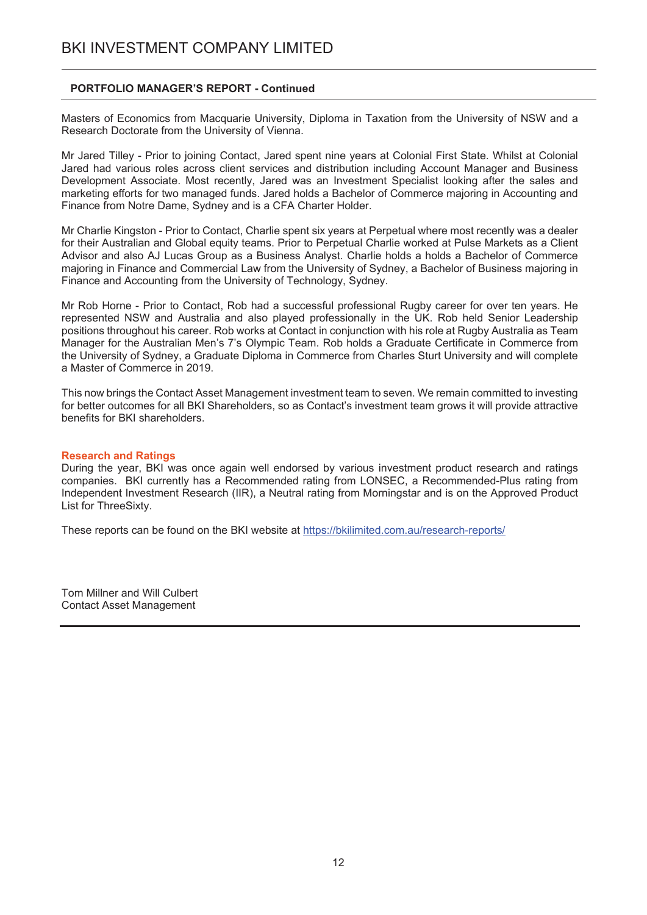**PORTFOLIO MANAGER'S REPORT - Continued**

Masters of Economics from Macquarie University, Diploma in Taxation from the University of NSW and a Research Doctorate from the University of Vienna.

Mr Jared Tilley - Prior to joining Contact, Jared spent nine years at Colonial First State. Whilst at Colonial Jared had various roles across client services and distribution including Account Manager and Business Development Associate. Most recently, Jared was an Investment Specialist looking after the sales and marketing efforts for two managed funds. Jared holds a Bachelor of Commerce majoring in Accounting and Finance from Notre Dame, Sydney and is a CFA Charter Holder.

Mr Charlie Kingston - Prior to Contact, Charlie spent six years at Perpetual where most recently was a dealer for their Australian and Global equity teams. Prior to Perpetual Charlie worked at Pulse Markets as a Client Advisor and also AJ Lucas Group as a Business Analyst. Charlie holds a holds a Bachelor of Commerce majoring in Finance and Commercial Law from the University of Sydney, a Bachelor of Business majoring in Finance and Accounting from the University of Technology, Sydney.

Mr Rob Horne - Prior to Contact, Rob had a successful professional Rugby career for over ten years. He represented NSW and Australia and also played professionally in the UK. Rob held Senior Leadership positions throughout his career. Rob works at Contact in conjunction with his role at Rugby Australia as Team Manager for the Australian Men's 7's Olympic Team. Rob holds a Graduate Certificate in Commerce from the University of Sydney, a Graduate Diploma in Commerce from Charles Sturt University and will complete a Master of Commerce in 2019.

This now brings the Contact Asset Management investment team to seven. We remain committed to investing for better outcomes for all BKI Shareholders, so as Contact's investment team grows it will provide attractive benefits for BKI shareholders.

## Research and Ratings

During the year, BKI was once again well endorsed by various investment product research and ratings companies. BKI currently has a Recommended rating from LONSEC, a Recommended-Plus rating from Independent Investment Research (IIR), a Neutral rating from Morningstar and is on the Approved Product List for ThreeSixty.

These reports can be found on the BKI website at https://bkilimited.com.au/research-reports/

Tom Millner and Will Culbert
Contact Asset Management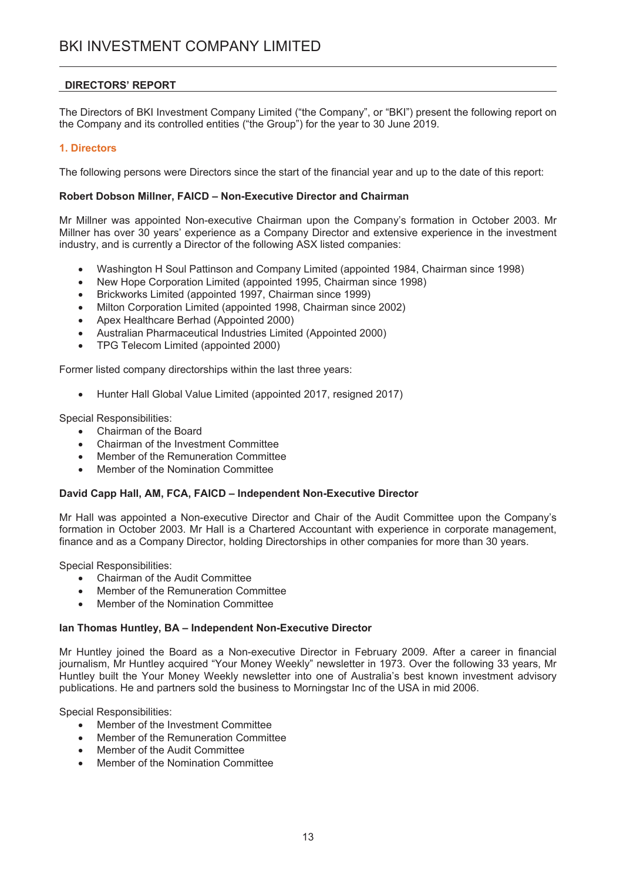## DIRECTORS' REPORT

The Directors of BKI Investment Company Limited ("the Company", or "BKI") present the following report on the Company and its controlled entities ("the Group") for the year to 30 June 2019.

### 1. Directors

The following persons were Directors since the start of the financial year and up to the date of this report:

**Robert Dobson Millner, FAICD – Non-Executive Director and Chairman**

Mr Millner was appointed Non-executive Chairman upon the Company's formation in October 2003. Mr Millner has over 30 years' experience as a Company Director and extensive experience in the investment industry, and is currently a Director of the following ASX listed companies:

- Washington H Soul Pattinson and Company Limited (appointed 1984, Chairman since 1998)
- New Hope Corporation Limited (appointed 1995, Chairman since 1998)
- Brickworks Limited (appointed 1997, Chairman since 1999)
- Milton Corporation Limited (appointed 1998, Chairman since 2002)
- Apex Healthcare Berhad (Appointed 2000)
- Australian Pharmaceutical Industries Limited (Appointed 2000)
- TPG Telecom Limited (appointed 2000)

Former listed company directorships within the last three years:

- Hunter Hall Global Value Limited (appointed 2017, resigned 2017)

Special Responsibilities:

- Chairman of the Board
- Chairman of the Investment Committee
- Member of the Remuneration Committee
- Member of the Nomination Committee

**David Capp Hall, AM, FCA, FAICD – Independent Non-Executive Director**

Mr Hall was appointed a Non-executive Director and Chair of the Audit Committee upon the Company's formation in October 2003. Mr Hall is a Chartered Accountant with experience in corporate management, finance and as a Company Director, holding Directorships in other companies for more than 30 years.

Special Responsibilities:

- Chairman of the Audit Committee
- Member of the Remuneration Committee
- Member of the Nomination Committee

**Ian Thomas Huntley, BA – Independent Non-Executive Director**

Mr Huntley joined the Board as a Non-executive Director in February 2009. After a career in financial journalism, Mr Huntley acquired "Your Money Weekly" newsletter in 1973. Over the following 33 years, Mr Huntley built the Your Money Weekly newsletter into one of Australia's best known investment advisory publications. He and partners sold the business to Morningstar Inc of the USA in mid 2006.

Special Responsibilities:

- Member of the Investment Committee
- Member of the Remuneration Committee
- Member of the Audit Committee
- Member of the Nomination Committee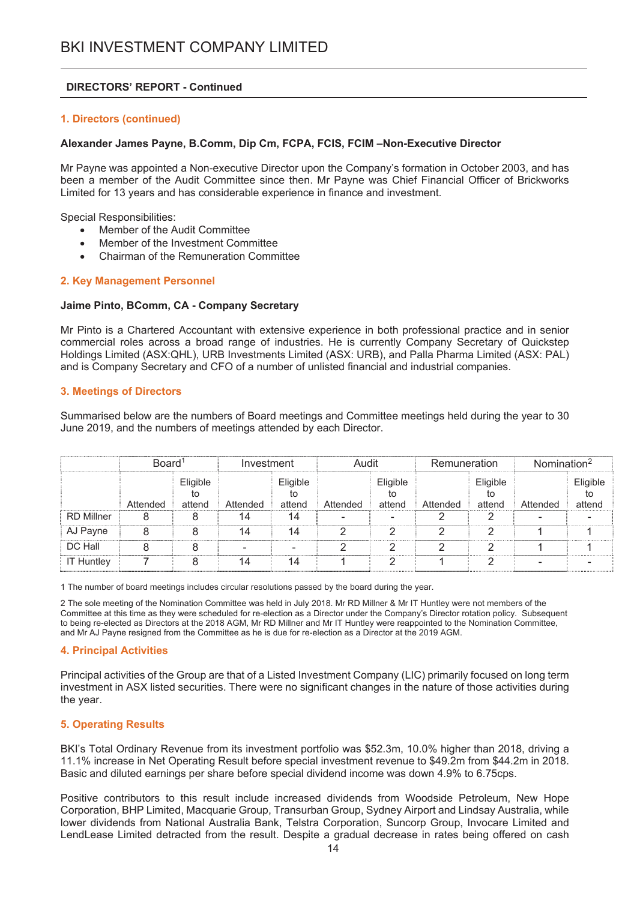## DIRECTORS' REPORT - Continued

### 1. Directors (continued)

**Alexander James Payne, B.Comm, Dip Cm, FCPA, FCIS, FCIM –Non-Executive Director**

Mr Payne was appointed a Non-executive Director upon the Company's formation in October 2003, and has been a member of the Audit Committee since then. Mr Payne was Chief Financial Officer of Brickworks Limited for 13 years and has considerable experience in finance and investment.

Special Responsibilities:

- Member of the Audit Committee
- Member of the Investment Committee
- Chairman of the Remuneration Committee

### 2. Key Management Personnel

**Jaime Pinto, BComm, CA - Company Secretary**

Mr Pinto is a Chartered Accountant with extensive experience in both professional practice and in senior commercial roles across a broad range of industries. He is currently Company Secretary of Quickstep Holdings Limited (ASX:QHL), URB Investments Limited (ASX: URB), and Palla Pharma Limited (ASX: PAL) and is Company Secretary and CFO of a number of unlisted financial and industrial companies.

### 3. Meetings of Directors

Summarised below are the numbers of Board meetings and Committee meetings held during the year to 30 June 2019, and the numbers of meetings attended by each Director.

| | Board[1] | | Investment | | Audit | | Remuneration | | Nomination[2] | |
|---|---|---|---|---|---|---|---|---|---|---|
| | Attended | Eligible to attend | Attended | Eligible to attend | Attended | Eligible to attend | Attended | Eligible to attend | Attended | Eligible to attend |
| RD Millner | 8 | 8 | 14 | 14 | - | - | 2 | 2 | - | - |
| AJ Payne | 8 | 8 | 14 | 14 | 2 | 2 | 2 | 2 | 1 | 1 |
| DC Hall | 8 | 8 | - | - | 2 | 2 | 2 | 2 | 1 | 1 |
| IT Huntley | 7 | 8 | 14 | 14 | 1 | 2 | 1 | 2 | - | - |

1 The number of board meetings includes circular resolutions passed by the board during the year.

2 The sole meeting of the Nomination Committee was held in July 2018. Mr RD Millner & Mr IT Huntley were not members of the Committee at this time as they were scheduled for re-election as a Director under the Company's Director rotation policy. Subsequent to being re-elected as Directors at the 2018 AGM, Mr RD Millner and Mr IT Huntley were reappointed to the Nomination Committee, and Mr AJ Payne resigned from the Committee as he is due for re-election as a Director at the 2019 AGM.

### 4. Principal Activities

Principal activities of the Group are that of a Listed Investment Company (LIC) primarily focused on long term investment in ASX listed securities. There were no significant changes in the nature of those activities during the year.

### 5. Operating Results

BKI's Total Ordinary Revenue from its investment portfolio was $52.3m, 10.0% higher than 2018, driving a 11.1% increase in Net Operating Result before special investment revenue to $49.2m from $44.2m in 2018. Basic and diluted earnings per share before special dividend income was down 4.9% to 6.75cps.

Positive contributors to this result include increased dividends from Woodside Petroleum, New Hope Corporation, BHP Limited, Macquarie Group, Transurban Group, Sydney Airport and Lindsay Australia, while lower dividends from National Australia Bank, Telstra Corporation, Suncorp Group, Invocare Limited and LendLease Limited detracted from the result. Despite a gradual decrease in rates being offered on cash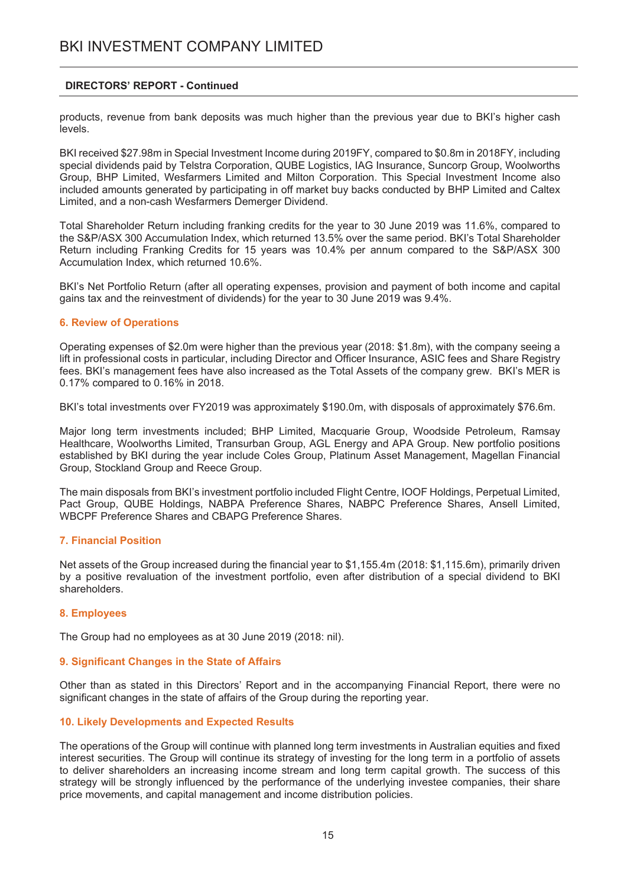products, revenue from bank deposits was much higher than the previous year due to BKI's higher cash levels.

BKI received $27.98m in Special Investment Income during 2019FY, compared to $0.8m in 2018FY, including special dividends paid by Telstra Corporation, QUBE Logistics, IAG Insurance, Suncorp Group, Woolworths Group, BHP Limited, Wesfarmers Limited and Milton Corporation. This Special Investment Income also included amounts generated by participating in off market buy backs conducted by BHP Limited and Caltex Limited, and a non-cash Wesfarmers Demerger Dividend.

Total Shareholder Return including franking credits for the year to 30 June 2019 was 11.6%, compared to the S&P/ASX 300 Accumulation Index, which returned 13.5% over the same period. BKI's Total Shareholder Return including Franking Credits for 15 years was 10.4% per annum compared to the S&P/ASX 300 Accumulation Index, which returned 10.6%.

BKI's Net Portfolio Return (after all operating expenses, provision and payment of both income and capital gains tax and the reinvestment of dividends) for the year to 30 June 2019 was 9.4%.

## 6. Review of Operations

Operating expenses of $2.0m were higher than the previous year (2018: $1.8m), with the company seeing a lift in professional costs in particular, including Director and Officer Insurance, ASIC fees and Share Registry fees. BKI's management fees have also increased as the Total Assets of the company grew. BKI's MER is 0.17% compared to 0.16% in 2018.

BKI's total investments over FY2019 was approximately $190.0m, with disposals of approximately $76.6m.

Major long term investments included; BHP Limited, Macquarie Group, Woodside Petroleum, Ramsay Healthcare, Woolworths Limited, Transurban Group, AGL Energy and APA Group. New portfolio positions established by BKI during the year include Coles Group, Platinum Asset Management, Magellan Financial Group, Stockland Group and Reece Group.

The main disposals from BKI's investment portfolio included Flight Centre, IOOF Holdings, Perpetual Limited, Pact Group, QUBE Holdings, NABPA Preference Shares, NABPC Preference Shares, Ansell Limited, WBCPF Preference Shares and CBAPG Preference Shares.

## 7. Financial Position

Net assets of the Group increased during the financial year to $1,155.4m (2018: $1,115.6m), primarily driven by a positive revaluation of the investment portfolio, even after distribution of a special dividend to BKI shareholders.

## 8. Employees

The Group had no employees as at 30 June 2019 (2018: nil).

## 9. Significant Changes in the State of Affairs

Other than as stated in this Directors' Report and in the accompanying Financial Report, there were no significant changes in the state of affairs of the Group during the reporting year.

## 10. Likely Developments and Expected Results

The operations of the Group will continue with planned long term investments in Australian equities and fixed interest securities. The Group will continue its strategy of investing for the long term in a portfolio of assets to deliver shareholders an increasing income stream and long term capital growth. The success of this strategy will be strongly influenced by the performance of the underlying investee companies, their share price movements, and capital management and income distribution policies.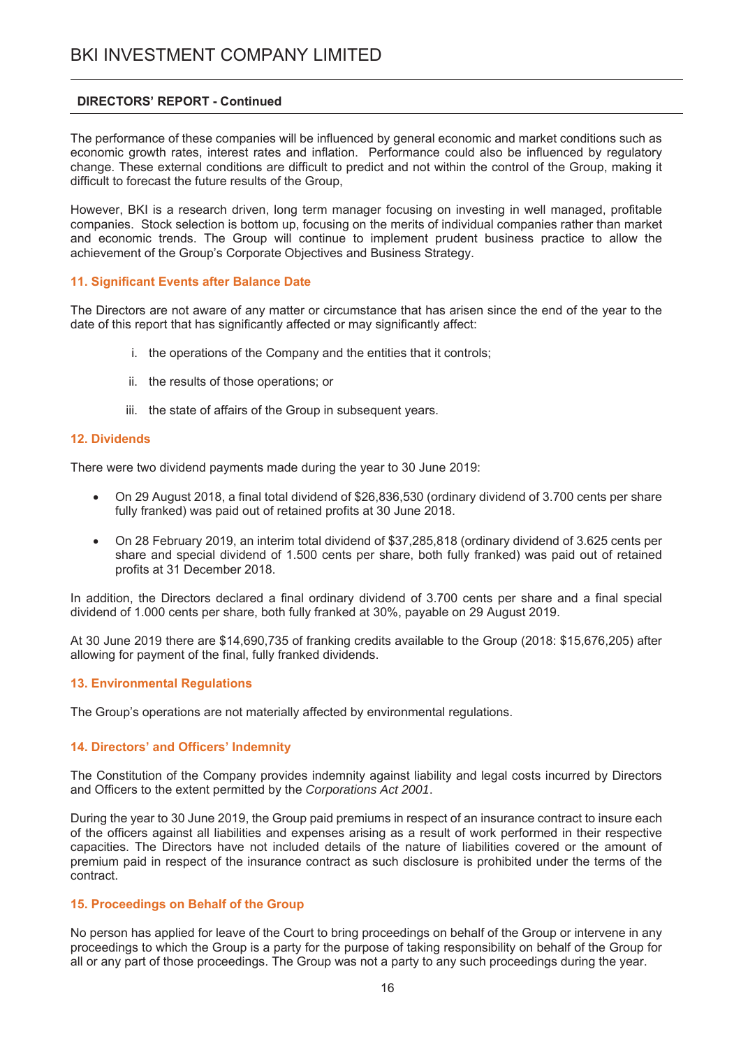The performance of these companies will be influenced by general economic and market conditions such as economic growth rates, interest rates and inflation. Performance could also be influenced by regulatory change. These external conditions are difficult to predict and not within the control of the Group, making it difficult to forecast the future results of the Group,

However, BKI is a research driven, long term manager focusing on investing in well managed, profitable companies. Stock selection is bottom up, focusing on the merits of individual companies rather than market and economic trends. The Group will continue to implement prudent business practice to allow the achievement of the Group's Corporate Objectives and Business Strategy.

### 11. Significant Events after Balance Date

The Directors are not aware of any matter or circumstance that has arisen since the end of the year to the date of this report that has significantly affected or may significantly affect:

i. the operations of the Company and the entities that it controls;

ii. the results of those operations; or

iii. the state of affairs of the Group in subsequent years.

### 12. Dividends

There were two dividend payments made during the year to 30 June 2019:

- On 29 August 2018, a final total dividend of $26,836,530 (ordinary dividend of 3.700 cents per share fully franked) was paid out of retained profits at 30 June 2018.
- On 28 February 2019, an interim total dividend of $37,285,818 (ordinary dividend of 3.625 cents per share and special dividend of 1.500 cents per share, both fully franked) was paid out of retained profits at 31 December 2018.

In addition, the Directors declared a final ordinary dividend of 3.700 cents per share and a final special dividend of 1.000 cents per share, both fully franked at 30%, payable on 29 August 2019.

At 30 June 2019 there are $14,690,735 of franking credits available to the Group (2018: $15,676,205) after allowing for payment of the final, fully franked dividends.

### 13. Environmental Regulations

The Group's operations are not materially affected by environmental regulations.

### 14. Directors' and Officers' Indemnity

The Constitution of the Company provides indemnity against liability and legal costs incurred by Directors and Officers to the extent permitted by the *Corporations Act 2001*.

During the year to 30 June 2019, the Group paid premiums in respect of an insurance contract to insure each of the officers against all liabilities and expenses arising as a result of work performed in their respective capacities. The Directors have not included details of the nature of liabilities covered or the amount of premium paid in respect of the insurance contract as such disclosure is prohibited under the terms of the contract.

### 15. Proceedings on Behalf of the Group

No person has applied for leave of the Court to bring proceedings on behalf of the Group or intervene in any proceedings to which the Group is a party for the purpose of taking responsibility on behalf of the Group for all or any part of those proceedings. The Group was not a party to any such proceedings during the year.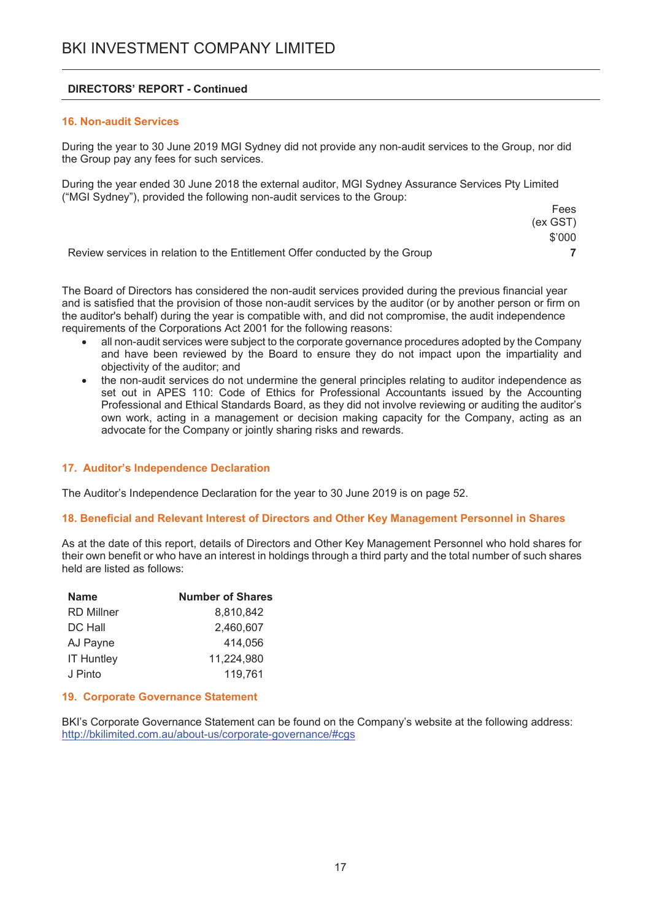## DIRECTORS' REPORT - Continued

### 16. Non-audit Services

During the year to 30 June 2019 MGI Sydney did not provide any non-audit services to the Group, nor did the Group pay any fees for such services.

During the year ended 30 June 2018 the external auditor, MGI Sydney Assurance Services Pty Limited ("MGI Sydney"), provided the following non-audit services to the Group:

| | Fees (ex GST) $'000 |
|---|---|
| Review services in relation to the Entitlement Offer conducted by the Group | **7** |

The Board of Directors has considered the non-audit services provided during the previous financial year and is satisfied that the provision of those non-audit services by the auditor (or by another person or firm on the auditor's behalf) during the year is compatible with, and did not compromise, the audit independence requirements of the Corporations Act 2001 for the following reasons:

- all non-audit services were subject to the corporate governance procedures adopted by the Company and have been reviewed by the Board to ensure they do not impact upon the impartiality and objectivity of the auditor; and
- the non-audit services do not undermine the general principles relating to auditor independence as set out in APES 110: Code of Ethics for Professional Accountants issued by the Accounting Professional and Ethical Standards Board, as they did not involve reviewing or auditing the auditor's own work, acting in a management or decision making capacity for the Company, acting as an advocate for the Company or jointly sharing risks and rewards.

### 17. Auditor's Independence Declaration

The Auditor's Independence Declaration for the year to 30 June 2019 is on page 52.

### 18. Beneficial and Relevant Interest of Directors and Other Key Management Personnel in Shares

As at the date of this report, details of Directors and Other Key Management Personnel who hold shares for their own benefit or who have an interest in holdings through a third party and the total number of such shares held are listed as follows:

| Name | Number of Shares |
|---|---|
| RD Millner | 8,810,842 |
| DC Hall | 2,460,607 |
| AJ Payne | 414,056 |
| IT Huntley | 11,224,980 |
| J Pinto | 119,761 |

### 19. Corporate Governance Statement

BKI's Corporate Governance Statement can be found on the Company's website at the following address: http://bkilimited.com.au/about-us/corporate-governance/#cgs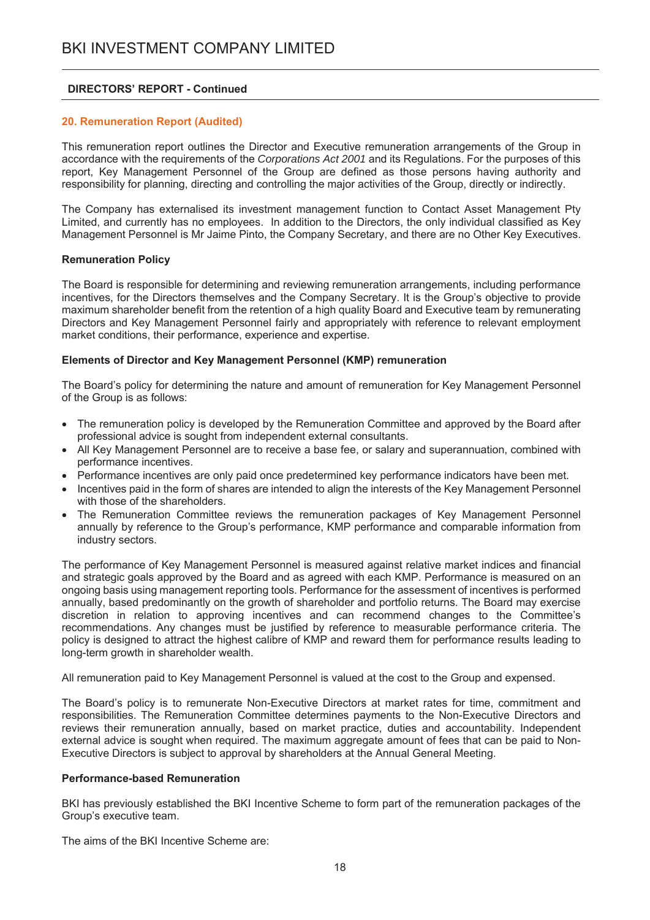## 20. Remuneration Report (Audited)

This remuneration report outlines the Director and Executive remuneration arrangements of the Group in accordance with the requirements of the *Corporations Act 2001* and its Regulations. For the purposes of this report, Key Management Personnel of the Group are defined as those persons having authority and responsibility for planning, directing and controlling the major activities of the Group, directly or indirectly.

The Company has externalised its investment management function to Contact Asset Management Pty Limited, and currently has no employees. In addition to the Directors, the only individual classified as Key Management Personnel is Mr Jaime Pinto, the Company Secretary, and there are no Other Key Executives.

### Remuneration Policy

The Board is responsible for determining and reviewing remuneration arrangements, including performance incentives, for the Directors themselves and the Company Secretary. It is the Group's objective to provide maximum shareholder benefit from the retention of a high quality Board and Executive team by remunerating Directors and Key Management Personnel fairly and appropriately with reference to relevant employment market conditions, their performance, experience and expertise.

### Elements of Director and Key Management Personnel (KMP) remuneration

The Board's policy for determining the nature and amount of remuneration for Key Management Personnel of the Group is as follows:

- The remuneration policy is developed by the Remuneration Committee and approved by the Board after professional advice is sought from independent external consultants.
- All Key Management Personnel are to receive a base fee, or salary and superannuation, combined with performance incentives.
- Performance incentives are only paid once predetermined key performance indicators have been met.
- Incentives paid in the form of shares are intended to align the interests of the Key Management Personnel with those of the shareholders.
- The Remuneration Committee reviews the remuneration packages of Key Management Personnel annually by reference to the Group's performance, KMP performance and comparable information from industry sectors.

The performance of Key Management Personnel is measured against relative market indices and financial and strategic goals approved by the Board and as agreed with each KMP. Performance is measured on an ongoing basis using management reporting tools. Performance for the assessment of incentives is performed annually, based predominantly on the growth of shareholder and portfolio returns. The Board may exercise discretion in relation to approving incentives and can recommend changes to the Committee's recommendations. Any changes must be justified by reference to measurable performance criteria. The policy is designed to attract the highest calibre of KMP and reward them for performance results leading to long-term growth in shareholder wealth.

All remuneration paid to Key Management Personnel is valued at the cost to the Group and expensed.

The Board's policy is to remunerate Non-Executive Directors at market rates for time, commitment and responsibilities. The Remuneration Committee determines payments to the Non-Executive Directors and reviews their remuneration annually, based on market practice, duties and accountability. Independent external advice is sought when required. The maximum aggregate amount of fees that can be paid to Non-Executive Directors is subject to approval by shareholders at the Annual General Meeting.

### Performance-based Remuneration

BKI has previously established the BKI Incentive Scheme to form part of the remuneration packages of the Group's executive team.

The aims of the BKI Incentive Scheme are: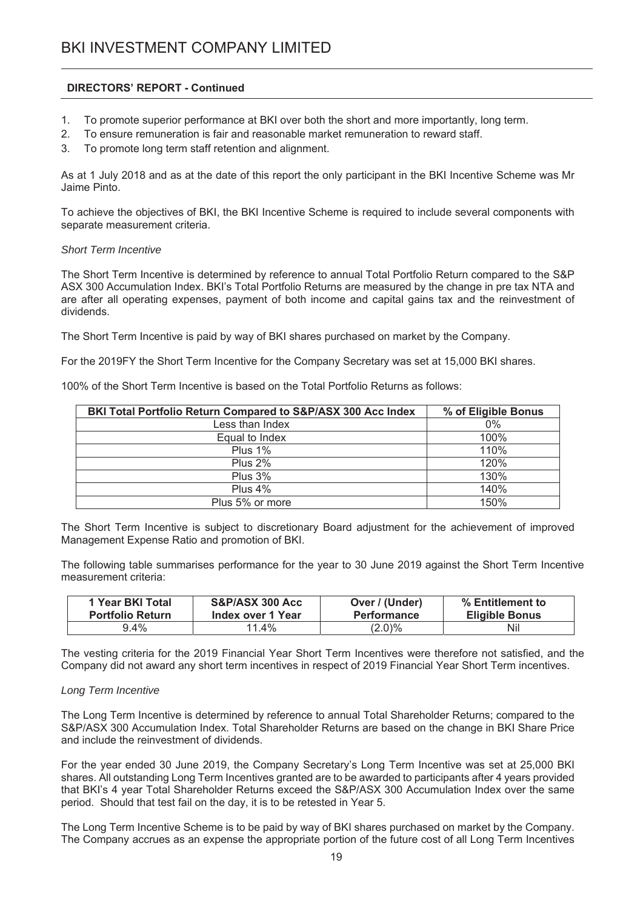**DIRECTORS' REPORT - Continued**

1. To promote superior performance at BKI over both the short and more importantly, long term.
2. To ensure remuneration is fair and reasonable market remuneration to reward staff.
3. To promote long term staff retention and alignment.

As at 1 July 2018 and as at the date of this report the only participant in the BKI Incentive Scheme was Mr Jaime Pinto.

To achieve the objectives of BKI, the BKI Incentive Scheme is required to include several components with separate measurement criteria.

*Short Term Incentive*

The Short Term Incentive is determined by reference to annual Total Portfolio Return compared to the S&P ASX 300 Accumulation Index. BKI's Total Portfolio Returns are measured by the change in pre tax NTA and are after all operating expenses, payment of both income and capital gains tax and the reinvestment of dividends.

The Short Term Incentive is paid by way of BKI shares purchased on market by the Company.

For the 2019FY the Short Term Incentive for the Company Secretary was set at 15,000 BKI shares.

100% of the Short Term Incentive is based on the Total Portfolio Returns as follows:

| BKI Total Portfolio Return Compared to S&P/ASX 300 Acc Index | % of Eligible Bonus |
|---|---|
| Less than Index | 0% |
| Equal to Index | 100% |
| Plus 1% | 110% |
| Plus 2% | 120% |
| Plus 3% | 130% |
| Plus 4% | 140% |
| Plus 5% or more | 150% |

The Short Term Incentive is subject to discretionary Board adjustment for the achievement of improved Management Expense Ratio and promotion of BKI.

The following table summarises performance for the year to 30 June 2019 against the Short Term Incentive measurement criteria:

| 1 Year BKI Total Portfolio Return | S&P/ASX 300 Acc Index over 1 Year | Over / (Under) Performance | % Entitlement to Eligible Bonus |
|---|---|---|---|
| 9.4% | 11.4% | (2.0)% | Nil |

The vesting criteria for the 2019 Financial Year Short Term Incentives were therefore not satisfied, and the Company did not award any short term incentives in respect of 2019 Financial Year Short Term incentives.

*Long Term Incentive*

The Long Term Incentive is determined by reference to annual Total Shareholder Returns; compared to the S&P/ASX 300 Accumulation Index. Total Shareholder Returns are based on the change in BKI Share Price and include the reinvestment of dividends.

For the year ended 30 June 2019, the Company Secretary's Long Term Incentive was set at 25,000 BKI shares. All outstanding Long Term Incentives granted are to be awarded to participants after 4 years provided that BKI's 4 year Total Shareholder Returns exceed the S&P/ASX 300 Accumulation Index over the same period. Should that test fail on the day, it is to be retested in Year 5.

The Long Term Incentive Scheme is to be paid by way of BKI shares purchased on market by the Company. The Company accrues as an expense the appropriate portion of the future cost of all Long Term Incentives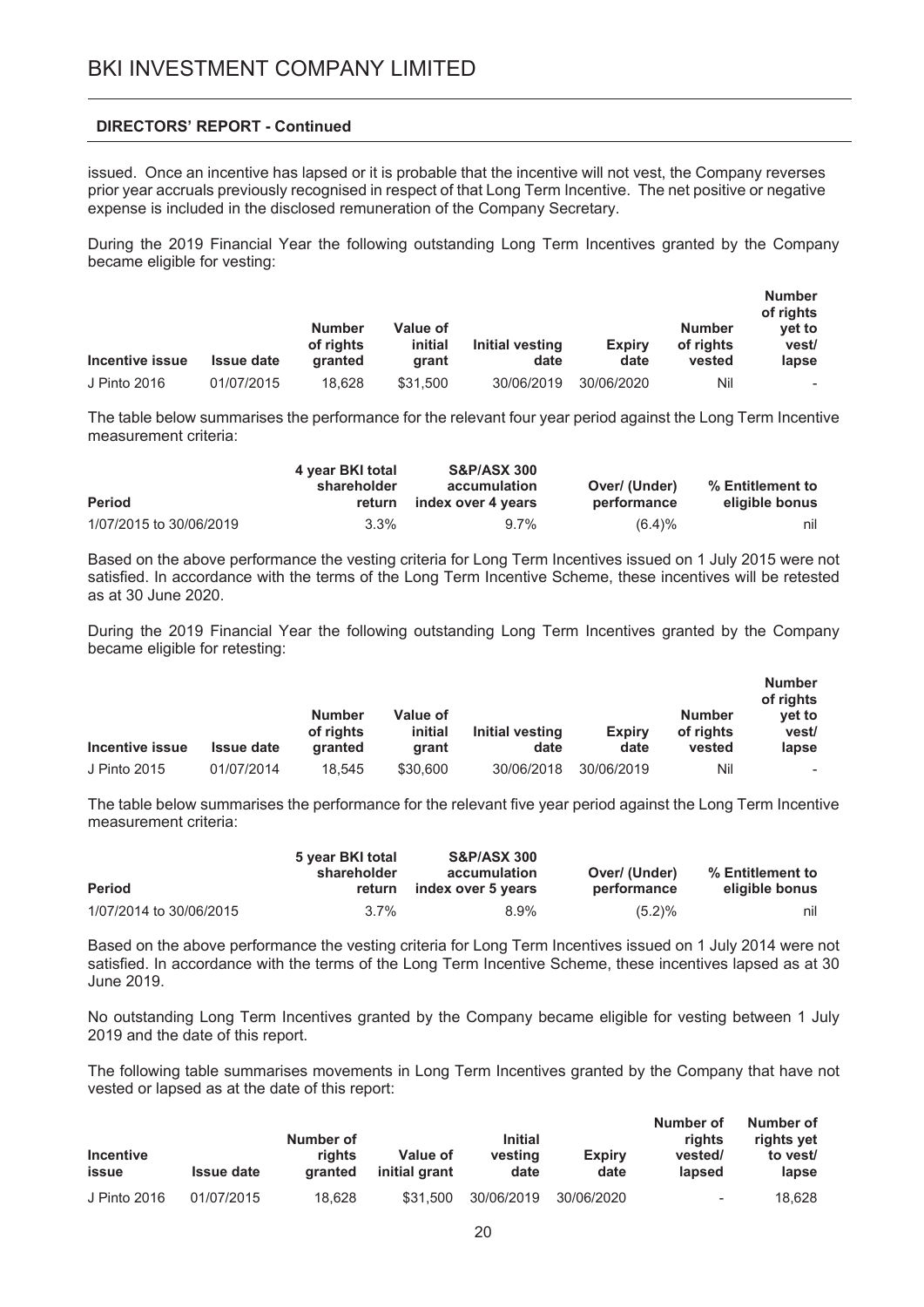**DIRECTORS' REPORT - Continued**

issued. Once an incentive has lapsed or it is probable that the incentive will not vest, the Company reverses prior year accruals previously recognised in respect of that Long Term Incentive. The net positive or negative expense is included in the disclosed remuneration of the Company Secretary.

During the 2019 Financial Year the following outstanding Long Term Incentives granted by the Company became eligible for vesting:

| Incentive issue | Issue date | Number of rights granted | Value of initial grant | Initial vesting date | Expiry date | Number of rights vested | Number of rights yet to vest/ lapse |
|---|---|---|---|---|---|---|---|
| J Pinto 2016 | 01/07/2015 | 18,628 | $31,500 | 30/06/2019 | 30/06/2020 | Nil | - |

The table below summarises the performance for the relevant four year period against the Long Term Incentive measurement criteria:

| Period | 4 year BKI total shareholder return | S&P/ASX 300 accumulation index over 4 years | Over/ (Under) performance | % Entitlement to eligible bonus |
|---|---|---|---|---|
| 1/07/2015 to 30/06/2019 | 3.3% | 9.7% | (6.4)% | nil |

Based on the above performance the vesting criteria for Long Term Incentives issued on 1 July 2015 were not satisfied. In accordance with the terms of the Long Term Incentive Scheme, these incentives will be retested as at 30 June 2020.

During the 2019 Financial Year the following outstanding Long Term Incentives granted by the Company became eligible for retesting:

| Incentive issue | Issue date | Number of rights granted | Value of initial grant | Initial vesting date | Expiry date | Number of rights vested | Number of rights yet to vest/ lapse |
|---|---|---|---|---|---|---|---|
| J Pinto 2015 | 01/07/2014 | 18,545 | $30,600 | 30/06/2018 | 30/06/2019 | Nil | - |

The table below summarises the performance for the relevant five year period against the Long Term Incentive measurement criteria:

| Period | 5 year BKI total shareholder return | S&P/ASX 300 accumulation index over 5 years | Over/ (Under) performance | % Entitlement to eligible bonus |
|---|---|---|---|---|
| 1/07/2014 to 30/06/2015 | 3.7% | 8.9% | (5.2)% | nil |

Based on the above performance the vesting criteria for Long Term Incentives issued on 1 July 2014 were not satisfied. In accordance with the terms of the Long Term Incentive Scheme, these incentives lapsed as at 30 June 2019.

No outstanding Long Term Incentives granted by the Company became eligible for vesting between 1 July 2019 and the date of this report.

The following table summarises movements in Long Term Incentives granted by the Company that have not vested or lapsed as at the date of this report:

| Incentive issue | Issue date | Number of rights granted | Value of initial grant | Initial vesting date | Expiry date | Number of rights vested/ lapsed | Number of rights yet to vest/ lapse |
|---|---|---|---|---|---|---|---|
| J Pinto 2016 | 01/07/2015 | 18,628 | $31,500 | 30/06/2019 | 30/06/2020 | - | 18,628 |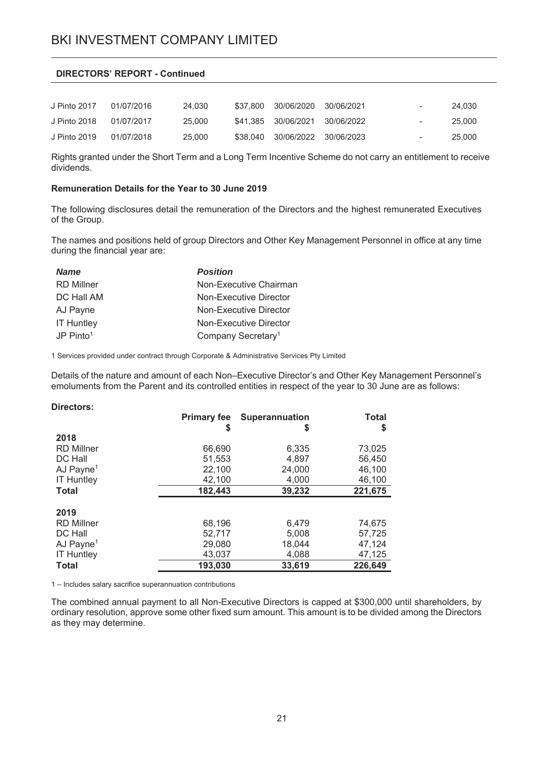## DIRECTORS' REPORT - Continued

| | | | | | | | |
|---|---|---|---|---|---|---|---|
| J Pinto 2017 | 01/07/2016 | 24,030 | $37,800 | 30/06/2020 | 30/06/2021 | - | 24,030 |
| J Pinto 2018 | 01/07/2017 | 25,000 | $41,385 | 30/06/2021 | 30/06/2022 | - | 25,000 |
| J Pinto 2019 | 01/07/2018 | 25,000 | $38,040 | 30/06/2022 | 30/06/2023 | - | 25,000 |

Rights granted under the Short Term and a Long Term Incentive Scheme do not carry an entitlement to receive dividends.

**Remuneration Details for the Year to 30 June 2019**

The following disclosures detail the remuneration of the Directors and the highest remunerated Executives of the Group.

The names and positions held of group Directors and Other Key Management Personnel in office at any time during the financial year are:

| ***Name*** | ***Position*** |
|---|---|
| RD Millner | Non-Executive Chairman |
| DC Hall AM | Non-Executive Director |
| AJ Payne | Non-Executive Director |
| IT Huntley | Non-Executive Director |
| JP Pinto[1] | Company Secretary[1] |

1 Services provided under contract through Corporate & Administrative Services Pty Limited

Details of the nature and amount of each Non–Executive Director's and Other Key Management Personnel's emoluments from the Parent and its controlled entities in respect of the year to 30 June are as follows:

**Directors:**

| | **Primary fee $** | **Superannuation $** | **Total $** |
|---|---|---|---|
| **2018** | | | |
| RD Millner | 66,690 | 6,335 | 73,025 |
| DC Hall | 51,553 | 4,897 | 56,450 |
| AJ Payne[1] | 22,100 | 24,000 | 46,100 |
| IT Huntley | 42,100 | 4,000 | 46,100 |
| **Total** | **182,443** | **39,232** | **221,675** |
| **2019** | | | |
| RD Millner | 68,196 | 6,479 | 74,675 |
| DC Hall | 52,717 | 5,008 | 57,725 |
| AJ Payne[1] | 29,080 | 18,044 | 47,124 |
| IT Huntley | 43,037 | 4,088 | 47,125 |
| **Total** | **193,030** | **33,619** | **226,649** |

1 – Includes salary sacrifice superannuation contributions

The combined annual payment to all Non-Executive Directors is capped at $300,000 until shareholders, by ordinary resolution, approve some other fixed sum amount. This amount is to be divided among the Directors as they may determine.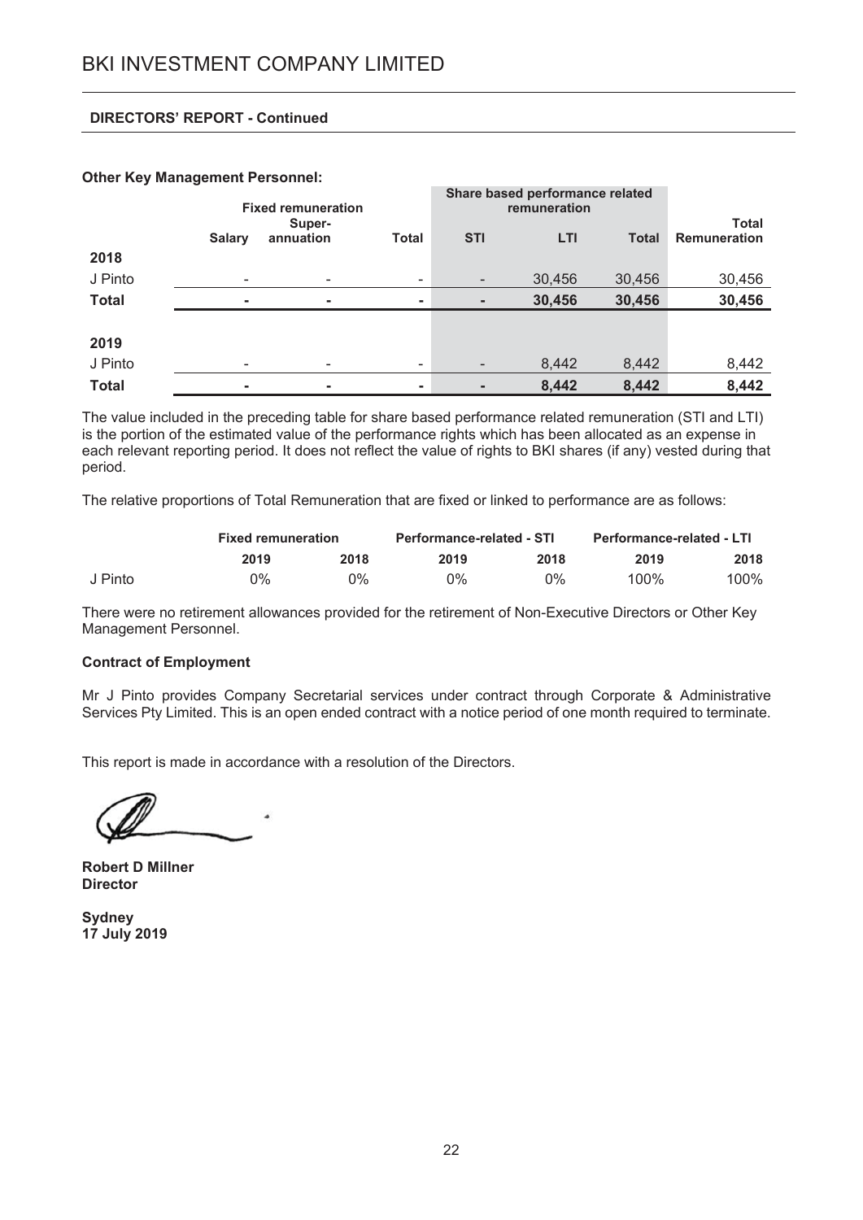**DIRECTORS' REPORT - Continued**

**Other Key Management Personnel:**

| | Fixed remuneration | | | Share based performance related remuneration | | | Total Remuneration |
|---|---|---|---|---|---|---|---|
| | Salary | Super-annuation | Total | STI | LTI | Total | |
| **2018** | | | | | | | |
| J Pinto | - | - | - | - | 30,456 | 30,456 | 30,456 |
| **Total** | **-** | **-** | **-** | **-** | **30,456** | **30,456** | **30,456** |
| **2019** | | | | | | | |
| J Pinto | - | - | - | - | 8,442 | 8,442 | 8,442 |
| **Total** | **-** | **-** | **-** | **-** | **8,442** | **8,442** | **8,442** |

The value included in the preceding table for share based performance related remuneration (STI and LTI) is the portion of the estimated value of the performance rights which has been allocated as an expense in each relevant reporting period. It does not reflect the value of rights to BKI shares (if any) vested during that period.

The relative proportions of Total Remuneration that are fixed or linked to performance are as follows:

| | Fixed remuneration | | Performance-related - STI | | Performance-related - LTI | |
|---|---|---|---|---|---|---|
| | 2019 | 2018 | 2019 | 2018 | 2019 | 2018 |
| J Pinto | 0% | 0% | 0% | 0% | 100% | 100% |

There were no retirement allowances provided for the retirement of Non-Executive Directors or Other Key Management Personnel.

**Contract of Employment**

Mr J Pinto provides Company Secretarial services under contract through Corporate & Administrative Services Pty Limited. This is an open ended contract with a notice period of one month required to terminate.

This report is made in accordance with a resolution of the Directors.

**Robert D Millner**
**Director**

**Sydney**
**17 July 2019**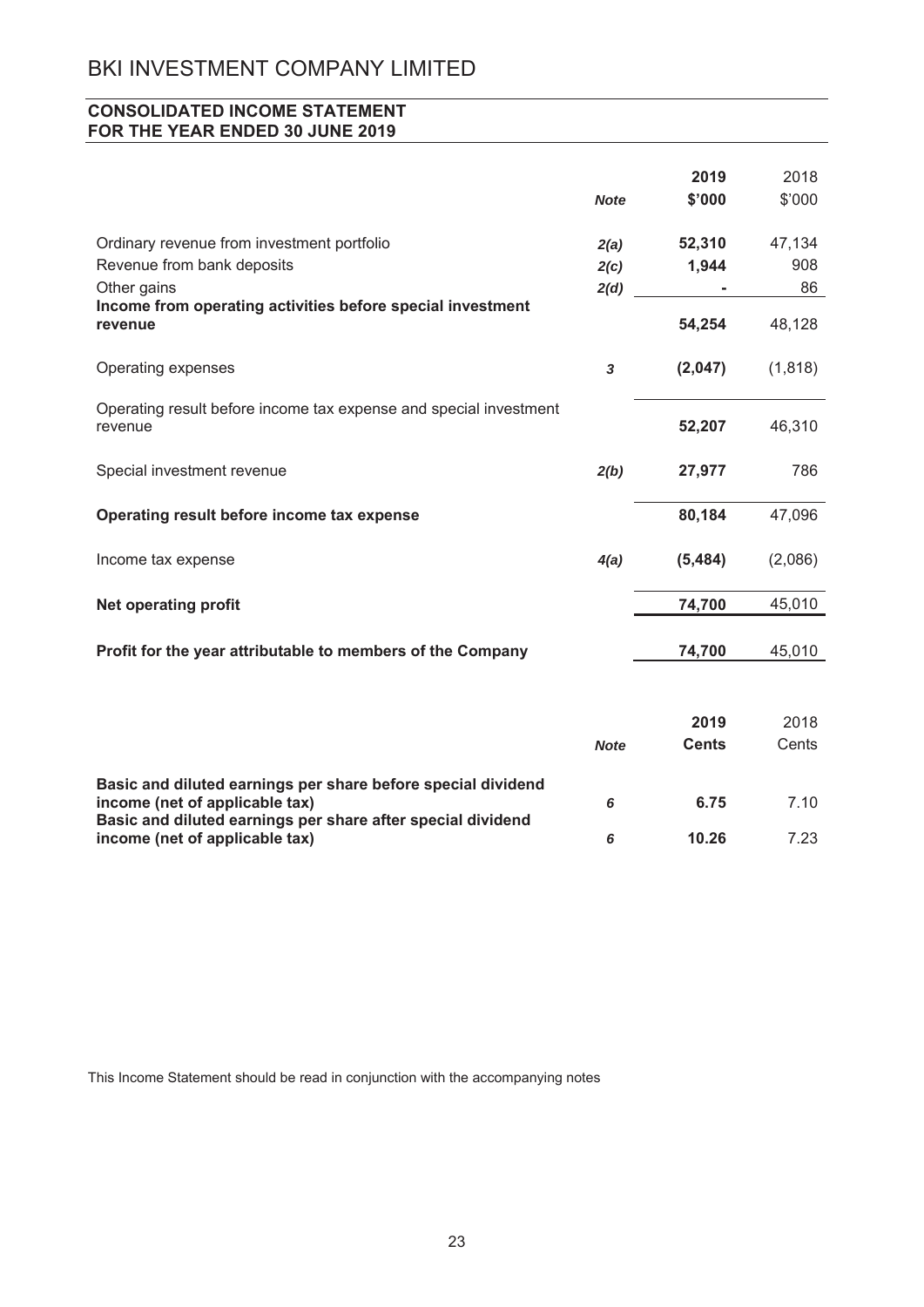# BKI INVESTMENT COMPANY LIMITED

## CONSOLIDATED INCOME STATEMENT
## FOR THE YEAR ENDED 30 JUNE 2019

| | Note | 2019 $'000 | 2018 $'000 |
|---|---|---|---|
| Ordinary revenue from investment portfolio | *2(a)* | **52,310** | 47,134 |
| Revenue from bank deposits | *2(c)* | **1,944** | 908 |
| Other gains | *2(d)* | **-** | 86 |
| **Income from operating activities before special investment revenue** | | **54,254** | 48,128 |
| Operating expenses | *3* | **(2,047)** | (1,818) |
| Operating result before income tax expense and special investment revenue | | **52,207** | 46,310 |
| Special investment revenue | *2(b)* | **27,977** | 786 |
| **Operating result before income tax expense** | | **80,184** | 47,096 |
| Income tax expense | *4(a)* | **(5,484)** | (2,086) |
| **Net operating profit** | | **74,700** | 45,010 |
| **Profit for the year attributable to members of the Company** | | **74,700** | 45,010 |

| | Note | 2019 Cents | 2018 Cents |
|---|---|---|---|
| **Basic and diluted earnings per share before special dividend income (net of applicable tax)** | *6* | **6.75** | 7.10 |
| **Basic and diluted earnings per share after special dividend income (net of applicable tax)** | *6* | **10.26** | 7.23 |

This Income Statement should be read in conjunction with the accompanying notes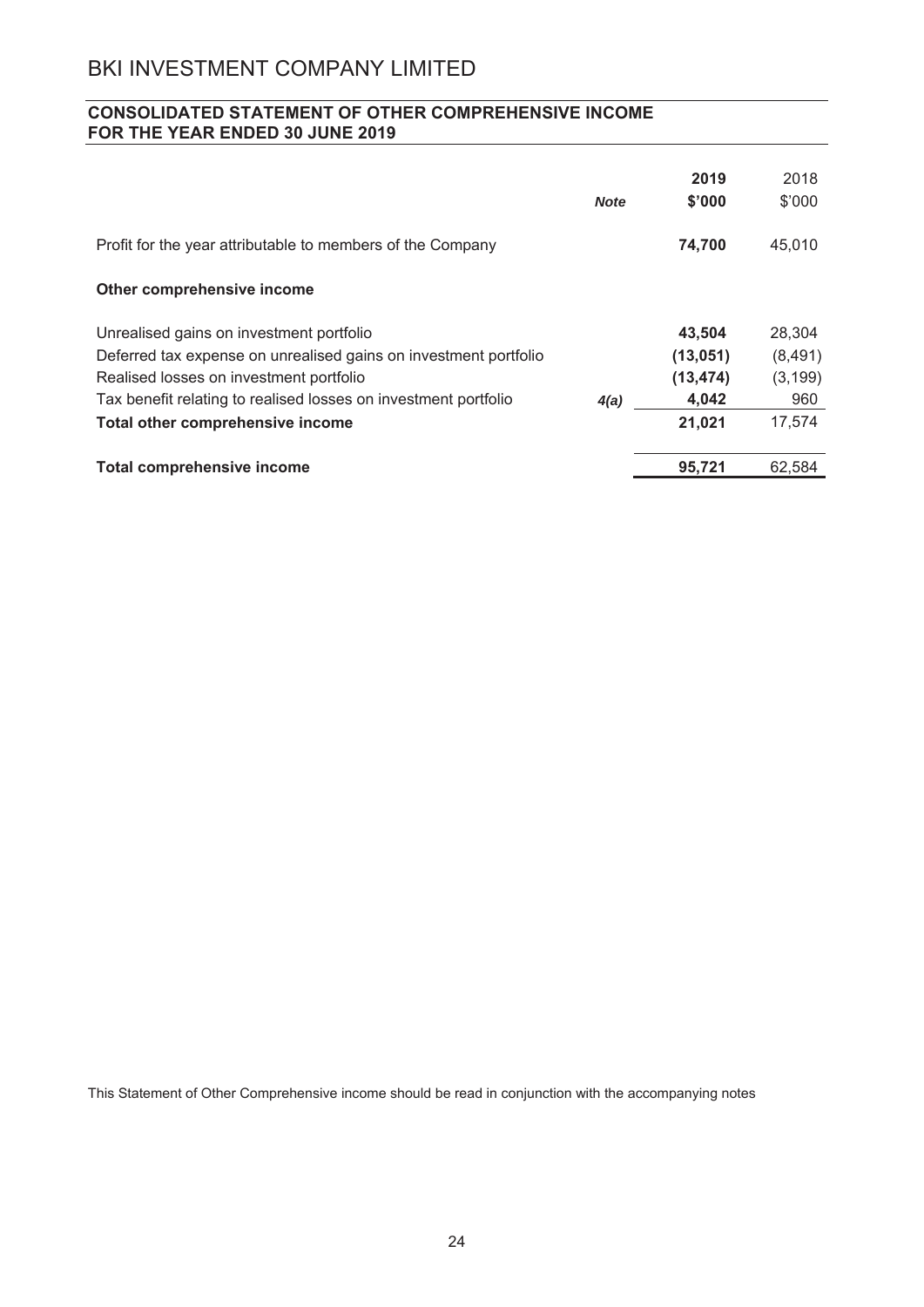# BKI INVESTMENT COMPANY LIMITED

## CONSOLIDATED STATEMENT OF OTHER COMPREHENSIVE INCOME FOR THE YEAR ENDED 30 JUNE 2019

| | *Note* | **2019 $'000** | 2018 $'000 |
|---|---|---|---|
| Profit for the year attributable to members of the Company | | **74,700** | 45,010 |
| **Other comprehensive income** | | | |
| Unrealised gains on investment portfolio | | **43,504** | 28,304 |
| Deferred tax expense on unrealised gains on investment portfolio | | **(13,051)** | (8,491) |
| Realised losses on investment portfolio | | **(13,474)** | (3,199) |
| Tax benefit relating to realised losses on investment portfolio | *4(a)* | **4,042** | 960 |
| **Total other comprehensive income** | | **21,021** | 17,574 |
| **Total comprehensive income** | | **95,721** | 62,584 |

This Statement of Other Comprehensive income should be read in conjunction with the accompanying notes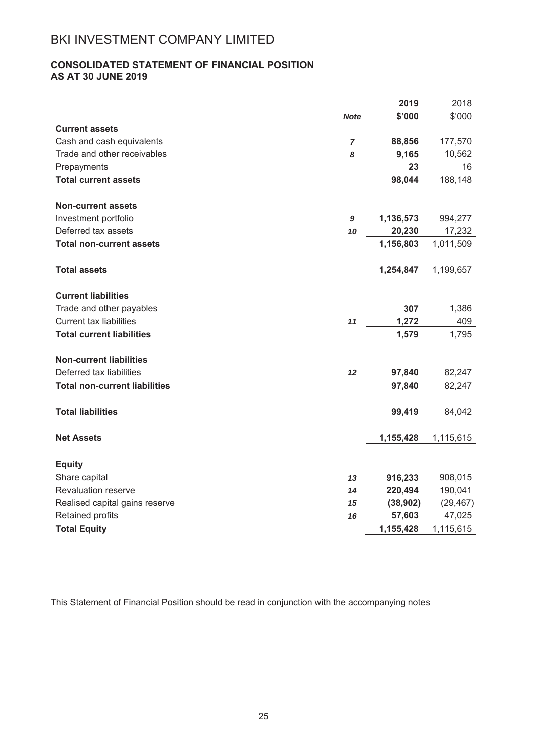# BKI INVESTMENT COMPANY LIMITED

## CONSOLIDATED STATEMENT OF FINANCIAL POSITION
## AS AT 30 JUNE 2019

| | Note | 2019 $'000 | 2018 $'000 |
|---|---|---|---|
| **Current assets** | | | |
| Cash and cash equivalents | 7 | **88,856** | 177,570 |
| Trade and other receivables | 8 | **9,165** | 10,562 |
| Prepayments | | **23** | 16 |
| **Total current assets** | | **98,044** | 188,148 |
| | | | |
| **Non-current assets** | | | |
| Investment portfolio | 9 | **1,136,573** | 994,277 |
| Deferred tax assets | 10 | **20,230** | 17,232 |
| **Total non-current assets** | | **1,156,803** | 1,011,509 |
| | | | |
| **Total assets** | | **1,254,847** | 1,199,657 |
| | | | |
| **Current liabilities** | | | |
| Trade and other payables | | **307** | 1,386 |
| Current tax liabilities | 11 | **1,272** | 409 |
| **Total current liabilities** | | **1,579** | 1,795 |
| | | | |
| **Non-current liabilities** | | | |
| Deferred tax liabilities | 12 | **97,840** | 82,247 |
| **Total non-current liabilities** | | **97,840** | 82,247 |
| | | | |
| **Total liabilities** | | **99,419** | 84,042 |
| | | | |
| **Net Assets** | | **1,155,428** | 1,115,615 |
| | | | |
| **Equity** | | | |
| Share capital | 13 | **916,233** | 908,015 |
| Revaluation reserve | 14 | **220,494** | 190,041 |
| Realised capital gains reserve | 15 | **(38,902)** | (29,467) |
| Retained profits | 16 | **57,603** | 47,025 |
| **Total Equity** | | **1,155,428** | 1,115,615 |

This Statement of Financial Position should be read in conjunction with the accompanying notes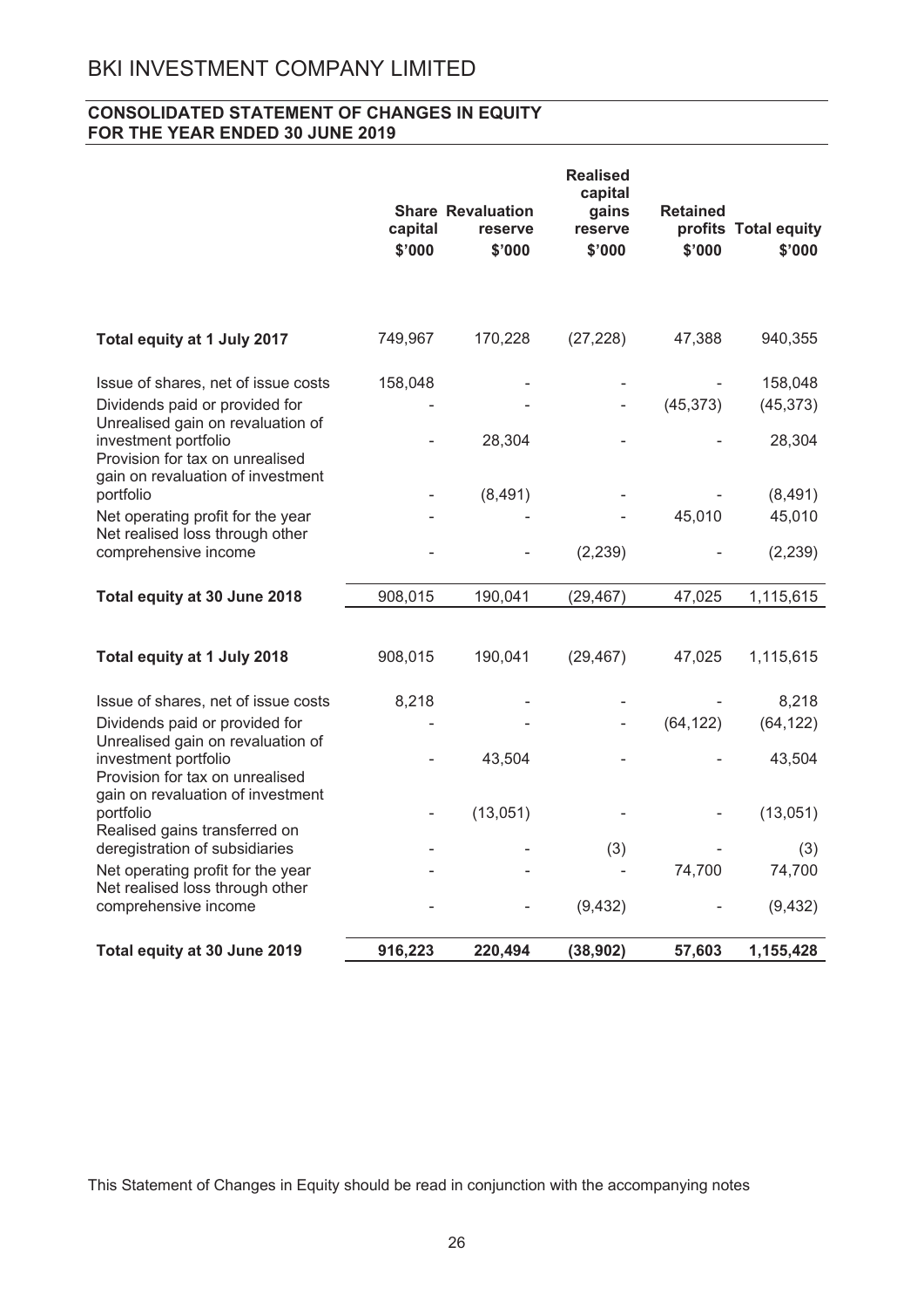# BKI INVESTMENT COMPANY LIMITED

## CONSOLIDATED STATEMENT OF CHANGES IN EQUITY FOR THE YEAR ENDED 30 JUNE 2019

| | Share capital $'000 | Revaluation reserve $'000 | Realised capital gains reserve $'000 | Retained profits $'000 | Total equity $'000 |
|---|---|---|---|---|---|
| **Total equity at 1 July 2017** | 749,967 | 170,228 | (27,228) | 47,388 | 940,355 |
| Issue of shares, net of issue costs | 158,048 | - | - | - | 158,048 |
| Dividends paid or provided for | - | - | - | (45,373) | (45,373) |
| Unrealised gain on revaluation of investment portfolio | - | 28,304 | - | - | 28,304 |
| Provision for tax on unrealised gain on revaluation of investment portfolio | - | (8,491) | - | - | (8,491) |
| Net operating profit for the year | - | - | - | 45,010 | 45,010 |
| Net realised loss through other comprehensive income | - | - | (2,239) | - | (2,239) |
| **Total equity at 30 June 2018** | 908,015 | 190,041 | (29,467) | 47,025 | 1,115,615 |
| | | | | | |
| **Total equity at 1 July 2018** | 908,015 | 190,041 | (29,467) | 47,025 | 1,115,615 |
| Issue of shares, net of issue costs | 8,218 | - | - | - | 8,218 |
| Dividends paid or provided for | - | - | - | (64,122) | (64,122) |
| Unrealised gain on revaluation of investment portfolio | - | 43,504 | - | - | 43,504 |
| Provision for tax on unrealised gain on revaluation of investment portfolio | - | (13,051) | - | - | (13,051) |
| Realised gains transferred on deregistration of subsidiaries | - | - | (3) | - | (3) |
| Net operating profit for the year | - | - | - | 74,700 | 74,700 |
| Net realised loss through other comprehensive income | - | - | (9,432) | - | (9,432) |
| **Total equity at 30 June 2019** | **916,223** | **220,494** | **(38,902)** | **57,603** | **1,155,428** |

This Statement of Changes in Equity should be read in conjunction with the accompanying notes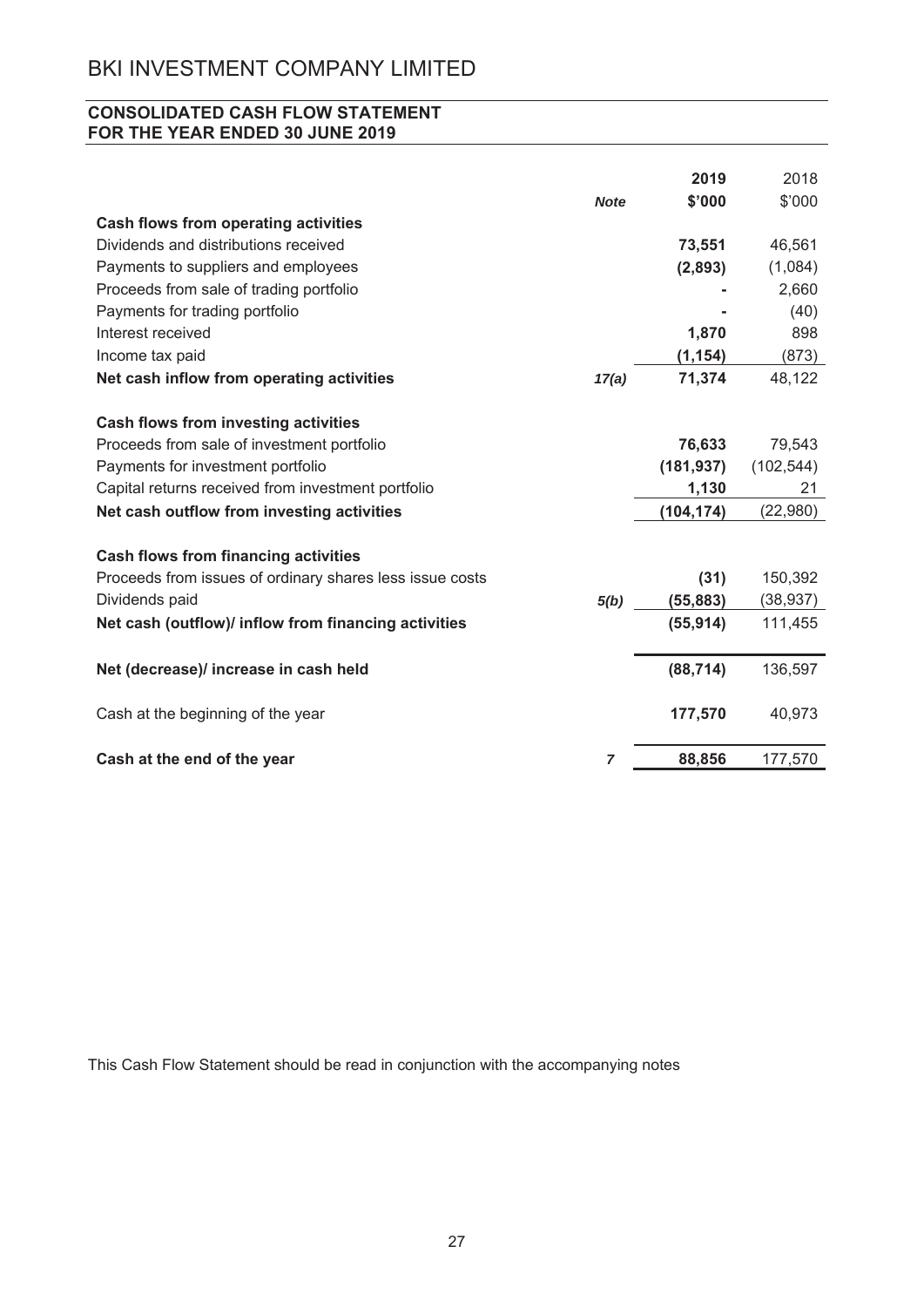# BKI INVESTMENT COMPANY LIMITED

## CONSOLIDATED CASH FLOW STATEMENT
## FOR THE YEAR ENDED 30 JUNE 2019

| | Note | 2019<br>$'000 | 2018<br>$'000 |
|---|---|---|---|
| **Cash flows from operating activities** | | | |
| Dividends and distributions received | | **73,551** | 46,561 |
| Payments to suppliers and employees | | **(2,893)** | (1,084) |
| Proceeds from sale of trading portfolio | | **-** | 2,660 |
| Payments for trading portfolio | | **-** | (40) |
| Interest received | | **1,870** | 898 |
| Income tax paid | | **(1,154)** | (873) |
| **Net cash inflow from operating activities** | *17(a)* | **71,374** | 48,122 |
| | | | |
| **Cash flows from investing activities** | | | |
| Proceeds from sale of investment portfolio | | **76,633** | 79,543 |
| Payments for investment portfolio | | **(181,937)** | (102,544) |
| Capital returns received from investment portfolio | | **1,130** | 21 |
| **Net cash outflow from investing activities** | | **(104,174)** | (22,980) |
| | | | |
| **Cash flows from financing activities** | | | |
| Proceeds from issues of ordinary shares less issue costs | | **(31)** | 150,392 |
| Dividends paid | *5(b)* | **(55,883)** | (38,937) |
| **Net cash (outflow)/ inflow from financing activities** | | **(55,914)** | 111,455 |
| | | | |
| **Net (decrease)/ increase in cash held** | | **(88,714)** | 136,597 |
| | | | |
| Cash at the beginning of the year | | **177,570** | 40,973 |
| | | | |
| **Cash at the end of the year** | *7* | **88,856** | 177,570 |

This Cash Flow Statement should be read in conjunction with the accompanying notes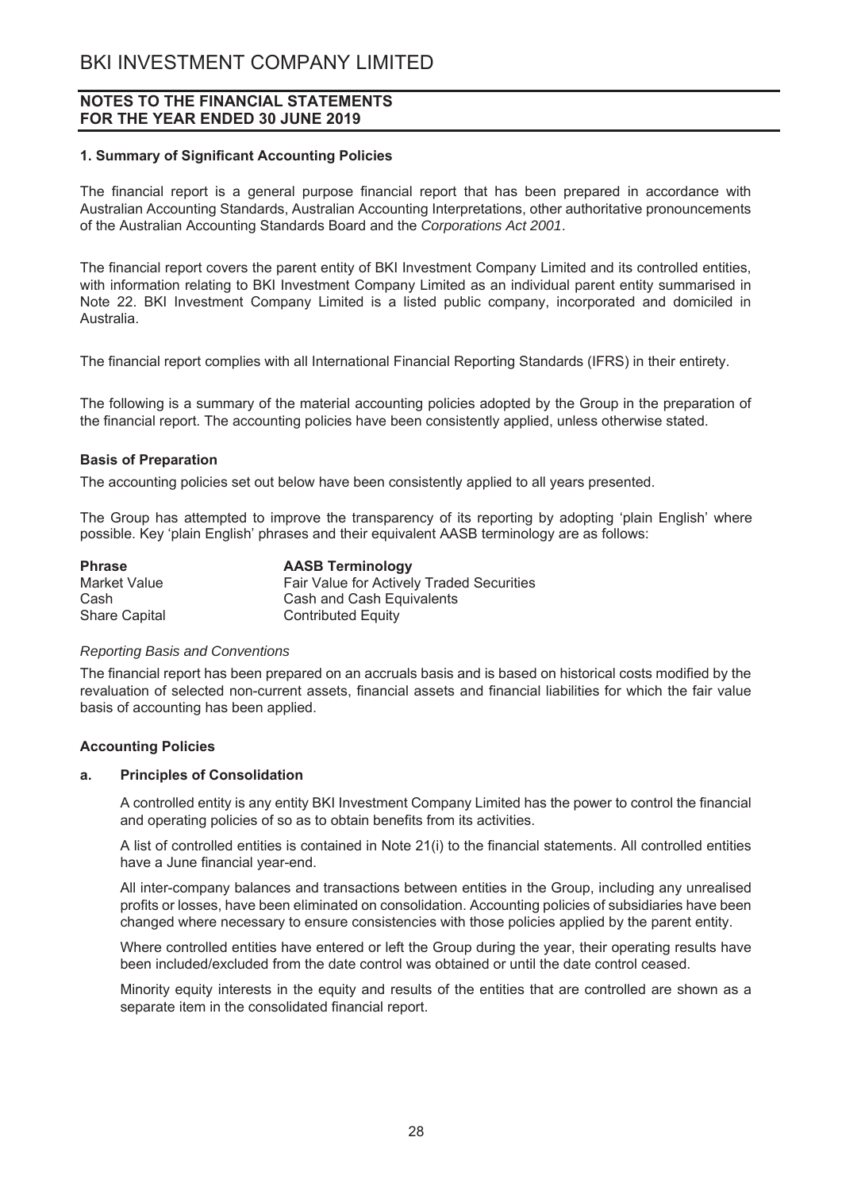# BKI INVESTMENT COMPANY LIMITED

## NOTES TO THE FINANCIAL STATEMENTS
## FOR THE YEAR ENDED 30 JUNE 2019

### 1. Summary of Significant Accounting Policies

The financial report is a general purpose financial report that has been prepared in accordance with Australian Accounting Standards, Australian Accounting Interpretations, other authoritative pronouncements of the Australian Accounting Standards Board and the *Corporations Act 2001*.

The financial report covers the parent entity of BKI Investment Company Limited and its controlled entities, with information relating to BKI Investment Company Limited as an individual parent entity summarised in Note 22. BKI Investment Company Limited is a listed public company, incorporated and domiciled in Australia.

The financial report complies with all International Financial Reporting Standards (IFRS) in their entirety.

The following is a summary of the material accounting policies adopted by the Group in the preparation of the financial report. The accounting policies have been consistently applied, unless otherwise stated.

#### Basis of Preparation

The accounting policies set out below have been consistently applied to all years presented.

The Group has attempted to improve the transparency of its reporting by adopting 'plain English' where possible. Key 'plain English' phrases and their equivalent AASB terminology are as follows:

| Phrase | AASB Terminology |
|---|---|
| Market Value | Fair Value for Actively Traded Securities |
| Cash | Cash and Cash Equivalents |
| Share Capital | Contributed Equity |

*Reporting Basis and Conventions*

The financial report has been prepared on an accruals basis and is based on historical costs modified by the revaluation of selected non-current assets, financial assets and financial liabilities for which the fair value basis of accounting has been applied.

#### Accounting Policies

**a. Principles of Consolidation**

A controlled entity is any entity BKI Investment Company Limited has the power to control the financial and operating policies of so as to obtain benefits from its activities.

A list of controlled entities is contained in Note 21(i) to the financial statements. All controlled entities have a June financial year-end.

All inter-company balances and transactions between entities in the Group, including any unrealised profits or losses, have been eliminated on consolidation. Accounting policies of subsidiaries have been changed where necessary to ensure consistencies with those policies applied by the parent entity.

Where controlled entities have entered or left the Group during the year, their operating results have been included/excluded from the date control was obtained or until the date control ceased.

Minority equity interests in the equity and results of the entities that are controlled are shown as a separate item in the consolidated financial report.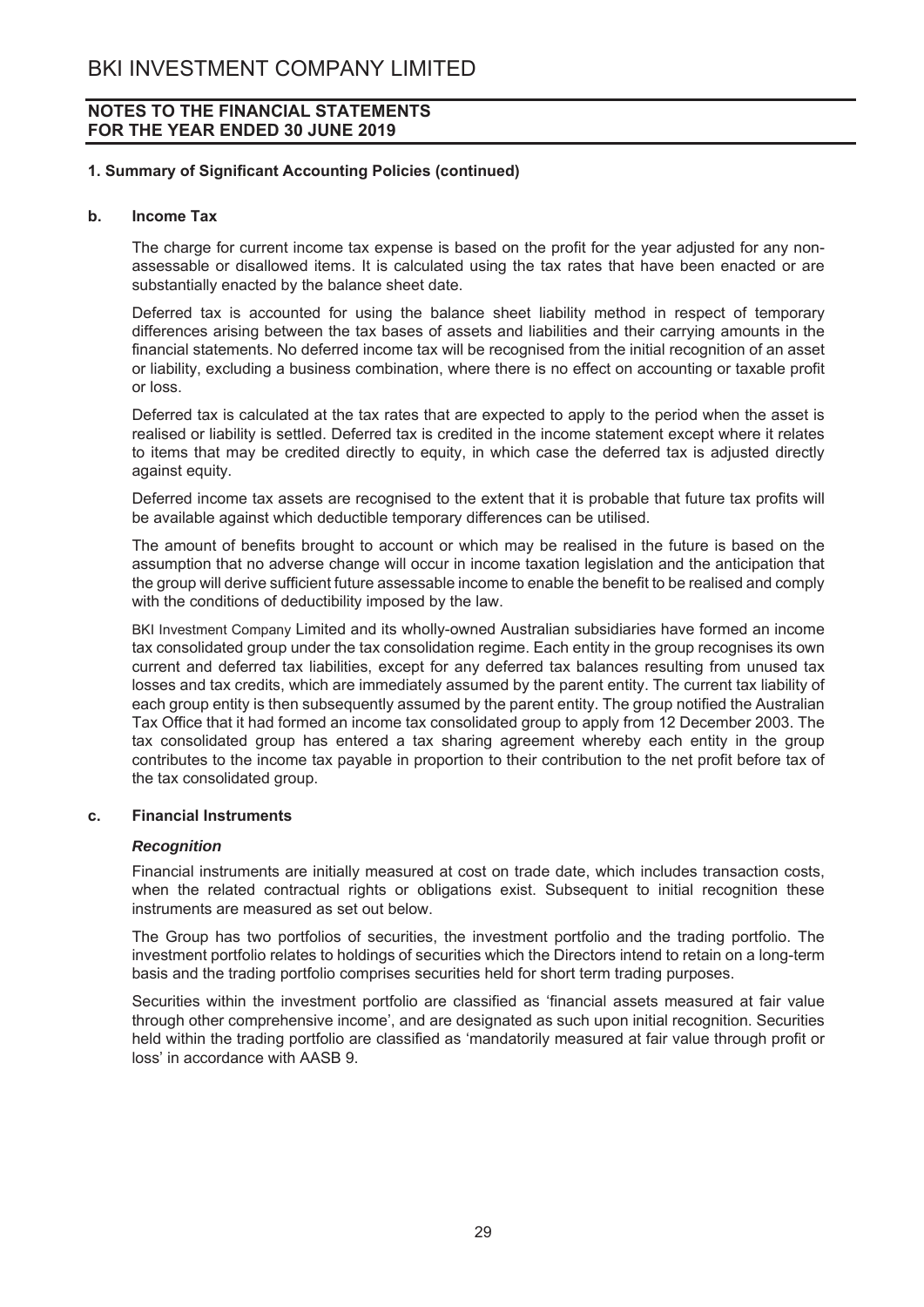## 1. Summary of Significant Accounting Policies (continued)

### b. Income Tax

The charge for current income tax expense is based on the profit for the year adjusted for any non-assessable or disallowed items. It is calculated using the tax rates that have been enacted or are substantially enacted by the balance sheet date.

Deferred tax is accounted for using the balance sheet liability method in respect of temporary differences arising between the tax bases of assets and liabilities and their carrying amounts in the financial statements. No deferred income tax will be recognised from the initial recognition of an asset or liability, excluding a business combination, where there is no effect on accounting or taxable profit or loss.

Deferred tax is calculated at the tax rates that are expected to apply to the period when the asset is realised or liability is settled. Deferred tax is credited in the income statement except where it relates to items that may be credited directly to equity, in which case the deferred tax is adjusted directly against equity.

Deferred income tax assets are recognised to the extent that it is probable that future tax profits will be available against which deductible temporary differences can be utilised.

The amount of benefits brought to account or which may be realised in the future is based on the assumption that no adverse change will occur in income taxation legislation and the anticipation that the group will derive sufficient future assessable income to enable the benefit to be realised and comply with the conditions of deductibility imposed by the law.

BKI Investment Company Limited and its wholly-owned Australian subsidiaries have formed an income tax consolidated group under the tax consolidation regime. Each entity in the group recognises its own current and deferred tax liabilities, except for any deferred tax balances resulting from unused tax losses and tax credits, which are immediately assumed by the parent entity. The current tax liability of each group entity is then subsequently assumed by the parent entity. The group notified the Australian Tax Office that it had formed an income tax consolidated group to apply from 12 December 2003. The tax consolidated group has entered a tax sharing agreement whereby each entity in the group contributes to the income tax payable in proportion to their contribution to the net profit before tax of the tax consolidated group.

### c. Financial Instruments

***Recognition***

Financial instruments are initially measured at cost on trade date, which includes transaction costs, when the related contractual rights or obligations exist. Subsequent to initial recognition these instruments are measured as set out below.

The Group has two portfolios of securities, the investment portfolio and the trading portfolio. The investment portfolio relates to holdings of securities which the Directors intend to retain on a long-term basis and the trading portfolio comprises securities held for short term trading purposes.

Securities within the investment portfolio are classified as 'financial assets measured at fair value through other comprehensive income', and are designated as such upon initial recognition. Securities held within the trading portfolio are classified as 'mandatorily measured at fair value through profit or loss' in accordance with AASB 9.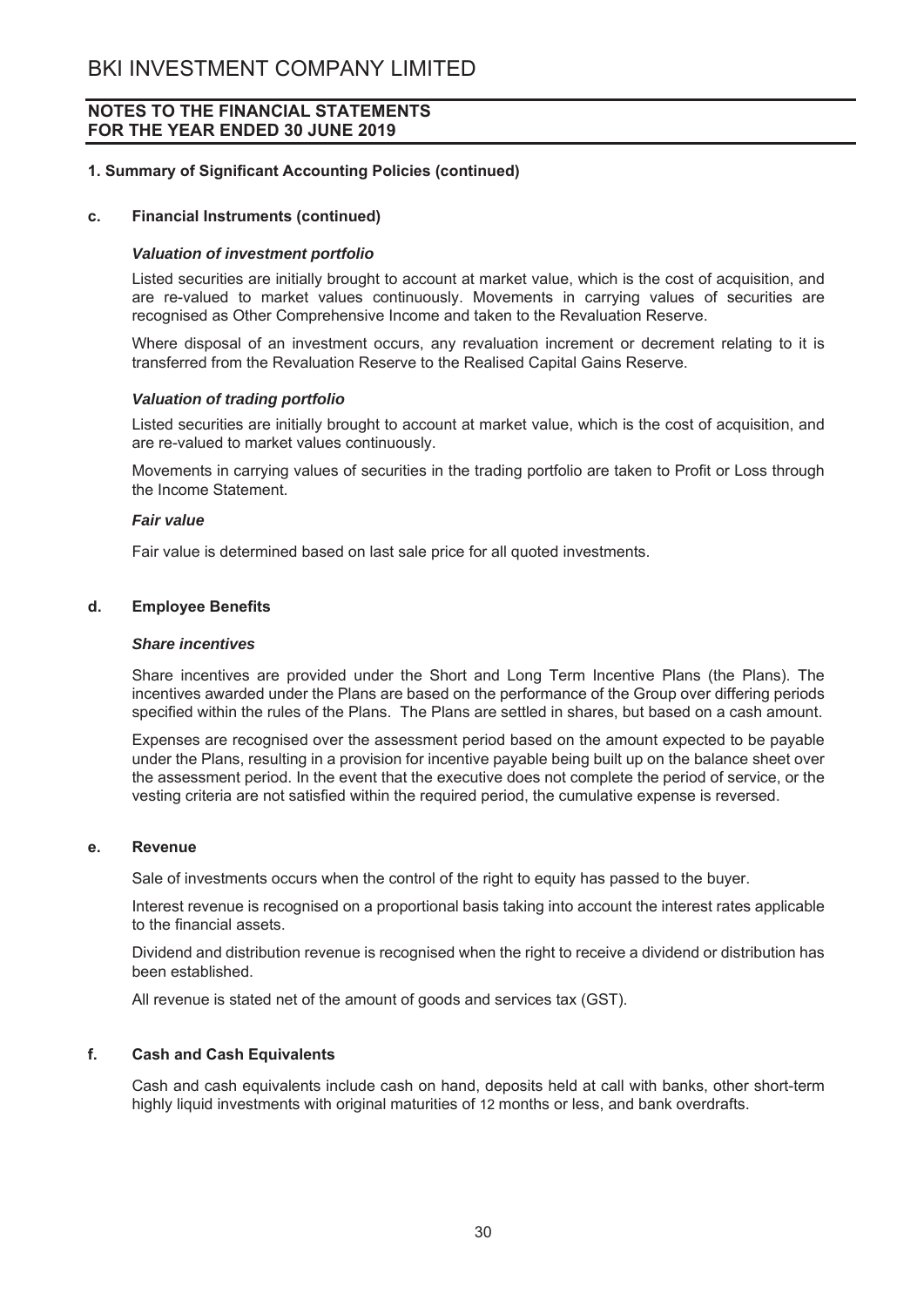## 1. Summary of Significant Accounting Policies (continued)

### c. Financial Instruments (continued)

***Valuation of investment portfolio***

Listed securities are initially brought to account at market value, which is the cost of acquisition, and are re-valued to market values continuously. Movements in carrying values of securities are recognised as Other Comprehensive Income and taken to the Revaluation Reserve.

Where disposal of an investment occurs, any revaluation increment or decrement relating to it is transferred from the Revaluation Reserve to the Realised Capital Gains Reserve.

***Valuation of trading portfolio***

Listed securities are initially brought to account at market value, which is the cost of acquisition, and are re-valued to market values continuously.

Movements in carrying values of securities in the trading portfolio are taken to Profit or Loss through the Income Statement.

***Fair value***

Fair value is determined based on last sale price for all quoted investments.

### d. Employee Benefits

***Share incentives***

Share incentives are provided under the Short and Long Term Incentive Plans (the Plans). The incentives awarded under the Plans are based on the performance of the Group over differing periods specified within the rules of the Plans. The Plans are settled in shares, but based on a cash amount.

Expenses are recognised over the assessment period based on the amount expected to be payable under the Plans, resulting in a provision for incentive payable being built up on the balance sheet over the assessment period. In the event that the executive does not complete the period of service, or the vesting criteria are not satisfied within the required period, the cumulative expense is reversed.

### e. Revenue

Sale of investments occurs when the control of the right to equity has passed to the buyer.

Interest revenue is recognised on a proportional basis taking into account the interest rates applicable to the financial assets.

Dividend and distribution revenue is recognised when the right to receive a dividend or distribution has been established.

All revenue is stated net of the amount of goods and services tax (GST).

### f. Cash and Cash Equivalents

Cash and cash equivalents include cash on hand, deposits held at call with banks, other short-term highly liquid investments with original maturities of 12 months or less, and bank overdrafts.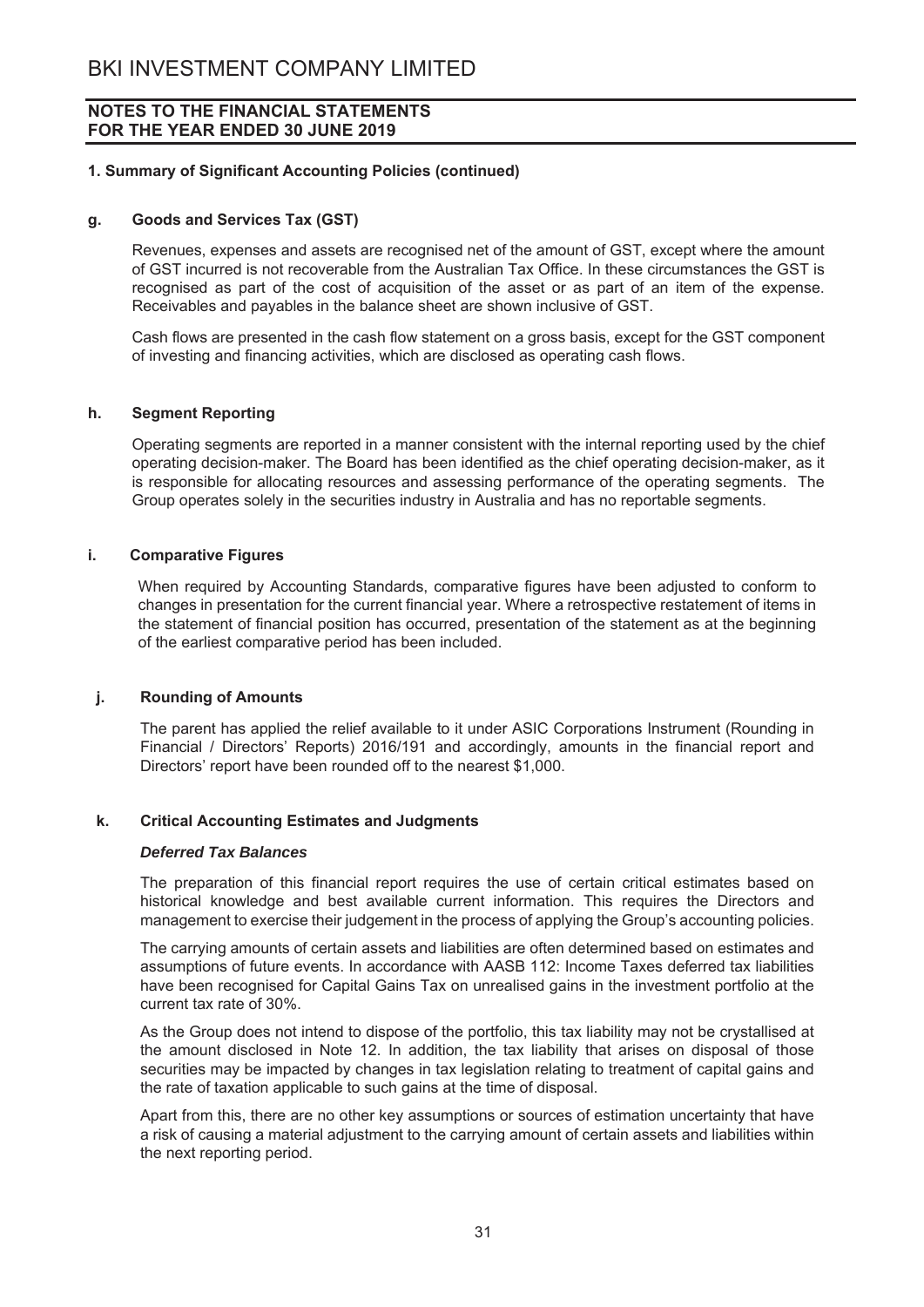# BKI INVESTMENT COMPANY LIMITED

## NOTES TO THE FINANCIAL STATEMENTS FOR THE YEAR ENDED 30 JUNE 2019

### 1. Summary of Significant Accounting Policies (continued)

#### g. Goods and Services Tax (GST)

Revenues, expenses and assets are recognised net of the amount of GST, except where the amount of GST incurred is not recoverable from the Australian Tax Office. In these circumstances the GST is recognised as part of the cost of acquisition of the asset or as part of an item of the expense. Receivables and payables in the balance sheet are shown inclusive of GST.

Cash flows are presented in the cash flow statement on a gross basis, except for the GST component of investing and financing activities, which are disclosed as operating cash flows.

#### h. Segment Reporting

Operating segments are reported in a manner consistent with the internal reporting used by the chief operating decision-maker. The Board has been identified as the chief operating decision-maker, as it is responsible for allocating resources and assessing performance of the operating segments. The Group operates solely in the securities industry in Australia and has no reportable segments.

#### i. Comparative Figures

When required by Accounting Standards, comparative figures have been adjusted to conform to changes in presentation for the current financial year. Where a retrospective restatement of items in the statement of financial position has occurred, presentation of the statement as at the beginning of the earliest comparative period has been included.

#### j. Rounding of Amounts

The parent has applied the relief available to it under ASIC Corporations Instrument (Rounding in Financial / Directors' Reports) 2016/191 and accordingly, amounts in the financial report and Directors' report have been rounded off to the nearest $1,000.

#### k. Critical Accounting Estimates and Judgments

***Deferred Tax Balances***

The preparation of this financial report requires the use of certain critical estimates based on historical knowledge and best available current information. This requires the Directors and management to exercise their judgement in the process of applying the Group's accounting policies.

The carrying amounts of certain assets and liabilities are often determined based on estimates and assumptions of future events. In accordance with AASB 112: Income Taxes deferred tax liabilities have been recognised for Capital Gains Tax on unrealised gains in the investment portfolio at the current tax rate of 30%.

As the Group does not intend to dispose of the portfolio, this tax liability may not be crystallised at the amount disclosed in Note 12. In addition, the tax liability that arises on disposal of those securities may be impacted by changes in tax legislation relating to treatment of capital gains and the rate of taxation applicable to such gains at the time of disposal.

Apart from this, there are no other key assumptions or sources of estimation uncertainty that have a risk of causing a material adjustment to the carrying amount of certain assets and liabilities within the next reporting period.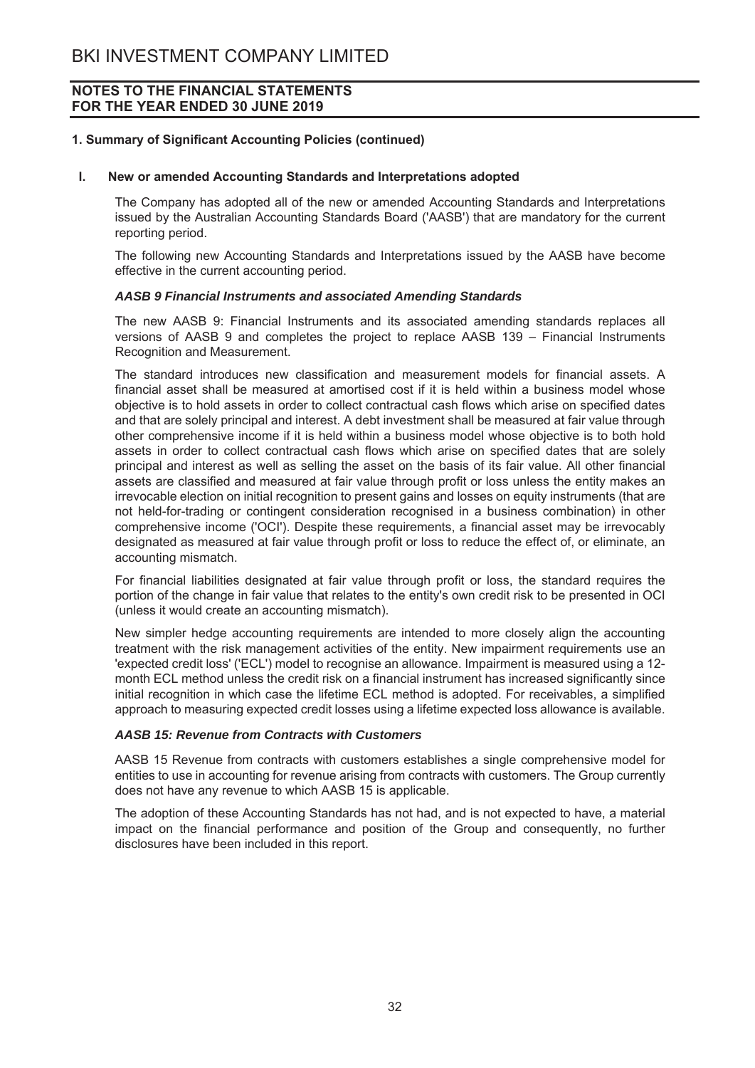## 1. Summary of Significant Accounting Policies (continued)

### l. New or amended Accounting Standards and Interpretations adopted

The Company has adopted all of the new or amended Accounting Standards and Interpretations issued by the Australian Accounting Standards Board ('AASB') that are mandatory for the current reporting period.

The following new Accounting Standards and Interpretations issued by the AASB have become effective in the current accounting period.

***AASB 9 Financial Instruments and associated Amending Standards***

The new AASB 9: Financial Instruments and its associated amending standards replaces all versions of AASB 9 and completes the project to replace AASB 139 – Financial Instruments Recognition and Measurement.

The standard introduces new classification and measurement models for financial assets. A financial asset shall be measured at amortised cost if it is held within a business model whose objective is to hold assets in order to collect contractual cash flows which arise on specified dates and that are solely principal and interest. A debt investment shall be measured at fair value through other comprehensive income if it is held within a business model whose objective is to both hold assets in order to collect contractual cash flows which arise on specified dates that are solely principal and interest as well as selling the asset on the basis of its fair value. All other financial assets are classified and measured at fair value through profit or loss unless the entity makes an irrevocable election on initial recognition to present gains and losses on equity instruments (that are not held-for-trading or contingent consideration recognised in a business combination) in other comprehensive income ('OCI'). Despite these requirements, a financial asset may be irrevocably designated as measured at fair value through profit or loss to reduce the effect of, or eliminate, an accounting mismatch.

For financial liabilities designated at fair value through profit or loss, the standard requires the portion of the change in fair value that relates to the entity's own credit risk to be presented in OCI (unless it would create an accounting mismatch).

New simpler hedge accounting requirements are intended to more closely align the accounting treatment with the risk management activities of the entity. New impairment requirements use an 'expected credit loss' ('ECL') model to recognise an allowance. Impairment is measured using a 12-month ECL method unless the credit risk on a financial instrument has increased significantly since initial recognition in which case the lifetime ECL method is adopted. For receivables, a simplified approach to measuring expected credit losses using a lifetime expected loss allowance is available.

***AASB 15: Revenue from Contracts with Customers***

AASB 15 Revenue from contracts with customers establishes a single comprehensive model for entities to use in accounting for revenue arising from contracts with customers. The Group currently does not have any revenue to which AASB 15 is applicable.

The adoption of these Accounting Standards has not had, and is not expected to have, a material impact on the financial performance and position of the Group and consequently, no further disclosures have been included in this report.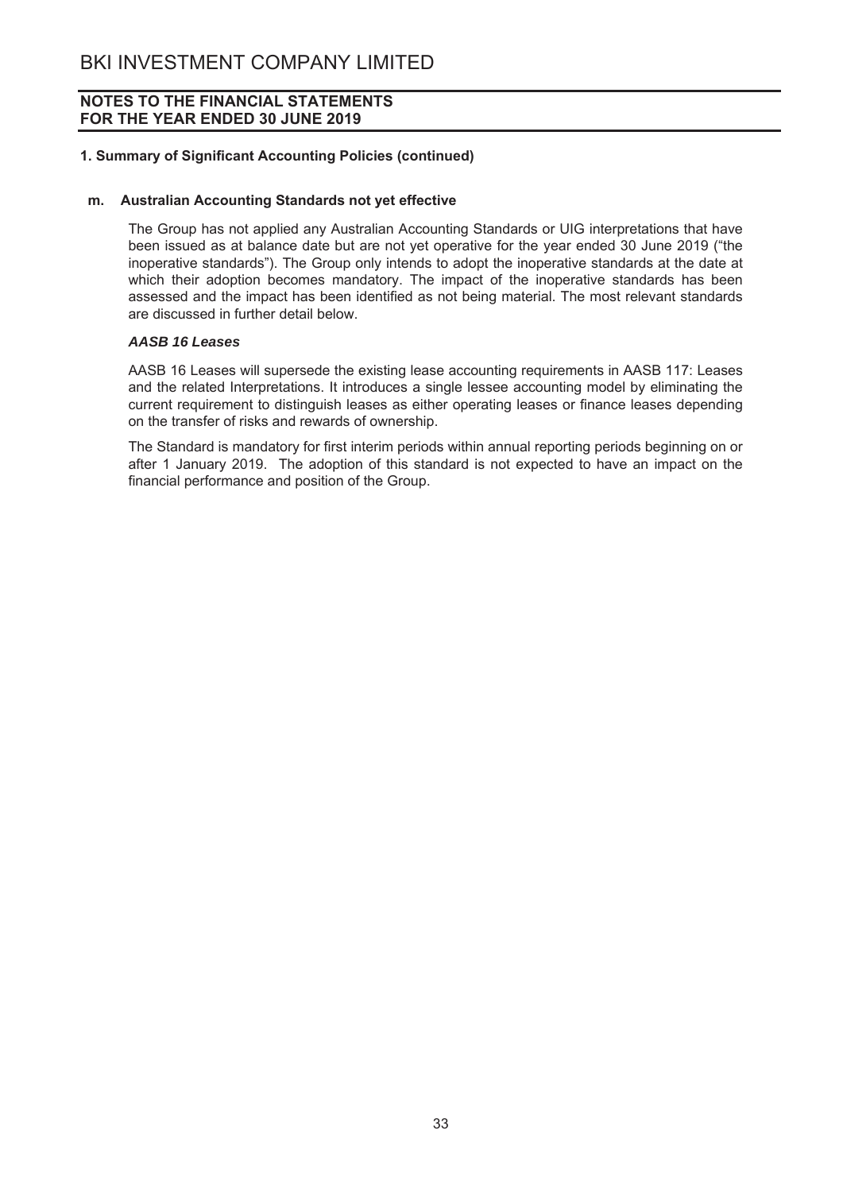# BKI INVESTMENT COMPANY LIMITED

**NOTES TO THE FINANCIAL STATEMENTS**
**FOR THE YEAR ENDED 30 JUNE 2019**

**1. Summary of Significant Accounting Policies (continued)**

**m. Australian Accounting Standards not yet effective**

The Group has not applied any Australian Accounting Standards or UIG interpretations that have been issued as at balance date but are not yet operative for the year ended 30 June 2019 ("the inoperative standards"). The Group only intends to adopt the inoperative standards at the date at which their adoption becomes mandatory. The impact of the inoperative standards has been assessed and the impact has been identified as not being material. The most relevant standards are discussed in further detail below.

***AASB 16 Leases***

AASB 16 Leases will supersede the existing lease accounting requirements in AASB 117: Leases and the related Interpretations. It introduces a single lessee accounting model by eliminating the current requirement to distinguish leases as either operating leases or finance leases depending on the transfer of risks and rewards of ownership.

The Standard is mandatory for first interim periods within annual reporting periods beginning on or after 1 January 2019. The adoption of this standard is not expected to have an impact on the financial performance and position of the Group.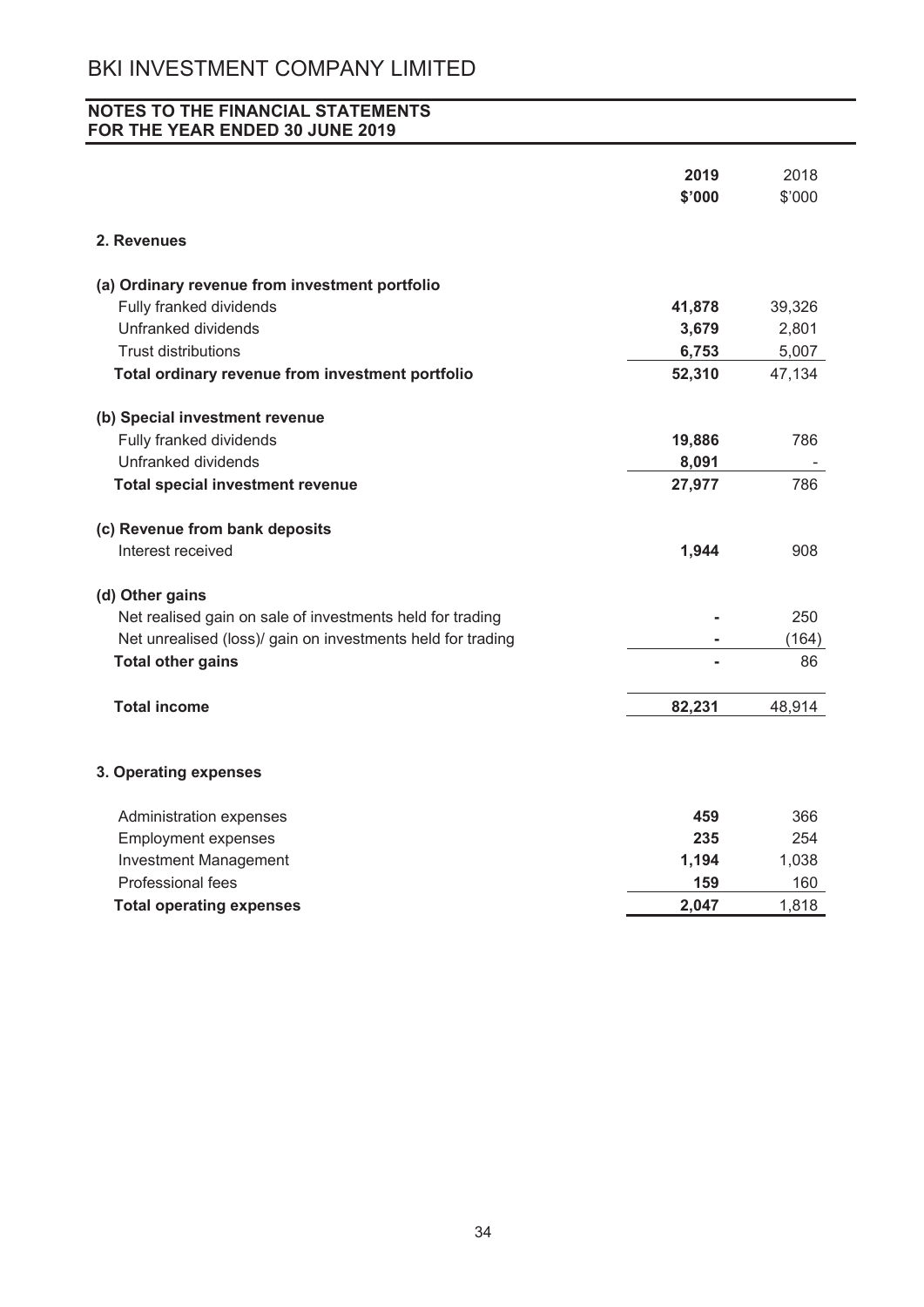# BKI INVESTMENT COMPANY LIMITED

## NOTES TO THE FINANCIAL STATEMENTS
## FOR THE YEAR ENDED 30 JUNE 2019

| | 2019<br>$'000 | 2018<br>$'000 |
|---|---|---|
| **2. Revenues** | | |
| **(a) Ordinary revenue from investment portfolio** | | |
| Fully franked dividends | **41,878** | 39,326 |
| Unfranked dividends | **3,679** | 2,801 |
| Trust distributions | **6,753** | 5,007 |
| **Total ordinary revenue from investment portfolio** | **52,310** | 47,134 |
| **(b) Special investment revenue** | | |
| Fully franked dividends | **19,886** | 786 |
| Unfranked dividends | **8,091** | - |
| **Total special investment revenue** | **27,977** | 786 |
| **(c) Revenue from bank deposits** | | |
| Interest received | **1,944** | 908 |
| **(d) Other gains** | | |
| Net realised gain on sale of investments held for trading | **-** | 250 |
| Net unrealised (loss)/ gain on investments held for trading | **-** | (164) |
| **Total other gains** | **-** | 86 |
| **Total income** | **82,231** | 48,914 |

## 3. Operating expenses

| | 2019<br>$'000 | 2018<br>$'000 |
|---|---|---|
| Administration expenses | **459** | 366 |
| Employment expenses | **235** | 254 |
| Investment Management | **1,194** | 1,038 |
| Professional fees | **159** | 160 |
| **Total operating expenses** | **2,047** | 1,818 |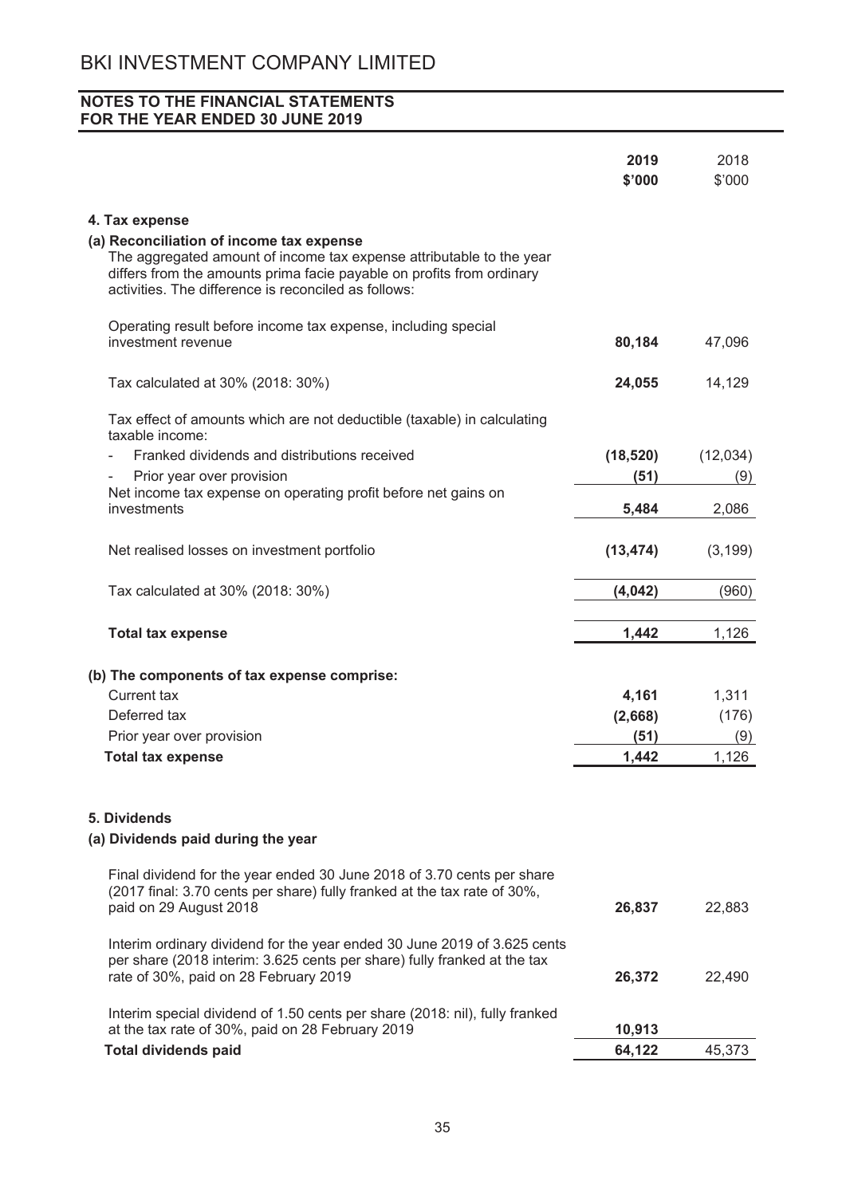# BKI INVESTMENT COMPANY LIMITED

## NOTES TO THE FINANCIAL STATEMENTS FOR THE YEAR ENDED 30 JUNE 2019

| | **2019 $'000** | 2018 $'000 |
|---|---|---|
| **4. Tax expense** | | |
| **(a) Reconciliation of income tax expense** | | |
| The aggregated amount of income tax expense attributable to the year differs from the amounts prima facie payable on profits from ordinary activities. The difference is reconciled as follows: | | |
| Operating result before income tax expense, including special investment revenue | **80,184** | 47,096 |
| Tax calculated at 30% (2018: 30%) | **24,055** | 14,129 |
| Tax effect of amounts which are not deductible (taxable) in calculating taxable income: | | |
| - Franked dividends and distributions received | **(18,520)** | (12,034) |
| - Prior year over provision | **(51)** | (9) |
| Net income tax expense on operating profit before net gains on investments | **5,484** | 2,086 |
| Net realised losses on investment portfolio | **(13,474)** | (3,199) |
| Tax calculated at 30% (2018: 30%) | **(4,042)** | (960) |
| **Total tax expense** | **1,442** | 1,126 |
| **(b) The components of tax expense comprise:** | | |
| Current tax | **4,161** | 1,311 |
| Deferred tax | **(2,668)** | (176) |
| Prior year over provision | **(51)** | (9) |
| **Total tax expense** | **1,442** | 1,126 |
| **5. Dividends** | | |
| **(a) Dividends paid during the year** | | |
| Final dividend for the year ended 30 June 2018 of 3.70 cents per share (2017 final: 3.70 cents per share) fully franked at the tax rate of 30%, paid on 29 August 2018 | **26,837** | 22,883 |
| Interim ordinary dividend for the year ended 30 June 2019 of 3.625 cents per share (2018 interim: 3.625 cents per share) fully franked at the tax rate of 30%, paid on 28 February 2019 | **26,372** | 22,490 |
| Interim special dividend of 1.50 cents per share (2018: nil), fully franked at the tax rate of 30%, paid on 28 February 2019 | **10,913** | |
| **Total dividends paid** | **64,122** | 45,373 |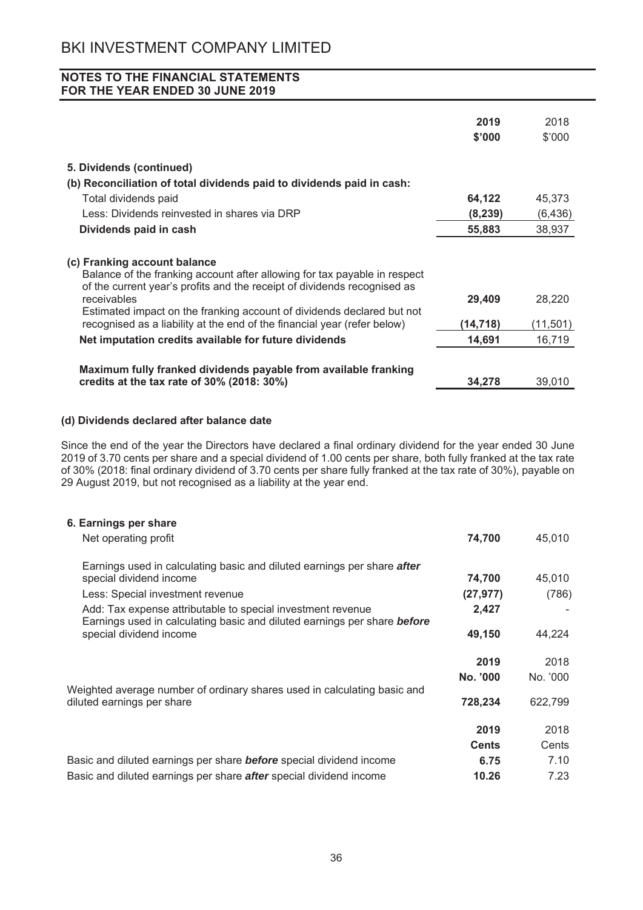# BKI INVESTMENT COMPANY LIMITED

## NOTES TO THE FINANCIAL STATEMENTS
## FOR THE YEAR ENDED 30 JUNE 2019

| | **2019** | 2018 |
|---|---|---|
| | **$'000** | $'000 |
| **5. Dividends (continued)** | | |
| **(b) Reconciliation of total dividends paid to dividends paid in cash:** | | |
| Total dividends paid | **64,122** | 45,373 |
| Less: Dividends reinvested in shares via DRP | **(8,239)** | (6,436) |
| **Dividends paid in cash** | **55,883** | 38,937 |
| **(c) Franking account balance** | | |
| Balance of the franking account after allowing for tax payable in respect of the current year's profits and the receipt of dividends recognised as receivables | **29,409** | 28,220 |
| Estimated impact on the franking account of dividends declared but not recognised as a liability at the end of the financial year (refer below) | **(14,718)** | (11,501) |
| **Net imputation credits available for future dividends** | **14,691** | 16,719 |
| **Maximum fully franked dividends payable from available franking credits at the tax rate of 30% (2018: 30%)** | **34,278** | 39,010 |

### (d) Dividends declared after balance date

Since the end of the year the Directors have declared a final ordinary dividend for the year ended 30 June 2019 of 3.70 cents per share and a special dividend of 1.00 cents per share, both fully franked at the tax rate of 30% (2018: final ordinary dividend of 3.70 cents per share fully franked at the tax rate of 30%), payable on 29 August 2019, but not recognised as a liability at the year end.

| **6. Earnings per share** | **2019** | 2018 |
|---|---|---|
| Net operating profit | **74,700** | 45,010 |
| Earnings used in calculating basic and diluted earnings per share ***after*** special dividend income | **74,700** | 45,010 |
| Less: Special investment revenue | **(27,977)** | (786) |
| Add: Tax expense attributable to special investment revenue | **2,427** | - |
| Earnings used in calculating basic and diluted earnings per share ***before*** special dividend income | **49,150** | 44,224 |

| | **2019** | 2018 |
|---|---|---|
| | **No. '000** | No. '000 |
| Weighted average number of ordinary shares used in calculating basic and diluted earnings per share | **728,234** | 622,799 |

| | **2019** | 2018 |
|---|---|---|
| | **Cents** | Cents |
| Basic and diluted earnings per share ***before*** special dividend income | **6.75** | 7.10 |
| Basic and diluted earnings per share ***after*** special dividend income | **10.26** | 7.23 |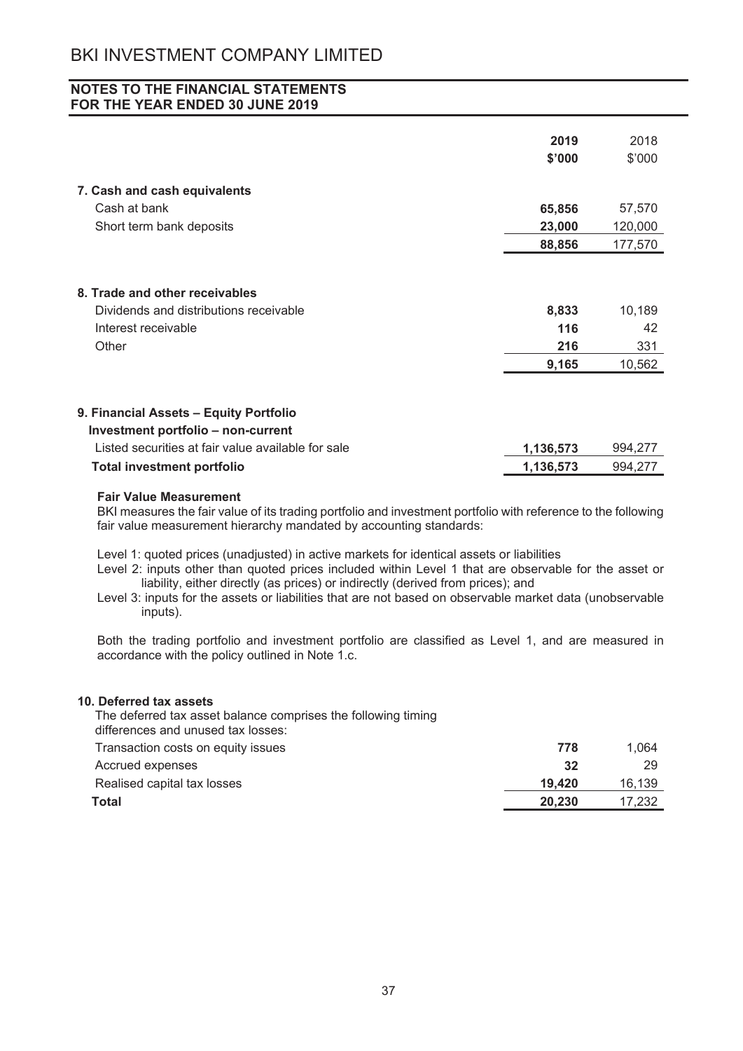# BKI INVESTMENT COMPANY LIMITED

## NOTES TO THE FINANCIAL STATEMENTS FOR THE YEAR ENDED 30 JUNE 2019

| | 2019 $'000 | 2018 $'000 |
|---|---|---|
| **7. Cash and cash equivalents** | | |
| Cash at bank | **65,856** | 57,570 |
| Short term bank deposits | **23,000** | 120,000 |
| | **88,856** | 177,570 |

| | 2019 $'000 | 2018 $'000 |
|---|---|---|
| **8. Trade and other receivables** | | |
| Dividends and distributions receivable | **8,833** | 10,189 |
| Interest receivable | **116** | 42 |
| Other | **216** | 331 |
| | **9,165** | 10,562 |

| | 2019 $'000 | 2018 $'000 |
|---|---|---|
| **9. Financial Assets – Equity Portfolio** | | |
| **Investment portfolio – non-current** | | |
| Listed securities at fair value available for sale | **1,136,573** | 994,277 |
| **Total investment portfolio** | **1,136,573** | 994,277 |

**Fair Value Measurement**

BKI measures the fair value of its trading portfolio and investment portfolio with reference to the following fair value measurement hierarchy mandated by accounting standards:

Level 1: quoted prices (unadjusted) in active markets for identical assets or liabilities

Level 2: inputs other than quoted prices included within Level 1 that are observable for the asset or liability, either directly (as prices) or indirectly (derived from prices); and

Level 3: inputs for the assets or liabilities that are not based on observable market data (unobservable inputs).

Both the trading portfolio and investment portfolio are classified as Level 1, and are measured in accordance with the policy outlined in Note 1.c.

**10. Deferred tax assets**

The deferred tax asset balance comprises the following timing differences and unused tax losses:

| | 2019 $'000 | 2018 $'000 |
|---|---|---|
| Transaction costs on equity issues | **778** | 1,064 |
| Accrued expenses | **32** | 29 |
| Realised capital tax losses | **19,420** | 16,139 |
| **Total** | **20,230** | 17,232 |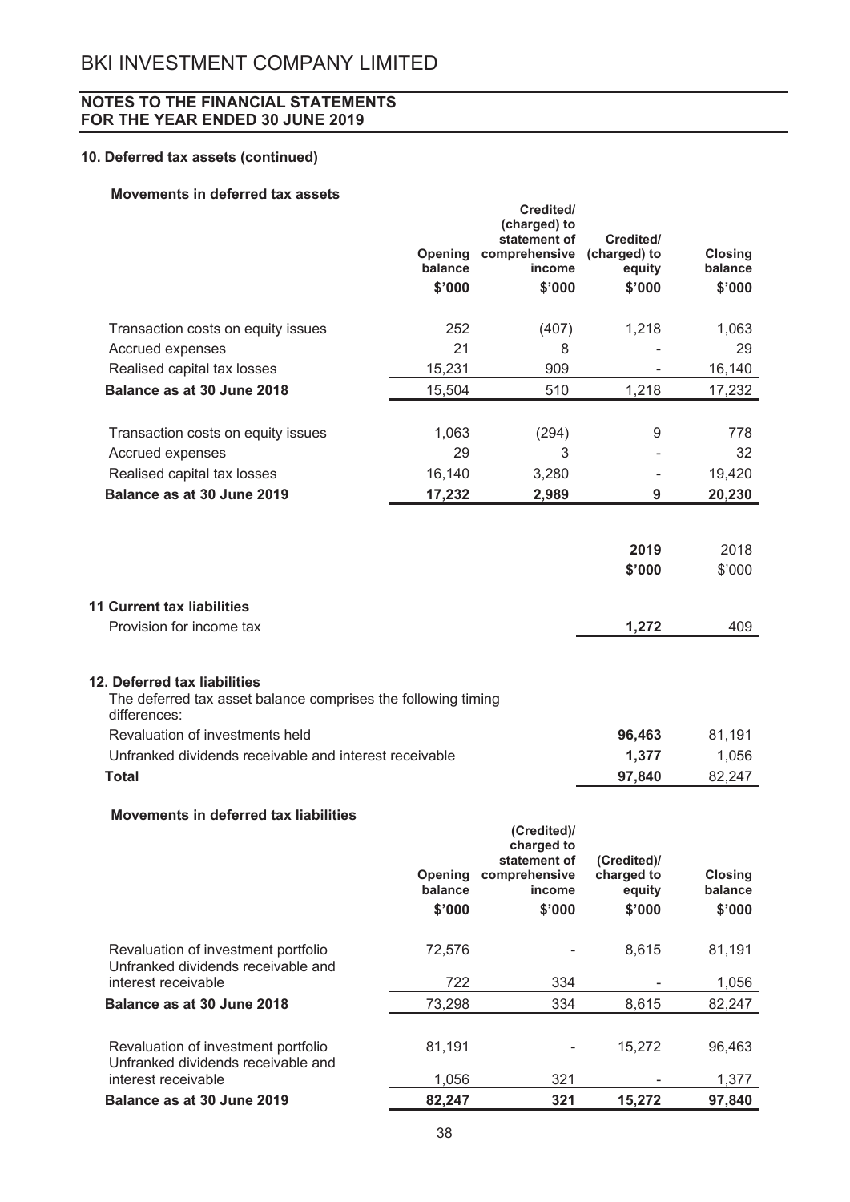# BKI INVESTMENT COMPANY LIMITED

## NOTES TO THE FINANCIAL STATEMENTS FOR THE YEAR ENDED 30 JUNE 2019

### 10. Deferred tax assets (continued)

**Movements in deferred tax assets**

| | Opening balance | Credited/ (charged) to statement of comprehensive income | Credited/ (charged) to equity | Closing balance |
|---|---|---|---|---|
| | $'000 | $'000 | $'000 | $'000 |
| Transaction costs on equity issues | 252 | (407) | 1,218 | 1,063 |
| Accrued expenses | 21 | 8 | - | 29 |
| Realised capital tax losses | 15,231 | 909 | - | 16,140 |
| **Balance as at 30 June 2018** | 15,504 | 510 | 1,218 | 17,232 |
| Transaction costs on equity issues | 1,063 | (294) | 9 | 778 |
| Accrued expenses | 29 | 3 | - | 32 |
| Realised capital tax losses | 16,140 | 3,280 | - | 19,420 |
| **Balance as at 30 June 2019** | **17,232** | **2,989** | **9** | **20,230** |

| | 2019 | 2018 |
|---|---|---|
| | $'000 | $'000 |
| **11 Current tax liabilities** | | |
| Provision for income tax | **1,272** | 409 |
| **12. Deferred tax liabilities** | | |
| The deferred tax asset balance comprises the following timing differences: | | |
| Revaluation of investments held | **96,463** | 81,191 |
| Unfranked dividends receivable and interest receivable | **1,377** | 1,056 |
| **Total** | **97,840** | 82,247 |

**Movements in deferred tax liabilities**

| | Opening balance | (Credited)/ charged to statement of comprehensive income | (Credited)/ charged to equity | Closing balance |
|---|---|---|---|---|
| | $'000 | $'000 | $'000 | $'000 |
| Revaluation of investment portfolio | 72,576 | - | 8,615 | 81,191 |
| Unfranked dividends receivable and interest receivable | 722 | 334 | - | 1,056 |
| **Balance as at 30 June 2018** | 73,298 | 334 | 8,615 | 82,247 |
| Revaluation of investment portfolio | 81,191 | - | 15,272 | 96,463 |
| Unfranked dividends receivable and interest receivable | 1,056 | 321 | - | 1,377 |
| **Balance as at 30 June 2019** | **82,247** | **321** | **15,272** | **97,840** |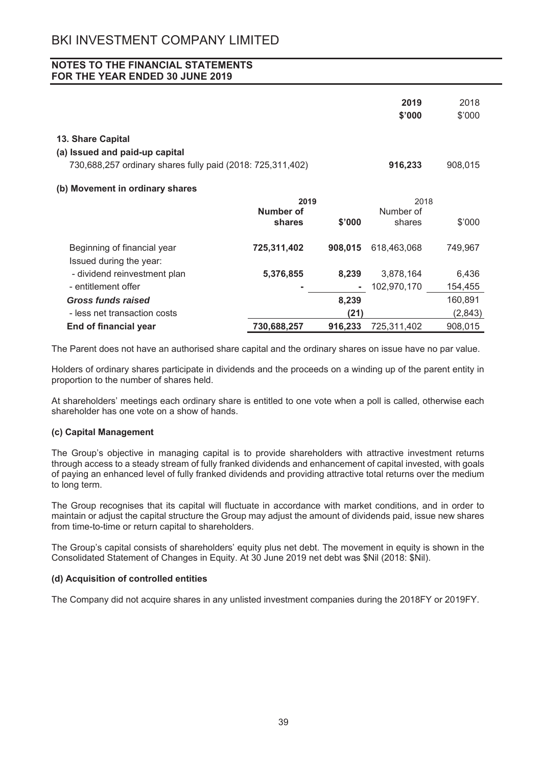# BKI INVESTMENT COMPANY LIMITED

## NOTES TO THE FINANCIAL STATEMENTS
## FOR THE YEAR ENDED 30 JUNE 2019

| | 2019 $'000 | 2018 $'000 |
|---|---|---|
| **13. Share Capital** | | |
| **(a) Issued and paid-up capital** | | |
| 730,688,257 ordinary shares fully paid (2018: 725,311,402) | **916,233** | 908,015 |

**(b) Movement in ordinary shares**

| | 2019 Number of shares | 2019 $'000 | 2018 Number of shares | 2018 $'000 |
|---|---|---|---|---|
| Beginning of financial year | **725,311,402** | **908,015** | 618,463,068 | 749,967 |
| Issued during the year: | | | | |
| - dividend reinvestment plan | **5,376,855** | **8,239** | 3,878,164 | 6,436 |
| - entitlement offer | **-** | **-** | 102,970,170 | 154,455 |
| ***Gross funds raised*** | | **8,239** | | 160,891 |
| - less net transaction costs | | **(21)** | | (2,843) |
| **End of financial year** | **730,688,257** | **916,233** | 725,311,402 | 908,015 |

The Parent does not have an authorised share capital and the ordinary shares on issue have no par value.

Holders of ordinary shares participate in dividends and the proceeds on a winding up of the parent entity in proportion to the number of shares held.

At shareholders' meetings each ordinary share is entitled to one vote when a poll is called, otherwise each shareholder has one vote on a show of hands.

**(c) Capital Management**

The Group's objective in managing capital is to provide shareholders with attractive investment returns through access to a steady stream of fully franked dividends and enhancement of capital invested, with goals of paying an enhanced level of fully franked dividends and providing attractive total returns over the medium to long term.

The Group recognises that its capital will fluctuate in accordance with market conditions, and in order to maintain or adjust the capital structure the Group may adjust the amount of dividends paid, issue new shares from time-to-time or return capital to shareholders.

The Group's capital consists of shareholders' equity plus net debt. The movement in equity is shown in the Consolidated Statement of Changes in Equity. At 30 June 2019 net debt was $Nil (2018: $Nil).

**(d) Acquisition of controlled entities**

The Company did not acquire shares in any unlisted investment companies during the 2018FY or 2019FY.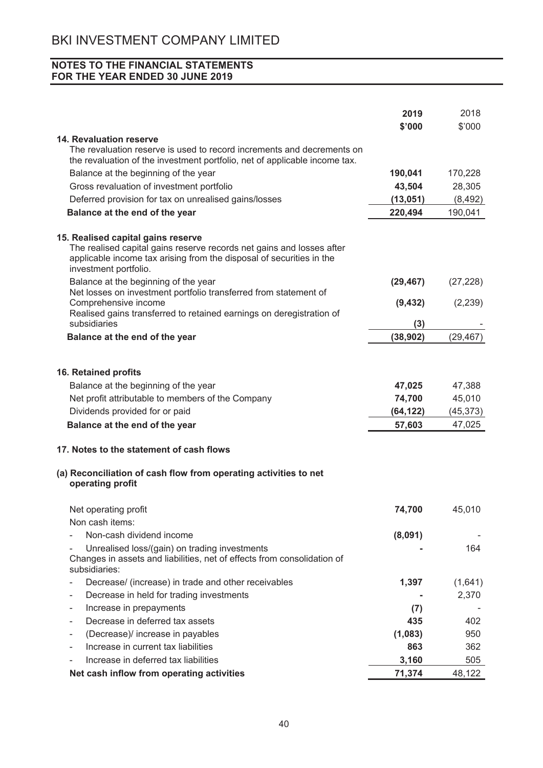# BKI INVESTMENT COMPANY LIMITED

## NOTES TO THE FINANCIAL STATEMENTS FOR THE YEAR ENDED 30 JUNE 2019

| | 2019 | 2018 |
|---|---|---|
| | **$'000** | $'000 |
| **14. Revaluation reserve** | | |
| The revaluation reserve is used to record increments and decrements on the revaluation of the investment portfolio, net of applicable income tax. | | |
| Balance at the beginning of the year | **190,041** | 170,228 |
| Gross revaluation of investment portfolio | **43,504** | 28,305 |
| Deferred provision for tax on unrealised gains/losses | **(13,051)** | (8,492) |
| **Balance at the end of the year** | **220,494** | 190,041 |
| | | |
| **15. Realised capital gains reserve** | | |
| The realised capital gains reserve records net gains and losses after applicable income tax arising from the disposal of securities in the investment portfolio. | | |
| Balance at the beginning of the year | **(29,467)** | (27,228) |
| Net losses on investment portfolio transferred from statement of Comprehensive income | **(9,432)** | (2,239) |
| Realised gains transferred to retained earnings on deregistration of subsidiaries | **(3)** | - |
| **Balance at the end of the year** | **(38,902)** | (29,467) |
| | | |
| **16. Retained profits** | | |
| Balance at the beginning of the year | **47,025** | 47,388 |
| Net profit attributable to members of the Company | **74,700** | 45,010 |
| Dividends provided for or paid | **(64,122)** | (45,373) |
| **Balance at the end of the year** | **57,603** | 47,025 |

**17. Notes to the statement of cash flows**

**(a) Reconciliation of cash flow from operating activities to net operating profit**

| | 2019 | 2018 |
|---|---|---|
| Net operating profit | **74,700** | 45,010 |
| Non cash items: | | |
| - Non-cash dividend income | **(8,091)** | - |
| - Unrealised loss/(gain) on trading investments | **-** | 164 |
| Changes in assets and liabilities, net of effects from consolidation of subsidiaries: | | |
| - Decrease/ (increase) in trade and other receivables | **1,397** | (1,641) |
| - Decrease in held for trading investments | **-** | 2,370 |
| - Increase in prepayments | **(7)** | - |
| - Decrease in deferred tax assets | **435** | 402 |
| - (Decrease)/ increase in payables | **(1,083)** | 950 |
| - Increase in current tax liabilities | **863** | 362 |
| - Increase in deferred tax liabilities | **3,160** | 505 |
| **Net cash inflow from operating activities** | **71,374** | 48,122 |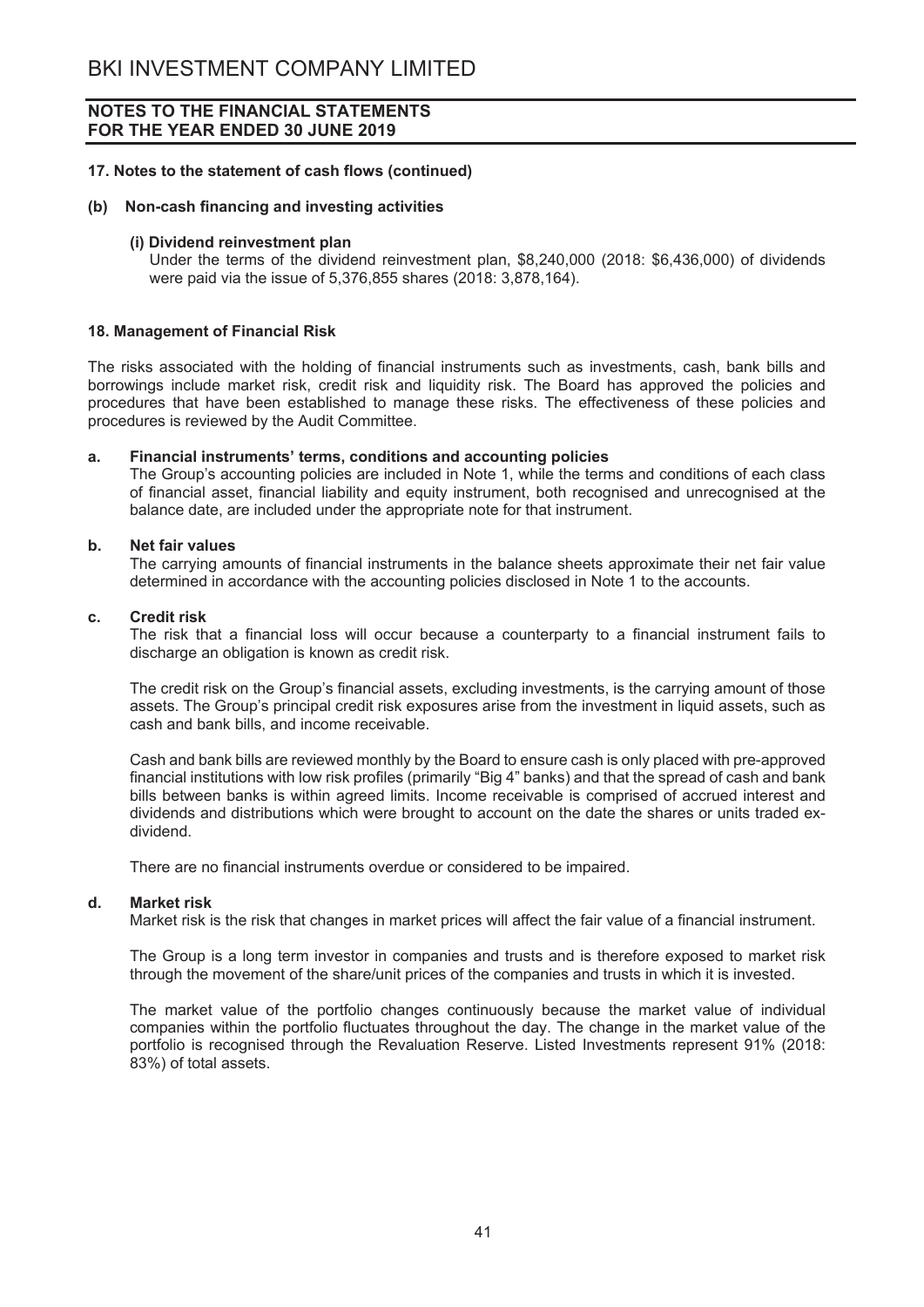### 17. Notes to the statement of cash flows (continued)

**(b) Non-cash financing and investing activities**

**(i) Dividend reinvestment plan**

Under the terms of the dividend reinvestment plan, $8,240,000 (2018: $6,436,000) of dividends were paid via the issue of 5,376,855 shares (2018: 3,878,164).

### 18. Management of Financial Risk

The risks associated with the holding of financial instruments such as investments, cash, bank bills and borrowings include market risk, credit risk and liquidity risk. The Board has approved the policies and procedures that have been established to manage these risks. The effectiveness of these policies and procedures is reviewed by the Audit Committee.

**a. Financial instruments' terms, conditions and accounting policies**

The Group's accounting policies are included in Note 1, while the terms and conditions of each class of financial asset, financial liability and equity instrument, both recognised and unrecognised at the balance date, are included under the appropriate note for that instrument.

**b. Net fair values**

The carrying amounts of financial instruments in the balance sheets approximate their net fair value determined in accordance with the accounting policies disclosed in Note 1 to the accounts.

**c. Credit risk**

The risk that a financial loss will occur because a counterparty to a financial instrument fails to discharge an obligation is known as credit risk.

The credit risk on the Group's financial assets, excluding investments, is the carrying amount of those assets. The Group's principal credit risk exposures arise from the investment in liquid assets, such as cash and bank bills, and income receivable.

Cash and bank bills are reviewed monthly by the Board to ensure cash is only placed with pre-approved financial institutions with low risk profiles (primarily "Big 4" banks) and that the spread of cash and bank bills between banks is within agreed limits. Income receivable is comprised of accrued interest and dividends and distributions which were brought to account on the date the shares or units traded ex-dividend.

There are no financial instruments overdue or considered to be impaired.

**d. Market risk**

Market risk is the risk that changes in market prices will affect the fair value of a financial instrument.

The Group is a long term investor in companies and trusts and is therefore exposed to market risk through the movement of the share/unit prices of the companies and trusts in which it is invested.

The market value of the portfolio changes continuously because the market value of individual companies within the portfolio fluctuates throughout the day. The change in the market value of the portfolio is recognised through the Revaluation Reserve. Listed Investments represent 91% (2018: 83%) of total assets.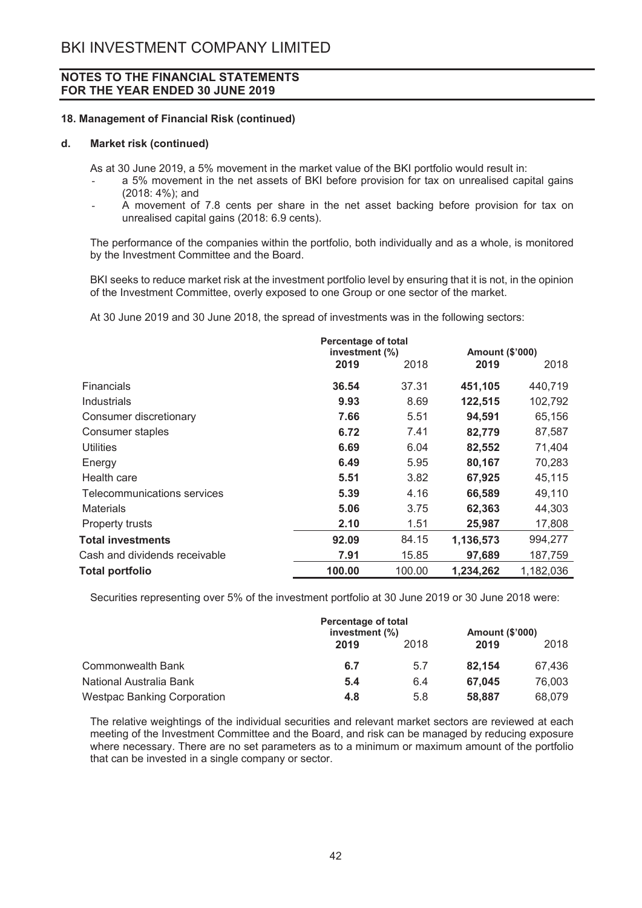# BKI INVESTMENT COMPANY LIMITED

## NOTES TO THE FINANCIAL STATEMENTS FOR THE YEAR ENDED 30 JUNE 2019

### 18. Management of Financial Risk (continued)

#### d. Market risk (continued)

As at 30 June 2019, a 5% movement in the market value of the BKI portfolio would result in:

- a 5% movement in the net assets of BKI before provision for tax on unrealised capital gains (2018: 4%); and
- A movement of 7.8 cents per share in the net asset backing before provision for tax on unrealised capital gains (2018: 6.9 cents).

The performance of the companies within the portfolio, both individually and as a whole, is monitored by the Investment Committee and the Board.

BKI seeks to reduce market risk at the investment portfolio level by ensuring that it is not, in the opinion of the Investment Committee, overly exposed to one Group or one sector of the market.

At 30 June 2019 and 30 June 2018, the spread of investments was in the following sectors:

| | Percentage of total investment (%) | | Amount ($'000) | |
|---|---|---|---|---|
| | **2019** | 2018 | **2019** | 2018 |
| Financials | **36.54** | 37.31 | **451,105** | 440,719 |
| Industrials | **9.93** | 8.69 | **122,515** | 102,792 |
| Consumer discretionary | **7.66** | 5.51 | **94,591** | 65,156 |
| Consumer staples | **6.72** | 7.41 | **82,779** | 87,587 |
| Utilities | **6.69** | 6.04 | **82,552** | 71,404 |
| Energy | **6.49** | 5.95 | **80,167** | 70,283 |
| Health care | **5.51** | 3.82 | **67,925** | 45,115 |
| Telecommunications services | **5.39** | 4.16 | **66,589** | 49,110 |
| Materials | **5.06** | 3.75 | **62,363** | 44,303 |
| Property trusts | **2.10** | 1.51 | **25,987** | 17,808 |
| **Total investments** | **92.09** | 84.15 | **1,136,573** | 994,277 |
| Cash and dividends receivable | **7.91** | 15.85 | **97,689** | 187,759 |
| **Total portfolio** | **100.00** | 100.00 | **1,234,262** | 1,182,036 |

Securities representing over 5% of the investment portfolio at 30 June 2019 or 30 June 2018 were:

| | Percentage of total investment (%) | | Amount ($'000) | |
|---|---|---|---|---|
| | **2019** | 2018 | **2019** | 2018 |
| Commonwealth Bank | **6.7** | 5.7 | **82,154** | 67,436 |
| National Australia Bank | **5.4** | 6.4 | **67,045** | 76,003 |
| Westpac Banking Corporation | **4.8** | 5.8 | **58,887** | 68,079 |

The relative weightings of the individual securities and relevant market sectors are reviewed at each meeting of the Investment Committee and the Board, and risk can be managed by reducing exposure where necessary. There are no set parameters as to a minimum or maximum amount of the portfolio that can be invested in a single company or sector.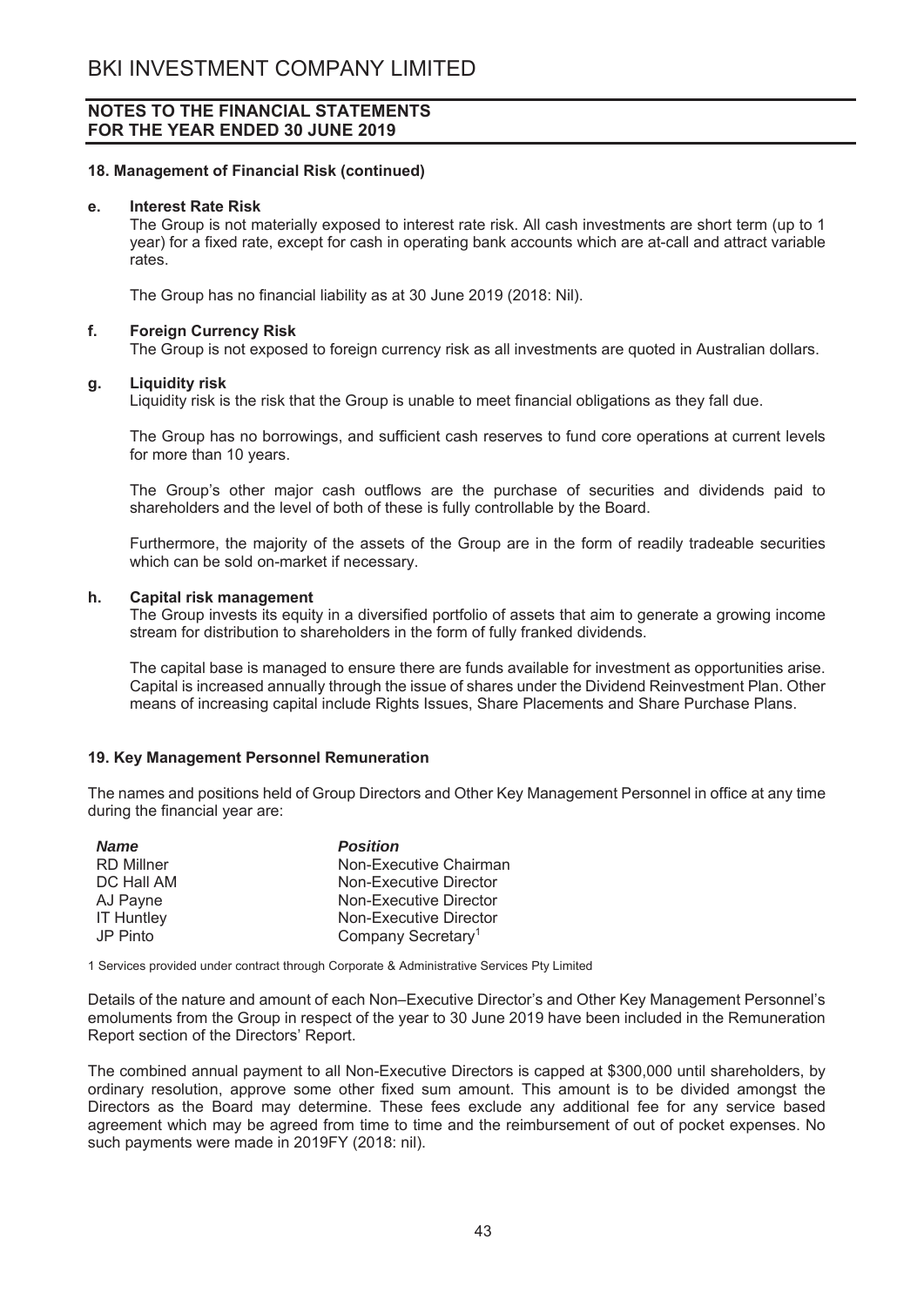# BKI INVESTMENT COMPANY LIMITED

## NOTES TO THE FINANCIAL STATEMENTS FOR THE YEAR ENDED 30 JUNE 2019

### 18. Management of Financial Risk (continued)

**e. Interest Rate Risk**

The Group is not materially exposed to interest rate risk. All cash investments are short term (up to 1 year) for a fixed rate, except for cash in operating bank accounts which are at-call and attract variable rates.

The Group has no financial liability as at 30 June 2019 (2018: Nil).

**f. Foreign Currency Risk**

The Group is not exposed to foreign currency risk as all investments are quoted in Australian dollars.

**g. Liquidity risk**

Liquidity risk is the risk that the Group is unable to meet financial obligations as they fall due.

The Group has no borrowings, and sufficient cash reserves to fund core operations at current levels for more than 10 years.

The Group's other major cash outflows are the purchase of securities and dividends paid to shareholders and the level of both of these is fully controllable by the Board.

Furthermore, the majority of the assets of the Group are in the form of readily tradeable securities which can be sold on-market if necessary.

**h. Capital risk management**

The Group invests its equity in a diversified portfolio of assets that aim to generate a growing income stream for distribution to shareholders in the form of fully franked dividends.

The capital base is managed to ensure there are funds available for investment as opportunities arise. Capital is increased annually through the issue of shares under the Dividend Reinvestment Plan. Other means of increasing capital include Rights Issues, Share Placements and Share Purchase Plans.

### 19. Key Management Personnel Remuneration

The names and positions held of Group Directors and Other Key Management Personnel in office at any time during the financial year are:

| *Name* | *Position* |
|---|---|
| RD Millner | Non-Executive Chairman |
| DC Hall AM | Non-Executive Director |
| AJ Payne | Non-Executive Director |
| IT Huntley | Non-Executive Director |
| JP Pinto | Company Secretary[1] |

1 Services provided under contract through Corporate & Administrative Services Pty Limited

Details of the nature and amount of each Non–Executive Director's and Other Key Management Personnel's emoluments from the Group in respect of the year to 30 June 2019 have been included in the Remuneration Report section of the Directors' Report.

The combined annual payment to all Non-Executive Directors is capped at $300,000 until shareholders, by ordinary resolution, approve some other fixed sum amount. This amount is to be divided amongst the Directors as the Board may determine. These fees exclude any additional fee for any service based agreement which may be agreed from time to time and the reimbursement of out of pocket expenses. No such payments were made in 2019FY (2018: nil).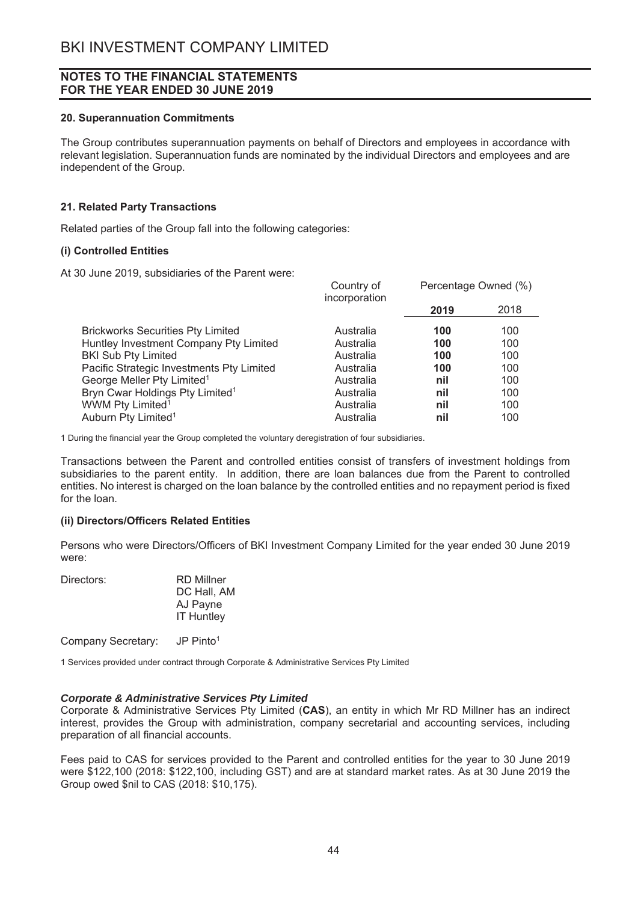# BKI INVESTMENT COMPANY LIMITED

## NOTES TO THE FINANCIAL STATEMENTS FOR THE YEAR ENDED 30 JUNE 2019

### 20. Superannuation Commitments

The Group contributes superannuation payments on behalf of Directors and employees in accordance with relevant legislation. Superannuation funds are nominated by the individual Directors and employees and are independent of the Group.

### 21. Related Party Transactions

Related parties of the Group fall into the following categories:

#### (i) Controlled Entities

At 30 June 2019, subsidiaries of the Parent were:

| | Country of incorporation | Percentage Owned (%) | |
|---|---|---|---|
| | | **2019** | 2018 |
| Brickworks Securities Pty Limited | Australia | **100** | 100 |
| Huntley Investment Company Pty Limited | Australia | **100** | 100 |
| BKI Sub Pty Limited | Australia | **100** | 100 |
| Pacific Strategic Investments Pty Limited | Australia | **100** | 100 |
| George Meller Pty Limited[1] | Australia | **nil** | 100 |
| Bryn Cwar Holdings Pty Limited[1] | Australia | **nil** | 100 |
| WWM Pty Limited[1] | Australia | **nil** | 100 |
| Auburn Pty Limited[1] | Australia | **nil** | 100 |

1 During the financial year the Group completed the voluntary deregistration of four subsidiaries.

Transactions between the Parent and controlled entities consist of transfers of investment holdings from subsidiaries to the parent entity. In addition, there are loan balances due from the Parent to controlled entities. No interest is charged on the loan balance by the controlled entities and no repayment period is fixed for the loan.

#### (ii) Directors/Officers Related Entities

Persons who were Directors/Officers of BKI Investment Company Limited for the year ended 30 June 2019 were:

Directors: RD Millner
DC Hall, AM
AJ Payne
IT Huntley

Company Secretary: JP Pinto[1]

1 Services provided under contract through Corporate & Administrative Services Pty Limited

***Corporate & Administrative Services Pty Limited***

Corporate & Administrative Services Pty Limited (**CAS**), an entity in which Mr RD Millner has an indirect interest, provides the Group with administration, company secretarial and accounting services, including preparation of all financial accounts.

Fees paid to CAS for services provided to the Parent and controlled entities for the year to 30 June 2019 were $122,100 (2018: $122,100, including GST) and are at standard market rates. As at 30 June 2019 the Group owed $nil to CAS (2018: $10,175).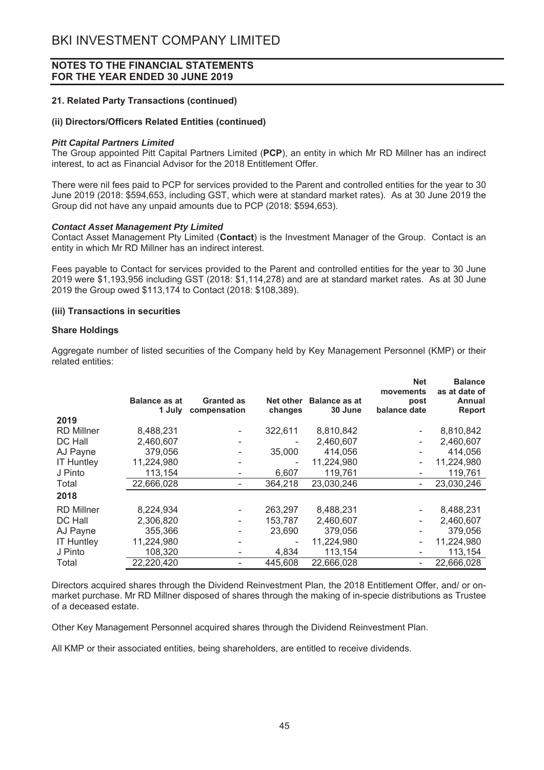# BKI INVESTMENT COMPANY LIMITED

## NOTES TO THE FINANCIAL STATEMENTS FOR THE YEAR ENDED 30 JUNE 2019

### 21. Related Party Transactions (continued)

#### (ii) Directors/Officers Related Entities (continued)

***Pitt Capital Partners Limited***

The Group appointed Pitt Capital Partners Limited (**PCP**), an entity in which Mr RD Millner has an indirect interest, to act as Financial Advisor for the 2018 Entitlement Offer.

There were nil fees paid to PCP for services provided to the Parent and controlled entities for the year to 30 June 2019 (2018: $594,653, including GST, which were at standard market rates). As at 30 June 2019 the Group did not have any unpaid amounts due to PCP (2018: $594,653).

***Contact Asset Management Pty Limited***

Contact Asset Management Pty Limited (**Contact**) is the Investment Manager of the Group. Contact is an entity in which Mr RD Millner has an indirect interest.

Fees payable to Contact for services provided to the Parent and controlled entities for the year to 30 June 2019 were $1,193,956 including GST (2018: $1,114,278) and are at standard market rates. As at 30 June 2019 the Group owed $113,174 to Contact (2018: $108,389).

#### (iii) Transactions in securities

**Share Holdings**

Aggregate number of listed securities of the Company held by Key Management Personnel (KMP) or their related entities:

| | Balance as at 1 July | Granted as compensation | Net other changes | Balance as at 30 June | Net movements post balance date | Balance as at date of Annual Report |
|---|---|---|---|---|---|---|
| **2019** | | | | | | |
| RD Millner | 8,488,231 | - | 322,611 | 8,810,842 | - | 8,810,842 |
| DC Hall | 2,460,607 | - | - | 2,460,607 | - | 2,460,607 |
| AJ Payne | 379,056 | - | 35,000 | 414,056 | - | 414,056 |
| IT Huntley | 11,224,980 | - | - | 11,224,980 | - | 11,224,980 |
| J Pinto | 113,154 | - | 6,607 | 119,761 | - | 119,761 |
| Total | 22,666,028 | - | 364,218 | 23,030,246 | - | 23,030,246 |
| **2018** | | | | | | |
| RD Millner | 8,224,934 | - | 263,297 | 8,488,231 | - | 8,488,231 |
| DC Hall | 2,306,820 | - | 153,787 | 2,460,607 | - | 2,460,607 |
| AJ Payne | 355,366 | - | 23,690 | 379,056 | - | 379,056 |
| IT Huntley | 11,224,980 | - | - | 11,224,980 | - | 11,224,980 |
| J Pinto | 108,320 | - | 4,834 | 113,154 | - | 113,154 |
| Total | 22,220,420 | - | 445,608 | 22,666,028 | - | 22,666,028 |

Directors acquired shares through the Dividend Reinvestment Plan, the 2018 Entitlement Offer, and/ or on-market purchase. Mr RD Millner disposed of shares through the making of in-specie distributions as Trustee of a deceased estate.

Other Key Management Personnel acquired shares through the Dividend Reinvestment Plan.

All KMP or their associated entities, being shareholders, are entitled to receive dividends.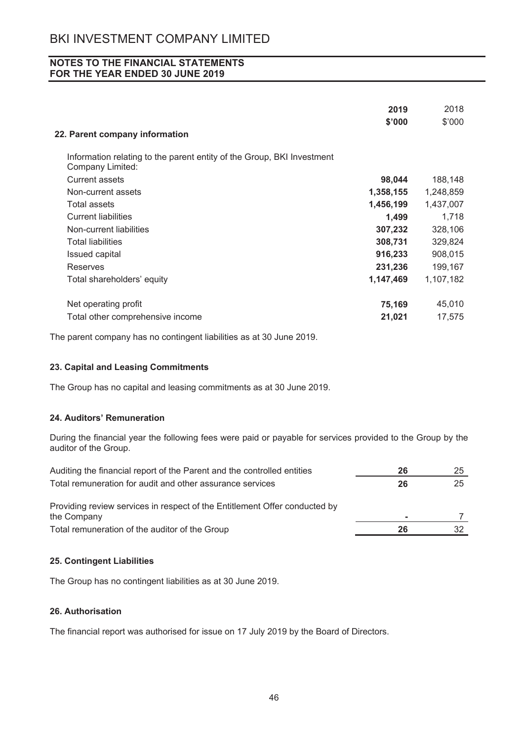# BKI INVESTMENT COMPANY LIMITED

## NOTES TO THE FINANCIAL STATEMENTS
## FOR THE YEAR ENDED 30 JUNE 2019

### 22. Parent company information

| | 2019 $'000 | 2018 $'000 |
|---|---|---|
| Information relating to the parent entity of the Group, BKI Investment Company Limited: | | |
| Current assets | **98,044** | 188,148 |
| Non-current assets | **1,358,155** | 1,248,859 |
| Total assets | **1,456,199** | 1,437,007 |
| Current liabilities | **1,499** | 1,718 |
| Non-current liabilities | **307,232** | 328,106 |
| Total liabilities | **308,731** | 329,824 |
| Issued capital | **916,233** | 908,015 |
| Reserves | **231,236** | 199,167 |
| Total shareholders' equity | **1,147,469** | 1,107,182 |
| Net operating profit | **75,169** | 45,010 |
| Total other comprehensive income | **21,021** | 17,575 |

The parent company has no contingent liabilities as at 30 June 2019.

### 23. Capital and Leasing Commitments

The Group has no capital and leasing commitments as at 30 June 2019.

### 24. Auditors' Remuneration

During the financial year the following fees were paid or payable for services provided to the Group by the auditor of the Group.

| | 2019 | 2018 |
|---|---|---|
| Auditing the financial report of the Parent and the controlled entities | **26** | 25 |
| Total remuneration for audit and other assurance services | **26** | 25 |
| Providing review services in respect of the Entitlement Offer conducted by the Company | **-** | 7 |
| Total remuneration of the auditor of the Group | **26** | 32 |

### 25. Contingent Liabilities

The Group has no contingent liabilities as at 30 June 2019.

### 26. Authorisation

The financial report was authorised for issue on 17 July 2019 by the Board of Directors.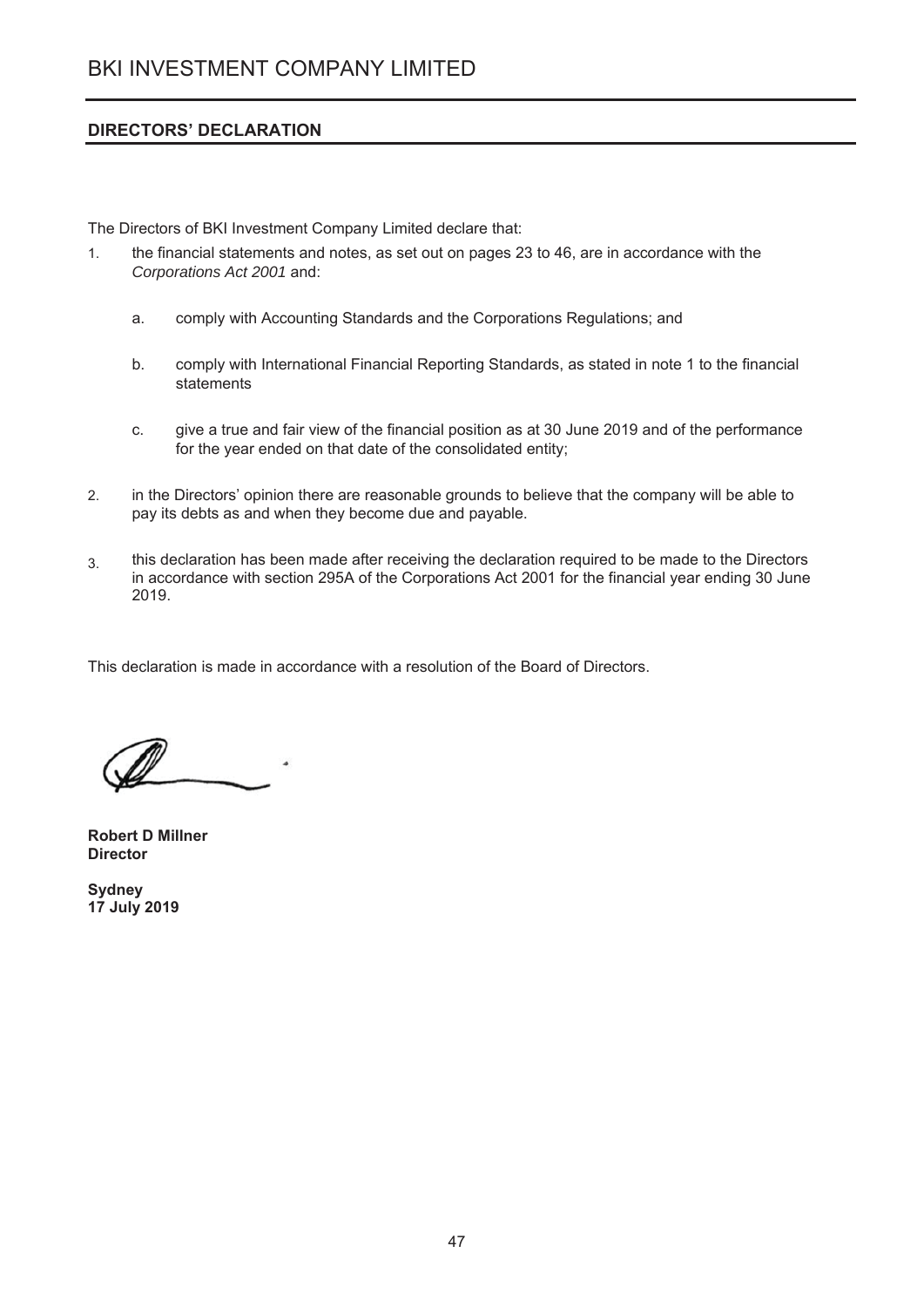# BKI INVESTMENT COMPANY LIMITED

## DIRECTORS' DECLARATION

The Directors of BKI Investment Company Limited declare that:

1. the financial statements and notes, as set out on pages 23 to 46, are in accordance with the *Corporations Act 2001* and:

   a. comply with Accounting Standards and the Corporations Regulations; and

   b. comply with International Financial Reporting Standards, as stated in note 1 to the financial statements

   c. give a true and fair view of the financial position as at 30 June 2019 and of the performance for the year ended on that date of the consolidated entity;

2. in the Directors' opinion there are reasonable grounds to believe that the company will be able to pay its debts as and when they become due and payable.

3. this declaration has been made after receiving the declaration required to be made to the Directors in accordance with section 295A of the Corporations Act 2001 for the financial year ending 30 June 2019.

This declaration is made in accordance with a resolution of the Board of Directors.

**Robert D Millner**
**Director**

**Sydney**
**17 July 2019**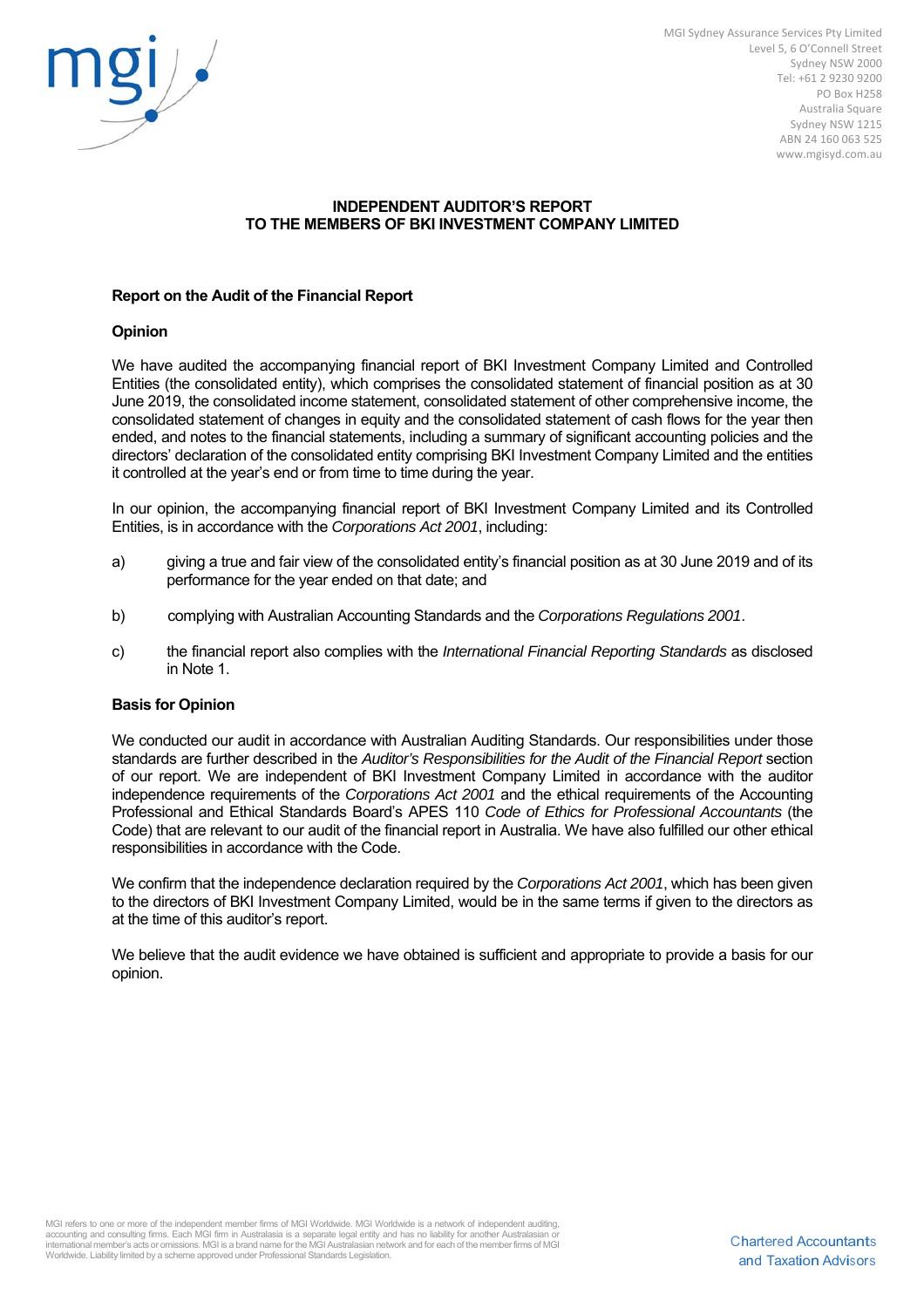MGI Sydney Assurance Services Pty Limited
Level 5, 6 O'Connell Street
Sydney NSW 2000
Tel: +61 2 9230 9200
PO Box H258
Australia Square
Sydney NSW 1215
ABN 24 160 063 525
www.mgisyd.com.au

**INDEPENDENT AUDITOR'S REPORT**
**TO THE MEMBERS OF BKI INVESTMENT COMPANY LIMITED**

## Report on the Audit of the Financial Report

### Opinion

We have audited the accompanying financial report of BKI Investment Company Limited and Controlled Entities (the consolidated entity), which comprises the consolidated statement of financial position as at 30 June 2019, the consolidated income statement, consolidated statement of other comprehensive income, the consolidated statement of changes in equity and the consolidated statement of cash flows for the year then ended, and notes to the financial statements, including a summary of significant accounting policies and the directors' declaration of the consolidated entity comprising BKI Investment Company Limited and the entities it controlled at the year's end or from time to time during the year.

In our opinion, the accompanying financial report of BKI Investment Company Limited and its Controlled Entities, is in accordance with the *Corporations Act 2001*, including:

a) giving a true and fair view of the consolidated entity's financial position as at 30 June 2019 and of its performance for the year ended on that date; and

b) complying with Australian Accounting Standards and the *Corporations Regulations 2001*.

c) the financial report also complies with the *International Financial Reporting Standards* as disclosed in Note 1.

### Basis for Opinion

We conducted our audit in accordance with Australian Auditing Standards. Our responsibilities under those standards are further described in the *Auditor's Responsibilities for the Audit of the Financial Report* section of our report. We are independent of BKI Investment Company Limited in accordance with the auditor independence requirements of the *Corporations Act 2001* and the ethical requirements of the Accounting Professional and Ethical Standards Board's APES 110 *Code of Ethics for Professional Accountants* (the Code) that are relevant to our audit of the financial report in Australia. We have also fulfilled our other ethical responsibilities in accordance with the Code.

We confirm that the independence declaration required by the *Corporations Act 2001*, which has been given to the directors of BKI Investment Company Limited, would be in the same terms if given to the directors as at the time of this auditor's report.

We believe that the audit evidence we have obtained is sufficient and appropriate to provide a basis for our opinion.

MGI refers to one or more of the independent member firms of MGI Worldwide. MGI Worldwide is a network of independent auditing, accounting and consulting firms. Each MGI firm in Australasia is a separate legal entity and has no liability for another Australasian or international member's acts or omissions. MGI is a brand name for the MGI Australasian network and for each of the member firms of MGI Worldwide. Liability limited by a scheme approved under Professional Standards Legislation.

Chartered Accountants
and Taxation Advisors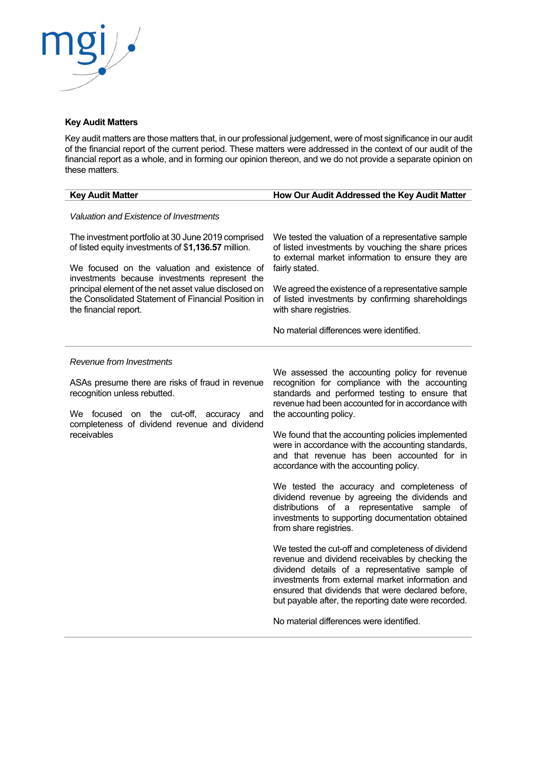## Key Audit Matters

Key audit matters are those matters that, in our professional judgement, were of most significance in our audit of the financial report of the current period. These matters were addressed in the context of our audit of the financial report as a whole, and in forming our opinion thereon, and we do not provide a separate opinion on these matters.

| Key Audit Matter | How Our Audit Addressed the Key Audit Matter |
|---|---|
| *Valuation and Existence of Investments* | |
| The investment portfolio at 30 June 2019 comprised of listed equity investments of $**1,136.57** million.<br><br>We focused on the valuation and existence of investments because investments represent the principal element of the net asset value disclosed on the Consolidated Statement of Financial Position in the financial report. | We tested the valuation of a representative sample of listed investments by vouching the share prices to external market information to ensure they are fairly stated.<br><br>We agreed the existence of a representative sample of listed investments by confirming shareholdings with share registries.<br><br>No material differences were identified. |
| *Revenue from Investments* | |
| ASAs presume there are risks of fraud in revenue recognition unless rebutted.<br><br>We focused on the cut-off, accuracy and completeness of dividend revenue and dividend receivables | We assessed the accounting policy for revenue recognition for compliance with the accounting standards and performed testing to ensure that revenue had been accounted for in accordance with the accounting policy.<br><br>We found that the accounting policies implemented were in accordance with the accounting standards, and that revenue has been accounted for in accordance with the accounting policy.<br><br>We tested the accuracy and completeness of dividend revenue by agreeing the dividends and distributions of a representative sample of investments to supporting documentation obtained from share registries.<br><br>We tested the cut-off and completeness of dividend revenue and dividend receivables by checking the dividend details of a representative sample of investments from external market information and ensured that dividends that were declared before, but payable after, the reporting date were recorded.<br><br>No material differences were identified. |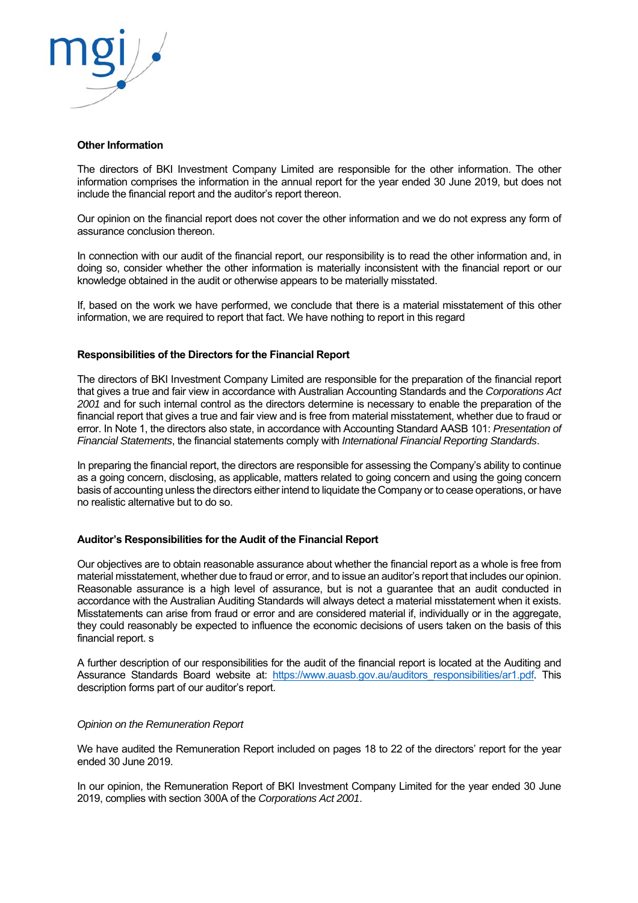**Other Information**

The directors of BKI Investment Company Limited are responsible for the other information. The other information comprises the information in the annual report for the year ended 30 June 2019, but does not include the financial report and the auditor's report thereon.

Our opinion on the financial report does not cover the other information and we do not express any form of assurance conclusion thereon.

In connection with our audit of the financial report, our responsibility is to read the other information and, in doing so, consider whether the other information is materially inconsistent with the financial report or our knowledge obtained in the audit or otherwise appears to be materially misstated.

If, based on the work we have performed, we conclude that there is a material misstatement of this other information, we are required to report that fact. We have nothing to report in this regard

**Responsibilities of the Directors for the Financial Report**

The directors of BKI Investment Company Limited are responsible for the preparation of the financial report that gives a true and fair view in accordance with Australian Accounting Standards and the *Corporations Act 2001* and for such internal control as the directors determine is necessary to enable the preparation of the financial report that gives a true and fair view and is free from material misstatement, whether due to fraud or error. In Note 1, the directors also state, in accordance with Accounting Standard AASB 101: *Presentation of Financial Statements*, the financial statements comply with *International Financial Reporting Standards*.

In preparing the financial report, the directors are responsible for assessing the Company's ability to continue as a going concern, disclosing, as applicable, matters related to going concern and using the going concern basis of accounting unless the directors either intend to liquidate the Company or to cease operations, or have no realistic alternative but to do so.

**Auditor's Responsibilities for the Audit of the Financial Report**

Our objectives are to obtain reasonable assurance about whether the financial report as a whole is free from material misstatement, whether due to fraud or error, and to issue an auditor's report that includes our opinion. Reasonable assurance is a high level of assurance, but is not a guarantee that an audit conducted in accordance with the Australian Auditing Standards will always detect a material misstatement when it exists. Misstatements can arise from fraud or error and are considered material if, individually or in the aggregate, they could reasonably be expected to influence the economic decisions of users taken on the basis of this financial report. s

A further description of our responsibilities for the audit of the financial report is located at the Auditing and Assurance Standards Board website at: https://www.auasb.gov.au/auditors_responsibilities/ar1.pdf. This description forms part of our auditor's report.

*Opinion on the Remuneration Report*

We have audited the Remuneration Report included on pages 18 to 22 of the directors' report for the year ended 30 June 2019.

In our opinion, the Remuneration Report of BKI Investment Company Limited for the year ended 30 June 2019, complies with section 300A of the *Corporations Act 2001*.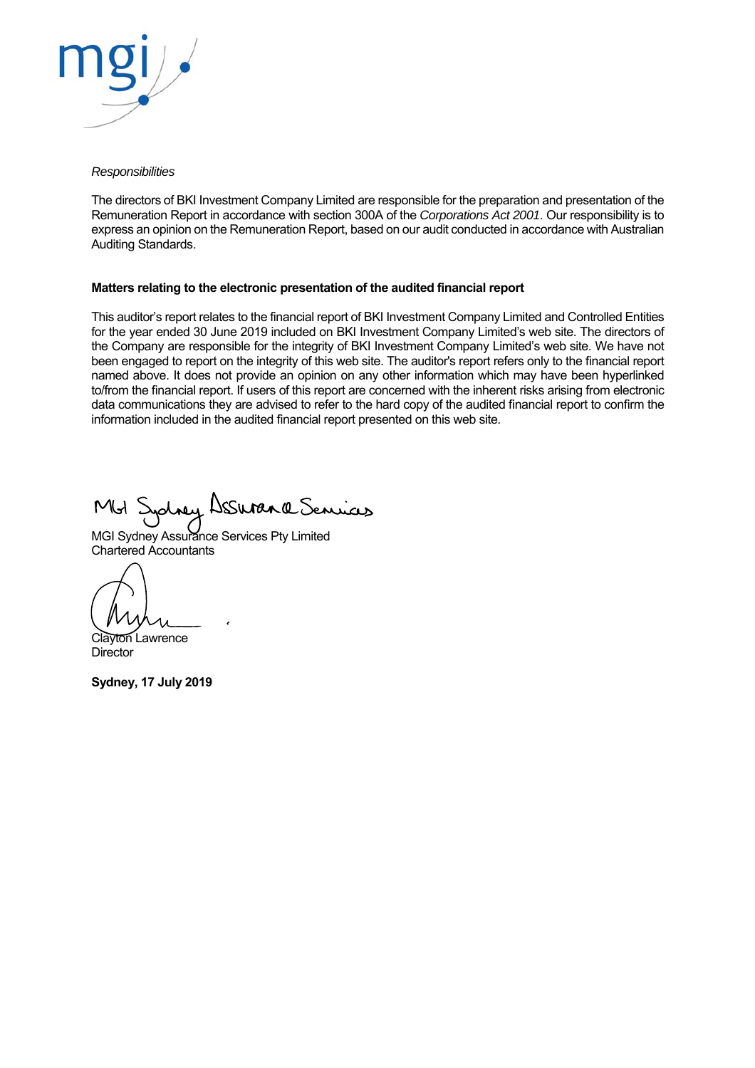*Responsibilities*

The directors of BKI Investment Company Limited are responsible for the preparation and presentation of the Remuneration Report in accordance with section 300A of the *Corporations Act 2001*. Our responsibility is to express an opinion on the Remuneration Report, based on our audit conducted in accordance with Australian Auditing Standards.

**Matters relating to the electronic presentation of the audited financial report**

This auditor's report relates to the financial report of BKI Investment Company Limited and Controlled Entities for the year ended 30 June 2019 included on BKI Investment Company Limited's web site. The directors of the Company are responsible for the integrity of BKI Investment Company Limited's web site. We have not been engaged to report on the integrity of this web site. The auditor's report refers only to the financial report named above. It does not provide an opinion on any other information which may have been hyperlinked to/from the financial report. If users of this report are concerned with the inherent risks arising from electronic data communications they are advised to refer to the hard copy of the audited financial report to confirm the information included in the audited financial report presented on this web site.

MGI Sydney Assurance Services Pty Limited
Chartered Accountants

Clayton Lawrence
Director

**Sydney, 17 July 2019**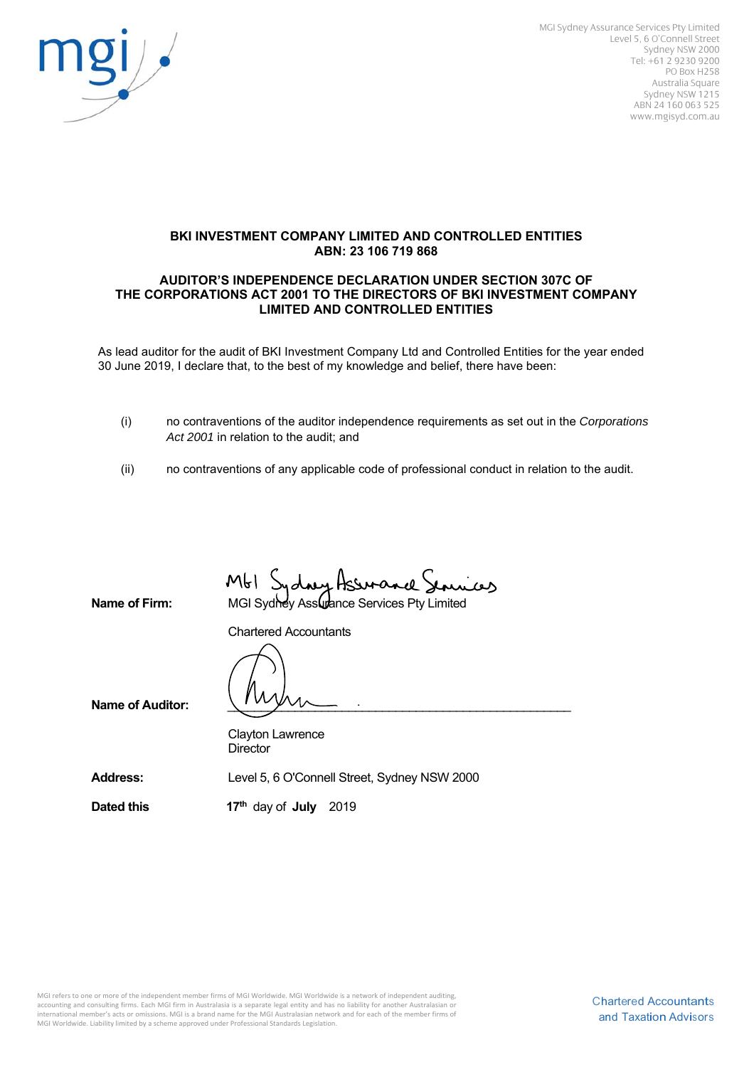MGI Sydney Assurance Services Pty Limited
Level 5, 6 O'Connell Street
Sydney NSW 2000
Tel: +61 2 9230 9200
PO Box H258
Australia Square
Sydney NSW 1215
ABN 24 160 063 525
www.mgisyd.com.au

**BKI INVESTMENT COMPANY LIMITED AND CONTROLLED ENTITIES**
**ABN: 23 106 719 868**

**AUDITOR'S INDEPENDENCE DECLARATION UNDER SECTION 307C OF THE CORPORATIONS ACT 2001 TO THE DIRECTORS OF BKI INVESTMENT COMPANY LIMITED AND CONTROLLED ENTITIES**

As lead auditor for the audit of BKI Investment Company Ltd and Controlled Entities for the year ended 30 June 2019, I declare that, to the best of my knowledge and belief, there have been:

(i) no contraventions of the auditor independence requirements as set out in the *Corporations Act 2001* in relation to the audit; and

(ii) no contraventions of any applicable code of professional conduct in relation to the audit.

**Name of Firm:** MGI Sydney Assurance Services Pty Limited
Chartered Accountants

**Name of Auditor:** Clayton Lawrence
Director

**Address:** Level 5, 6 O'Connell Street, Sydney NSW 2000

**Dated this** **17th** day of **July** 2019

MGI refers to one or more of the independent member firms of MGI Worldwide. MGI Worldwide is a network of independent auditing, accounting and consulting firms. Each MGI firm in Australasia is a separate legal entity and has no liability for another Australasian or international member's acts or omissions. MGI is a brand name for the MGI Australasian network and for each of the member firms of MGI Worldwide. Liability limited by a scheme approved under Professional Standards Legislation.

Chartered Accountants and Taxation Advisors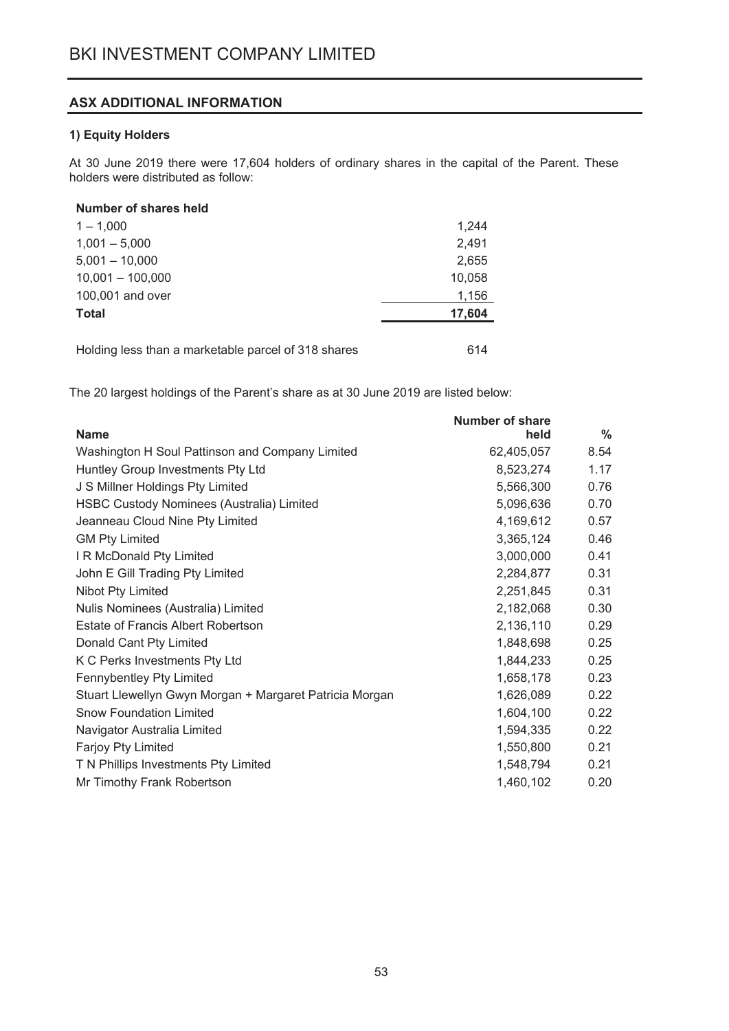# BKI INVESTMENT COMPANY LIMITED

## ASX ADDITIONAL INFORMATION

### 1) Equity Holders

At 30 June 2019 there were 17,604 holders of ordinary shares in the capital of the Parent. These holders were distributed as follow:

| Number of shares held | |
|---|---|
| 1 – 1,000 | 1,244 |
| 1,001 – 5,000 | 2,491 |
| 5,001 – 10,000 | 2,655 |
| 10,001 – 100,000 | 10,058 |
| 100,001 and over | 1,156 |
| **Total** | **17,604** |
| | |
| Holding less than a marketable parcel of 318 shares | 614 |

The 20 largest holdings of the Parent's share as at 30 June 2019 are listed below:

| Name | Number of share held | % |
|---|---|---|
| Washington H Soul Pattinson and Company Limited | 62,405,057 | 8.54 |
| Huntley Group Investments Pty Ltd | 8,523,274 | 1.17 |
| J S Millner Holdings Pty Limited | 5,566,300 | 0.76 |
| HSBC Custody Nominees (Australia) Limited | 5,096,636 | 0.70 |
| Jeanneau Cloud Nine Pty Limited | 4,169,612 | 0.57 |
| GM Pty Limited | 3,365,124 | 0.46 |
| I R McDonald Pty Limited | 3,000,000 | 0.41 |
| John E Gill Trading Pty Limited | 2,284,877 | 0.31 |
| Nibot Pty Limited | 2,251,845 | 0.31 |
| Nulis Nominees (Australia) Limited | 2,182,068 | 0.30 |
| Estate of Francis Albert Robertson | 2,136,110 | 0.29 |
| Donald Cant Pty Limited | 1,848,698 | 0.25 |
| K C Perks Investments Pty Ltd | 1,844,233 | 0.25 |
| Fennybentley Pty Limited | 1,658,178 | 0.23 |
| Stuart Llewellyn Gwyn Morgan + Margaret Patricia Morgan | 1,626,089 | 0.22 |
| Snow Foundation Limited | 1,604,100 | 0.22 |
| Navigator Australia Limited | 1,594,335 | 0.22 |
| Farjoy Pty Limited | 1,550,800 | 0.21 |
| T N Phillips Investments Pty Limited | 1,548,794 | 0.21 |
| Mr Timothy Frank Robertson | 1,460,102 | 0.20 |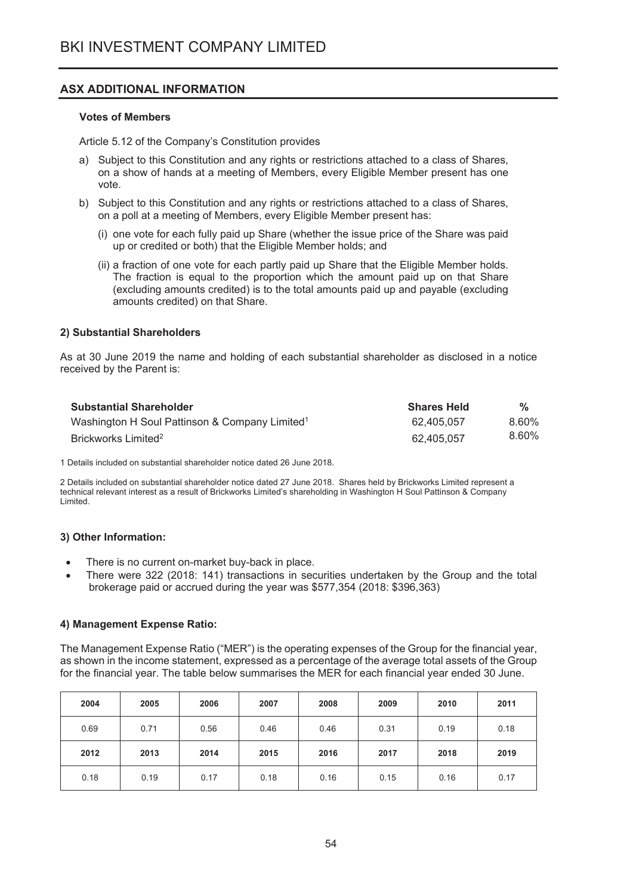# BKI INVESTMENT COMPANY LIMITED

## ASX ADDITIONAL INFORMATION

**Votes of Members**

Article 5.12 of the Company's Constitution provides

a) Subject to this Constitution and any rights or restrictions attached to a class of Shares, on a show of hands at a meeting of Members, every Eligible Member present has one vote.

b) Subject to this Constitution and any rights or restrictions attached to a class of Shares, on a poll at a meeting of Members, every Eligible Member present has:

   (i) one vote for each fully paid up Share (whether the issue price of the Share was paid up or credited or both) that the Eligible Member holds; and

   (ii) a fraction of one vote for each partly paid up Share that the Eligible Member holds. The fraction is equal to the proportion which the amount paid up on that Share (excluding amounts credited) is to the total amounts paid up and payable (excluding amounts credited) on that Share.

### 2) Substantial Shareholders

As at 30 June 2019 the name and holding of each substantial shareholder as disclosed in a notice received by the Parent is:

| Substantial Shareholder | Shares Held | % |
|---|---|---|
| Washington H Soul Pattinson & Company Limited[1] | 62,405,057 | 8.60% |
| Brickworks Limited[2] | 62,405,057 | 8.60% |

1 Details included on substantial shareholder notice dated 26 June 2018.

2 Details included on substantial shareholder notice dated 27 June 2018. Shares held by Brickworks Limited represent a technical relevant interest as a result of Brickworks Limited's shareholding in Washington H Soul Pattinson & Company Limited.

### 3) Other Information:

- There is no current on-market buy-back in place.
- There were 322 (2018: 141) transactions in securities undertaken by the Group and the total brokerage paid or accrued during the year was $577,354 (2018: $396,363)

### 4) Management Expense Ratio:

The Management Expense Ratio ("MER") is the operating expenses of the Group for the financial year, as shown in the income statement, expressed as a percentage of the average total assets of the Group for the financial year. The table below summarises the MER for each financial year ended 30 June.

| 2004 | 2005 | 2006 | 2007 | 2008 | 2009 | 2010 | 2011 |
|---|---|---|---|---|---|---|---|
| 0.69 | 0.71 | 0.56 | 0.46 | 0.46 | 0.31 | 0.19 | 0.18 |
| **2012** | **2013** | **2014** | **2015** | **2016** | **2017** | **2018** | **2019** |
| 0.18 | 0.19 | 0.17 | 0.18 | 0.16 | 0.15 | 0.16 | 0.17 |